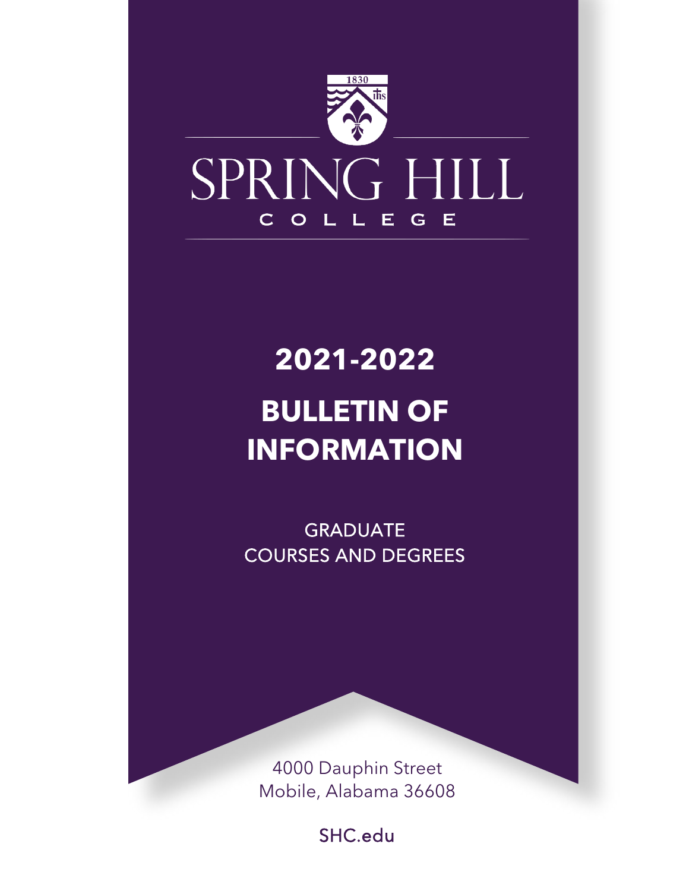1830

SPRING HILL

COLLEGE

# 2021-2022

# BULLETIN OF INFORMATION

GRADUATE
COURSES AND DEGREES

4000 Dauphin Street
Mobile, Alabama 36608

SHC.edu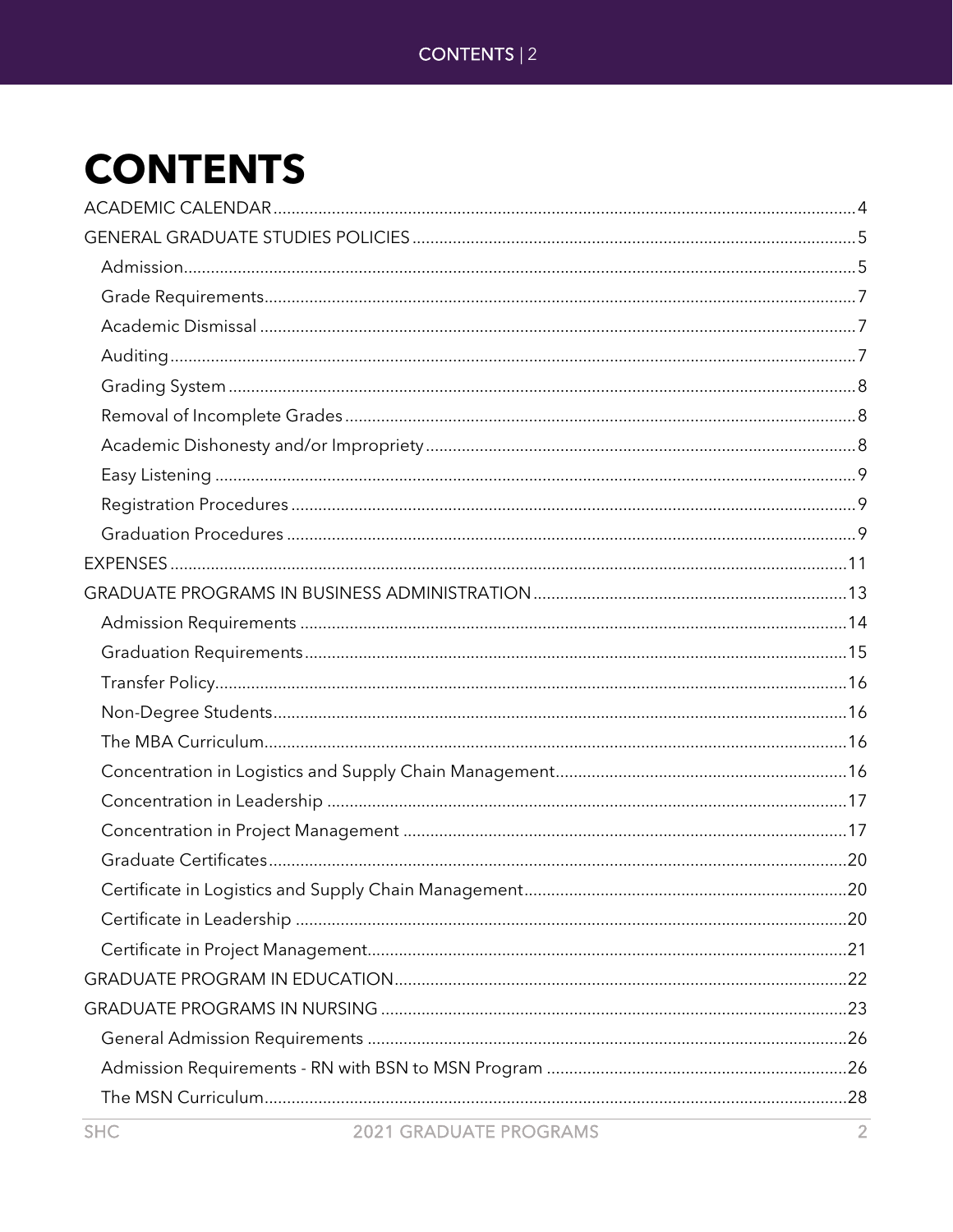# CONTENTS

- ACADEMIC CALENDAR ........ 4
- GENERAL GRADUATE STUDIES POLICIES ........ 5
  - Admission ........ 5
  - Grade Requirements ........ 7
  - Academic Dismissal ........ 7
  - Auditing ........ 7
  - Grading System ........ 8
  - Removal of Incomplete Grades ........ 8
  - Academic Dishonesty and/or Impropriety ........ 8
  - Easy Listening ........ 9
  - Registration Procedures ........ 9
  - Graduation Procedures ........ 9
- EXPENSES ........ 11
- GRADUATE PROGRAMS IN BUSINESS ADMINISTRATION ........ 13
  - Admission Requirements ........ 14
  - Graduation Requirements ........ 15
  - Transfer Policy ........ 16
  - Non-Degree Students ........ 16
  - The MBA Curriculum ........ 16
  - Concentration in Logistics and Supply Chain Management ........ 16
  - Concentration in Leadership ........ 17
  - Concentration in Project Management ........ 17
  - Graduate Certificates ........ 20
  - Certificate in Logistics and Supply Chain Management ........ 20
  - Certificate in Leadership ........ 20
  - Certificate in Project Management ........ 21
- GRADUATE PROGRAM IN EDUCATION ........ 22
- GRADUATE PROGRAMS IN NURSING ........ 23
  - General Admission Requirements ........ 26
  - Admission Requirements - RN with BSN to MSN Program ........ 26
  - The MSN Curriculum ........ 28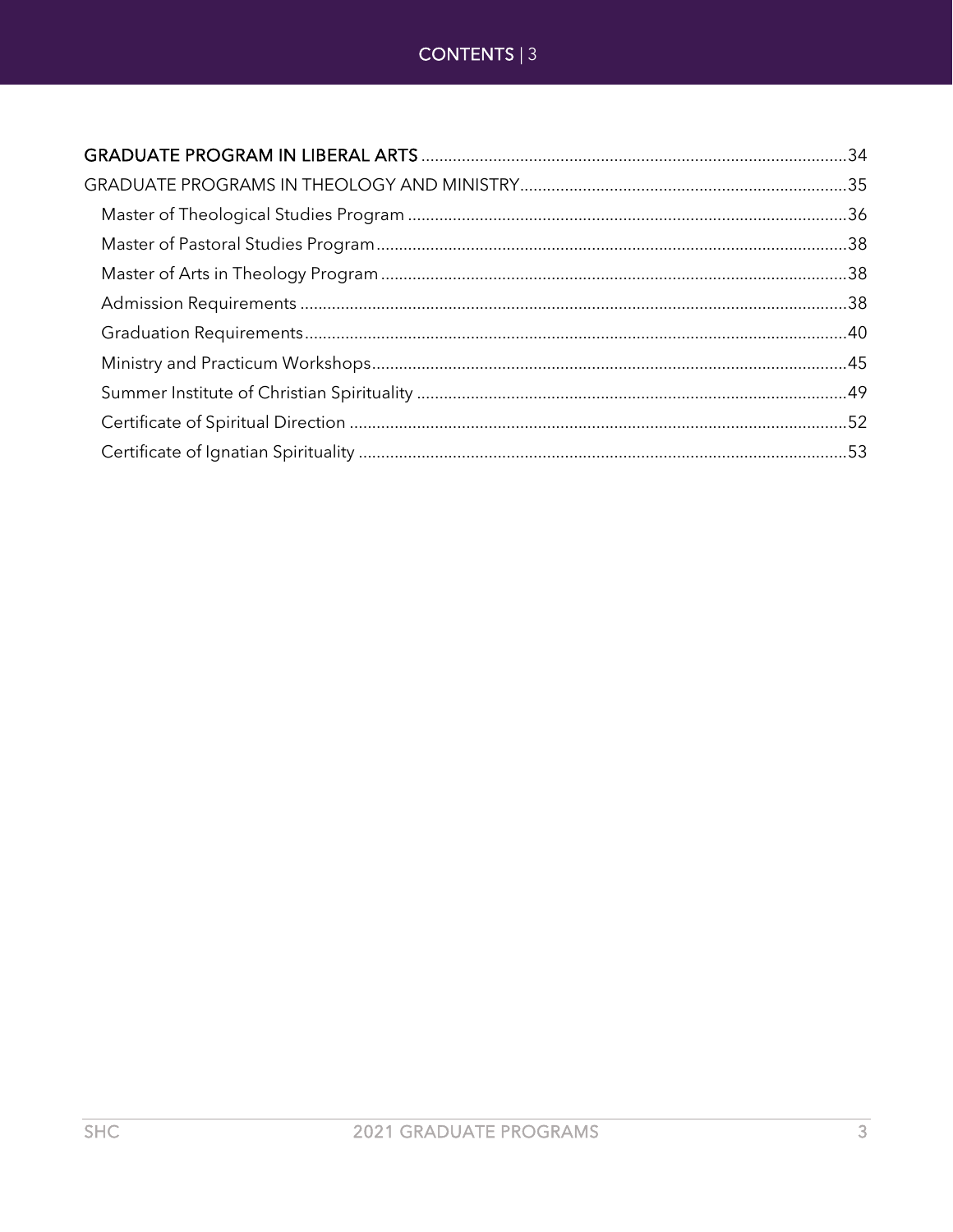GRADUATE PROGRAM IN LIBERAL ARTS ....34

GRADUATE PROGRAMS IN THEOLOGY AND MINISTRY ....35

- Master of Theological Studies Program ....36
- Master of Pastoral Studies Program ....38
- Master of Arts in Theology Program ....38
- Admission Requirements ....38
- Graduation Requirements ....40
- Ministry and Practicum Workshops ....45
- Summer Institute of Christian Spirituality ....49
- Certificate of Spiritual Direction ....52
- Certificate of Ignatian Spirituality ....53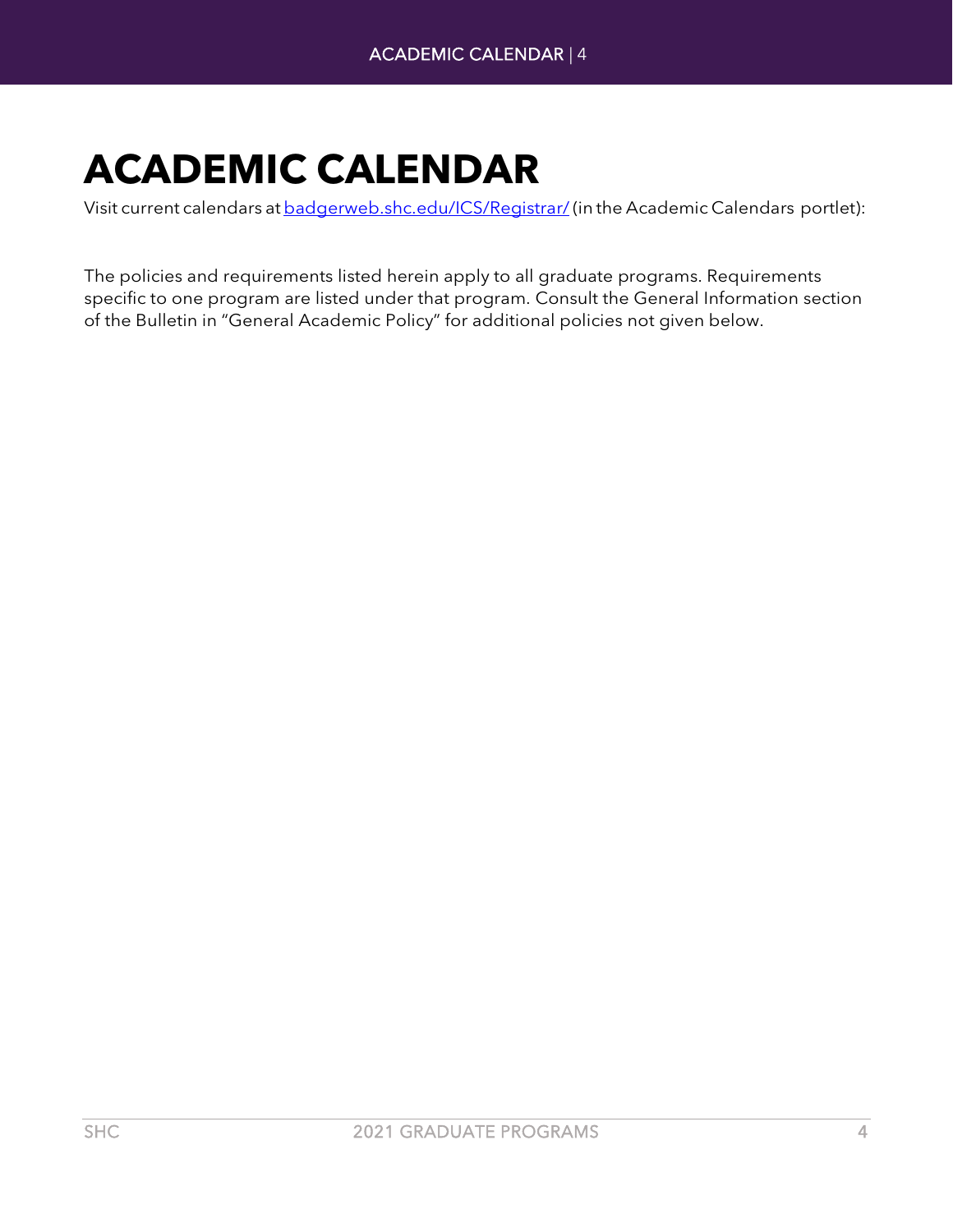# ACADEMIC CALENDAR

Visit current calendars at [badgerweb.shc.edu/ICS/Registrar/](badgerweb.shc.edu/ICS/Registrar/) (in the Academic Calendars portlet):

The policies and requirements listed herein apply to all graduate programs. Requirements specific to one program are listed under that program. Consult the General Information section of the Bulletin in "General Academic Policy" for additional policies not given below.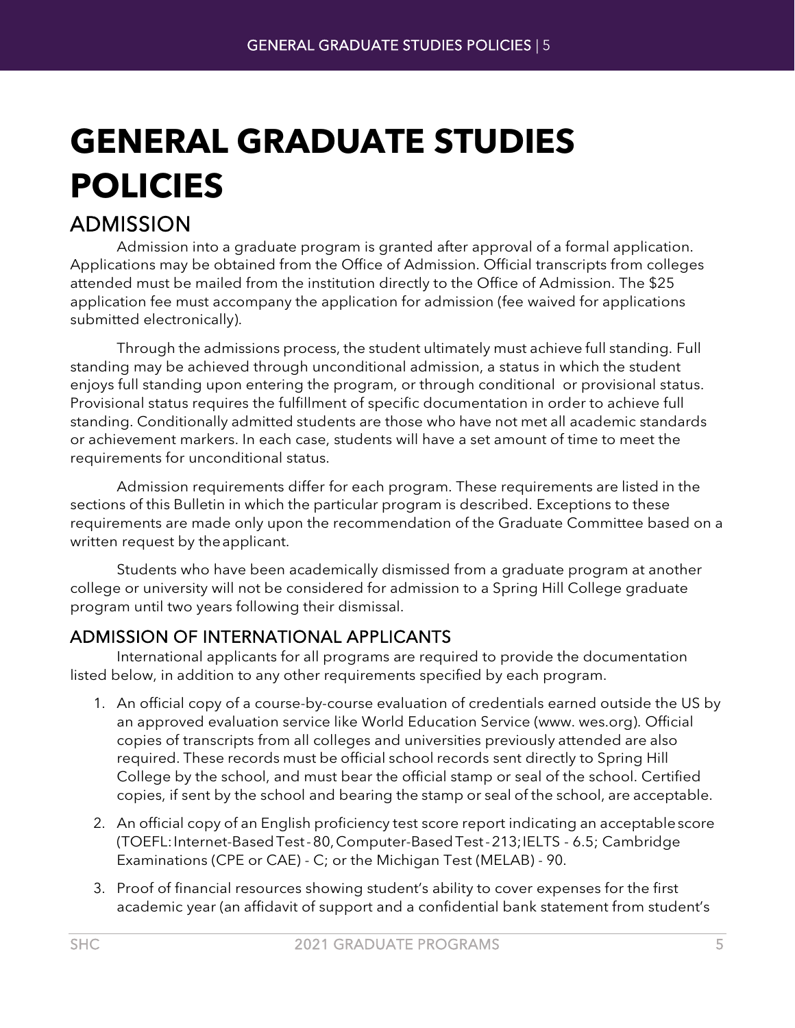# GENERAL GRADUATE STUDIES POLICIES

## ADMISSION

Admission into a graduate program is granted after approval of a formal application. Applications may be obtained from the Office of Admission. Official transcripts from colleges attended must be mailed from the institution directly to the Office of Admission. The $25 application fee must accompany the application for admission (fee waived for applications submitted electronically).

Through the admissions process, the student ultimately must achieve full standing. Full standing may be achieved through unconditional admission, a status in which the student enjoys full standing upon entering the program, or through conditional or provisional status. Provisional status requires the fulfillment of specific documentation in order to achieve full standing. Conditionally admitted students are those who have not met all academic standards or achievement markers. In each case, students will have a set amount of time to meet the requirements for unconditional status.

Admission requirements differ for each program. These requirements are listed in the sections of this Bulletin in which the particular program is described. Exceptions to these requirements are made only upon the recommendation of the Graduate Committee based on a written request by the applicant.

Students who have been academically dismissed from a graduate program at another college or university will not be considered for admission to a Spring Hill College graduate program until two years following their dismissal.

### ADMISSION OF INTERNATIONAL APPLICANTS

International applicants for all programs are required to provide the documentation listed below, in addition to any other requirements specified by each program.

1. An official copy of a course-by-course evaluation of credentials earned outside the US by an approved evaluation service like World Education Service (www. wes.org). Official copies of transcripts from all colleges and universities previously attended are also required. These records must be official school records sent directly to Spring Hill College by the school, and must bear the official stamp or seal of the school. Certified copies, if sent by the school and bearing the stamp or seal of the school, are acceptable.
2. An official copy of an English proficiency test score report indicating an acceptable score (TOEFL: Internet-Based Test - 80, Computer-Based Test - 213; IELTS - 6.5; Cambridge Examinations (CPE or CAE) - C; or the Michigan Test (MELAB) - 90.
3. Proof of financial resources showing student's ability to cover expenses for the first academic year (an affidavit of support and a confidential bank statement from student's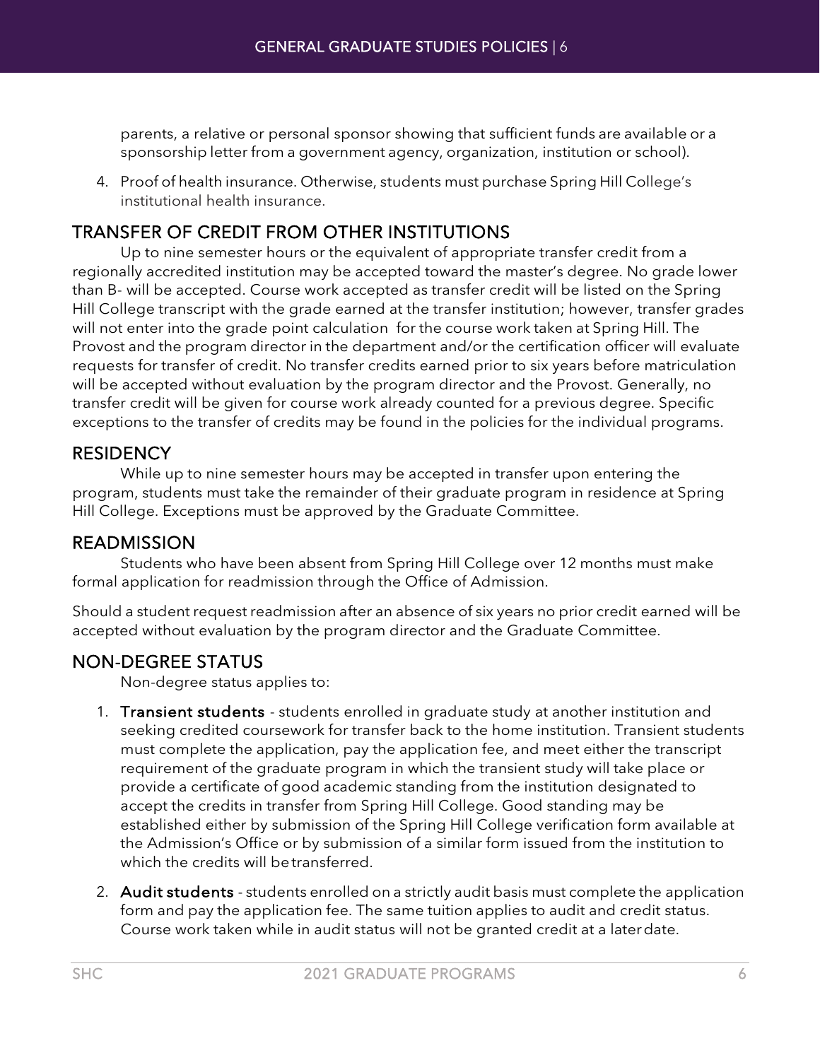parents, a relative or personal sponsor showing that sufficient funds are available or a sponsorship letter from a government agency, organization, institution or school).

4. Proof of health insurance. Otherwise, students must purchase Spring Hill College's institutional health insurance.

## TRANSFER OF CREDIT FROM OTHER INSTITUTIONS

Up to nine semester hours or the equivalent of appropriate transfer credit from a regionally accredited institution may be accepted toward the master's degree. No grade lower than B- will be accepted. Course work accepted as transfer credit will be listed on the Spring Hill College transcript with the grade earned at the transfer institution; however, transfer grades will not enter into the grade point calculation for the course work taken at Spring Hill. The Provost and the program director in the department and/or the certification officer will evaluate requests for transfer of credit. No transfer credits earned prior to six years before matriculation will be accepted without evaluation by the program director and the Provost. Generally, no transfer credit will be given for course work already counted for a previous degree. Specific exceptions to the transfer of credits may be found in the policies for the individual programs.

## RESIDENCY

While up to nine semester hours may be accepted in transfer upon entering the program, students must take the remainder of their graduate program in residence at Spring Hill College. Exceptions must be approved by the Graduate Committee.

## READMISSION

Students who have been absent from Spring Hill College over 12 months must make formal application for readmission through the Office of Admission.

Should a student request readmission after an absence of six years no prior credit earned will be accepted without evaluation by the program director and the Graduate Committee.

## NON-DEGREE STATUS

Non-degree status applies to:

1. **Transient students** - students enrolled in graduate study at another institution and seeking credited coursework for transfer back to the home institution. Transient students must complete the application, pay the application fee, and meet either the transcript requirement of the graduate program in which the transient study will take place or provide a certificate of good academic standing from the institution designated to accept the credits in transfer from Spring Hill College. Good standing may be established either by submission of the Spring Hill College verification form available at the Admission's Office or by submission of a similar form issued from the institution to which the credits will be transferred.

2. **Audit students** - students enrolled on a strictly audit basis must complete the application form and pay the application fee. The same tuition applies to audit and credit status. Course work taken while in audit status will not be granted credit at a later date.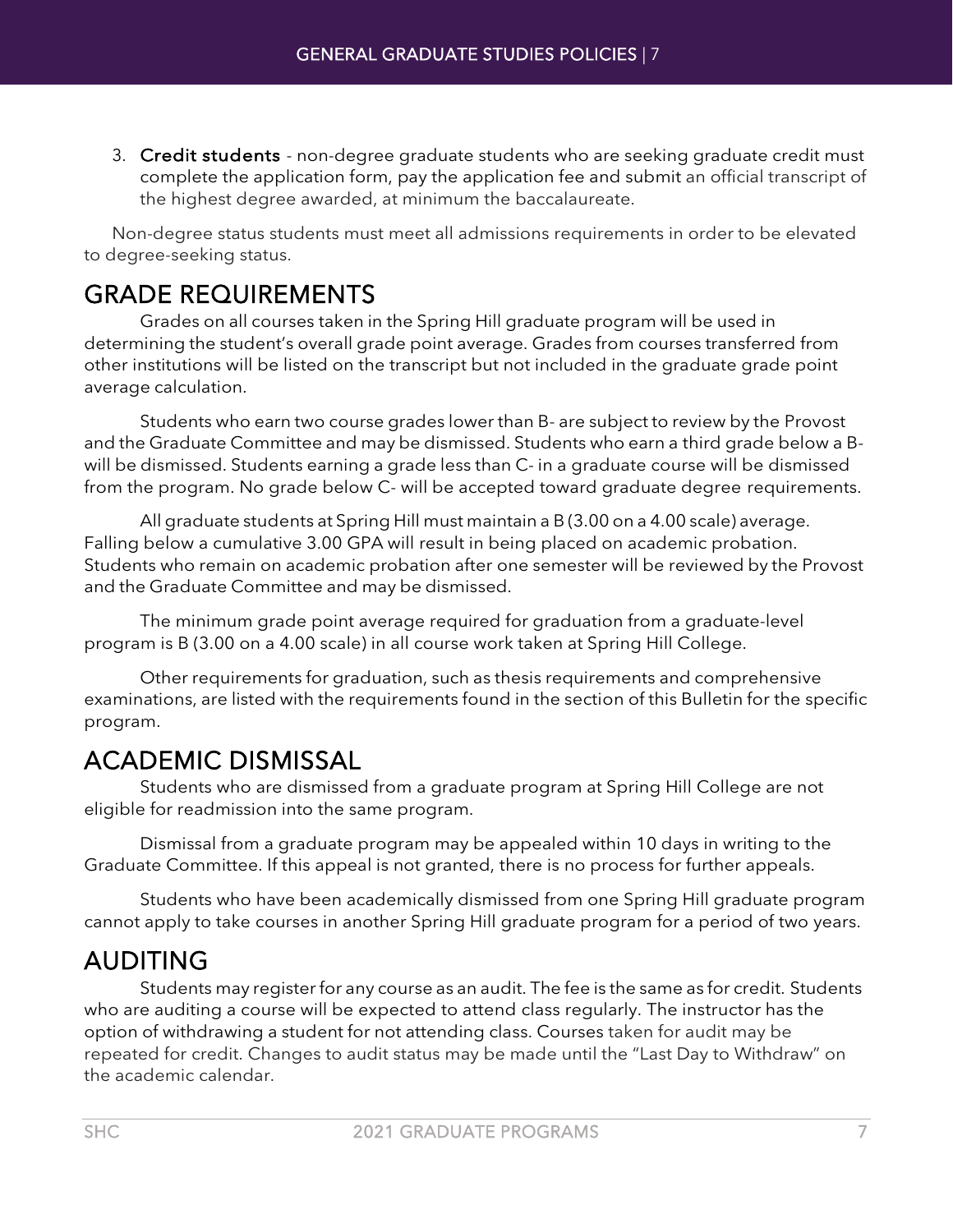3. **Credit students** - non-degree graduate students who are seeking graduate credit must complete the application form, pay the application fee and submit an official transcript of the highest degree awarded, at minimum the baccalaureate.

Non-degree status students must meet all admissions requirements in order to be elevated to degree-seeking status.

## GRADE REQUIREMENTS

Grades on all courses taken in the Spring Hill graduate program will be used in determining the student's overall grade point average. Grades from courses transferred from other institutions will be listed on the transcript but not included in the graduate grade point average calculation.

Students who earn two course grades lower than B- are subject to review by the Provost and the Graduate Committee and may be dismissed. Students who earn a third grade below a B- will be dismissed. Students earning a grade less than C- in a graduate course will be dismissed from the program. No grade below C- will be accepted toward graduate degree requirements.

All graduate students at Spring Hill must maintain a B (3.00 on a 4.00 scale) average. Falling below a cumulative 3.00 GPA will result in being placed on academic probation. Students who remain on academic probation after one semester will be reviewed by the Provost and the Graduate Committee and may be dismissed.

The minimum grade point average required for graduation from a graduate-level program is B (3.00 on a 4.00 scale) in all course work taken at Spring Hill College.

Other requirements for graduation, such as thesis requirements and comprehensive examinations, are listed with the requirements found in the section of this Bulletin for the specific program.

## ACADEMIC DISMISSAL

Students who are dismissed from a graduate program at Spring Hill College are not eligible for readmission into the same program.

Dismissal from a graduate program may be appealed within 10 days in writing to the Graduate Committee. If this appeal is not granted, there is no process for further appeals.

Students who have been academically dismissed from one Spring Hill graduate program cannot apply to take courses in another Spring Hill graduate program for a period of two years.

## AUDITING

Students may register for any course as an audit. The fee is the same as for credit. Students who are auditing a course will be expected to attend class regularly. The instructor has the option of withdrawing a student for not attending class. Courses taken for audit may be repeated for credit. Changes to audit status may be made until the "Last Day to Withdraw" on the academic calendar.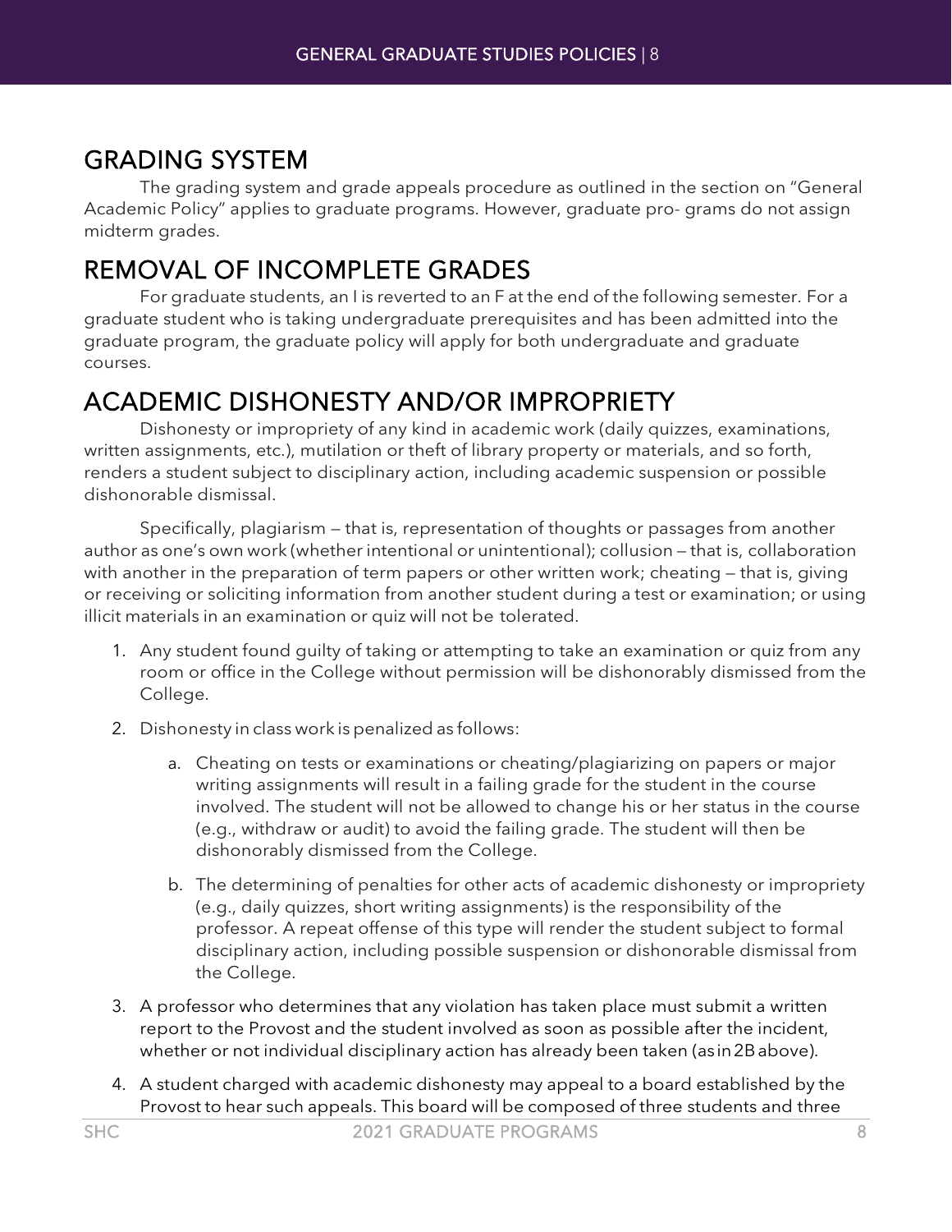## GRADING SYSTEM

The grading system and grade appeals procedure as outlined in the section on "General Academic Policy" applies to graduate programs. However, graduate pro- grams do not assign midterm grades.

## REMOVAL OF INCOMPLETE GRADES

For graduate students, an I is reverted to an F at the end of the following semester. For a graduate student who is taking undergraduate prerequisites and has been admitted into the graduate program, the graduate policy will apply for both undergraduate and graduate courses.

## ACADEMIC DISHONESTY AND/OR IMPROPRIETY

Dishonesty or impropriety of any kind in academic work (daily quizzes, examinations, written assignments, etc.), mutilation or theft of library property or materials, and so forth, renders a student subject to disciplinary action, including academic suspension or possible dishonorable dismissal.

Specifically, plagiarism — that is, representation of thoughts or passages from another author as one's own work (whether intentional or unintentional); collusion — that is, collaboration with another in the preparation of term papers or other written work; cheating — that is, giving or receiving or soliciting information from another student during a test or examination; or using illicit materials in an examination or quiz will not be tolerated.

1. Any student found guilty of taking or attempting to take an examination or quiz from any room or office in the College without permission will be dishonorably dismissed from the College.
2. Dishonesty in class work is penalized as follows:
   a. Cheating on tests or examinations or cheating/plagiarizing on papers or major writing assignments will result in a failing grade for the student in the course involved. The student will not be allowed to change his or her status in the course (e.g., withdraw or audit) to avoid the failing grade. The student will then be dishonorably dismissed from the College.
   b. The determining of penalties for other acts of academic dishonesty or impropriety (e.g., daily quizzes, short writing assignments) is the responsibility of the professor. A repeat offense of this type will render the student subject to formal disciplinary action, including possible suspension or dishonorable dismissal from the College.
3. A professor who determines that any violation has taken place must submit a written report to the Provost and the student involved as soon as possible after the incident, whether or not individual disciplinary action has already been taken (as in 2B above).
4. A student charged with academic dishonesty may appeal to a board established by the Provost to hear such appeals. This board will be composed of three students and three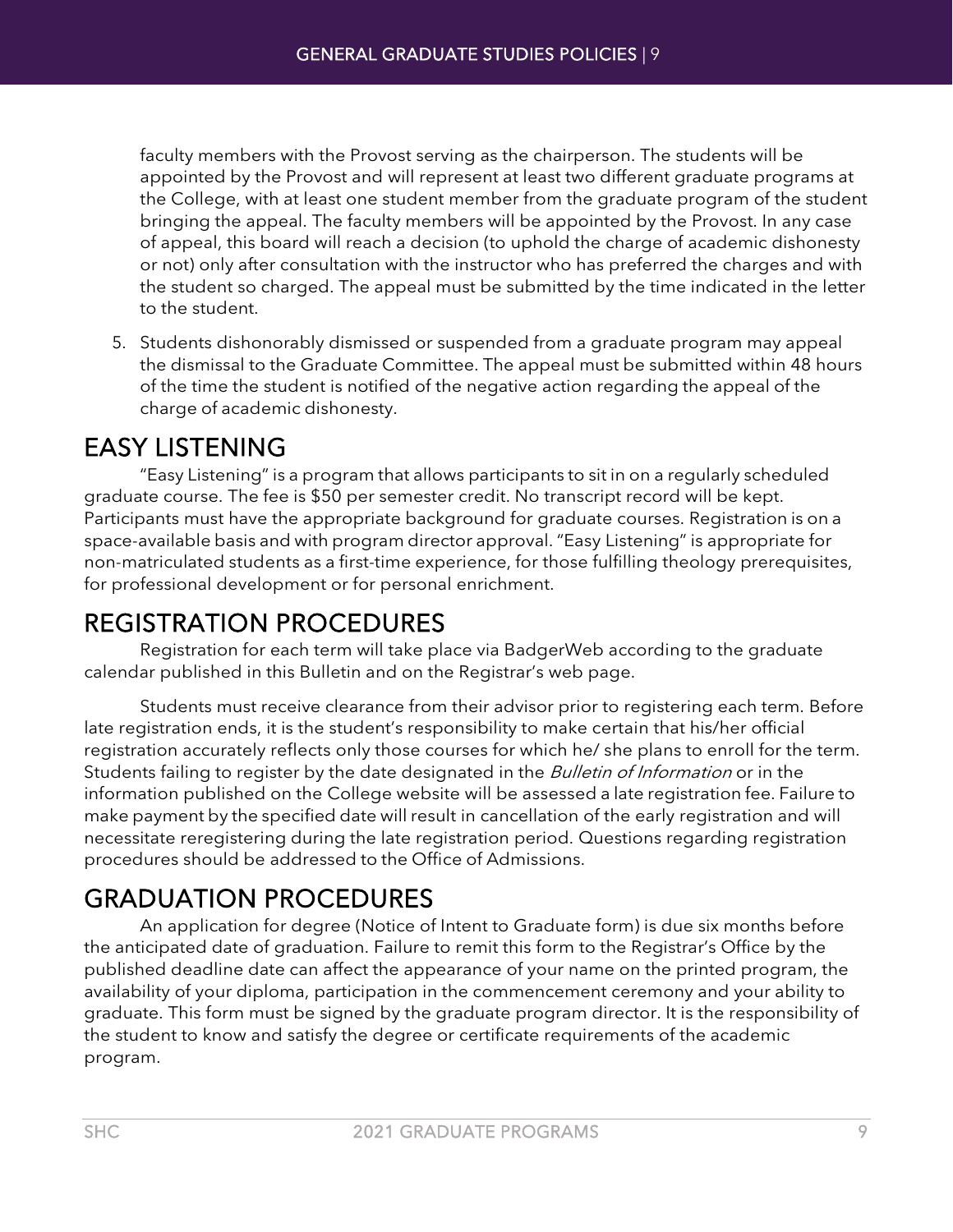faculty members with the Provost serving as the chairperson. The students will be appointed by the Provost and will represent at least two different graduate programs at the College, with at least one student member from the graduate program of the student bringing the appeal. The faculty members will be appointed by the Provost. In any case of appeal, this board will reach a decision (to uphold the charge of academic dishonesty or not) only after consultation with the instructor who has preferred the charges and with the student so charged. The appeal must be submitted by the time indicated in the letter to the student.

5. Students dishonorably dismissed or suspended from a graduate program may appeal the dismissal to the Graduate Committee. The appeal must be submitted within 48 hours of the time the student is notified of the negative action regarding the appeal of the charge of academic dishonesty.

# EASY LISTENING

"Easy Listening" is a program that allows participants to sit in on a regularly scheduled graduate course. The fee is $50 per semester credit. No transcript record will be kept. Participants must have the appropriate background for graduate courses. Registration is on a space-available basis and with program director approval. "Easy Listening" is appropriate for non-matriculated students as a first-time experience, for those fulfilling theology prerequisites, for professional development or for personal enrichment.

# REGISTRATION PROCEDURES

Registration for each term will take place via BadgerWeb according to the graduate calendar published in this Bulletin and on the Registrar's web page.

Students must receive clearance from their advisor prior to registering each term. Before late registration ends, it is the student's responsibility to make certain that his/her official registration accurately reflects only those courses for which he/ she plans to enroll for the term. Students failing to register by the date designated in the *Bulletin of Information* or in the information published on the College website will be assessed a late registration fee. Failure to make payment by the specified date will result in cancellation of the early registration and will necessitate reregistering during the late registration period. Questions regarding registration procedures should be addressed to the Office of Admissions.

# GRADUATION PROCEDURES

An application for degree (Notice of Intent to Graduate form) is due six months before the anticipated date of graduation. Failure to remit this form to the Registrar's Office by the published deadline date can affect the appearance of your name on the printed program, the availability of your diploma, participation in the commencement ceremony and your ability to graduate. This form must be signed by the graduate program director. It is the responsibility of the student to know and satisfy the degree or certificate requirements of the academic program.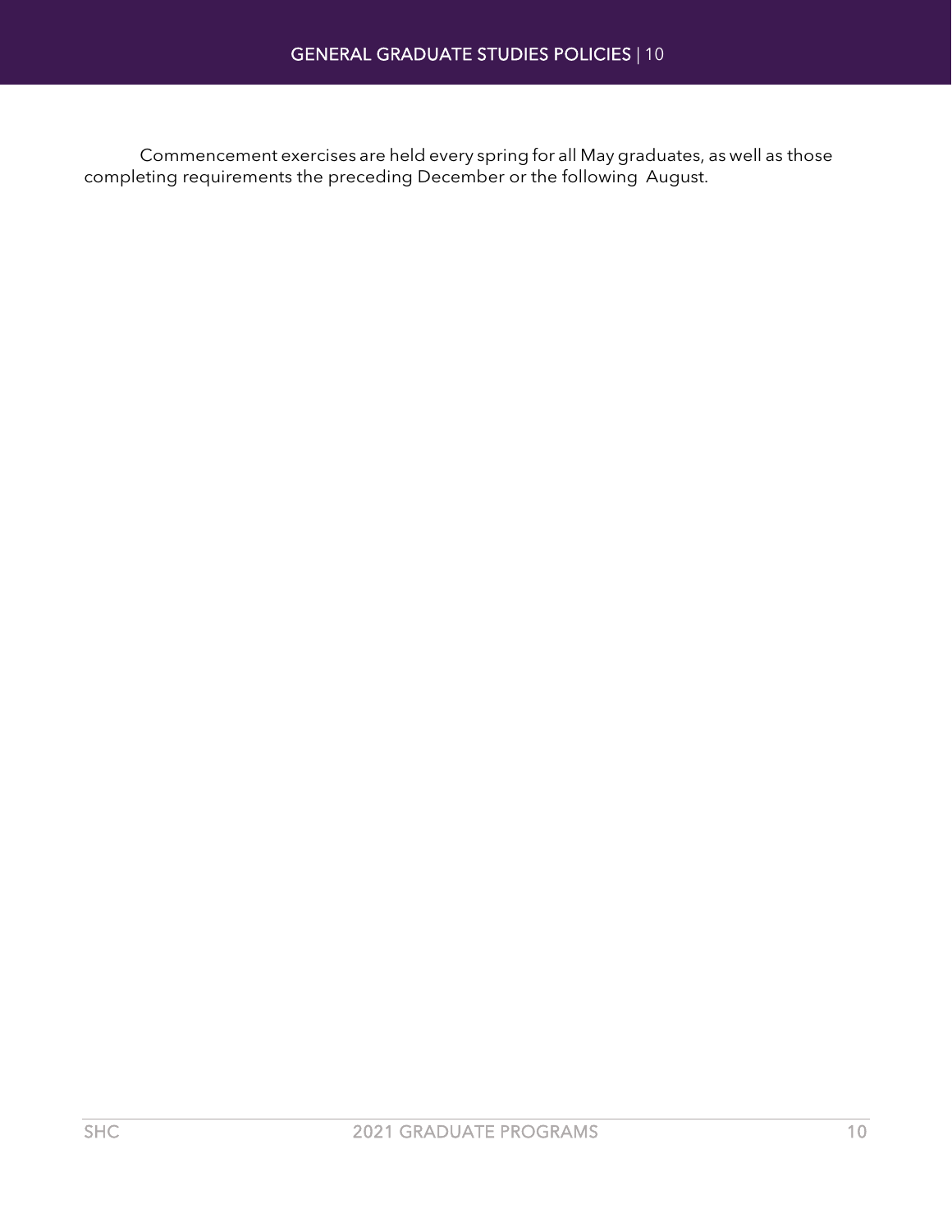Commencement exercises are held every spring for all May graduates, as well as those completing requirements the preceding December or the following August.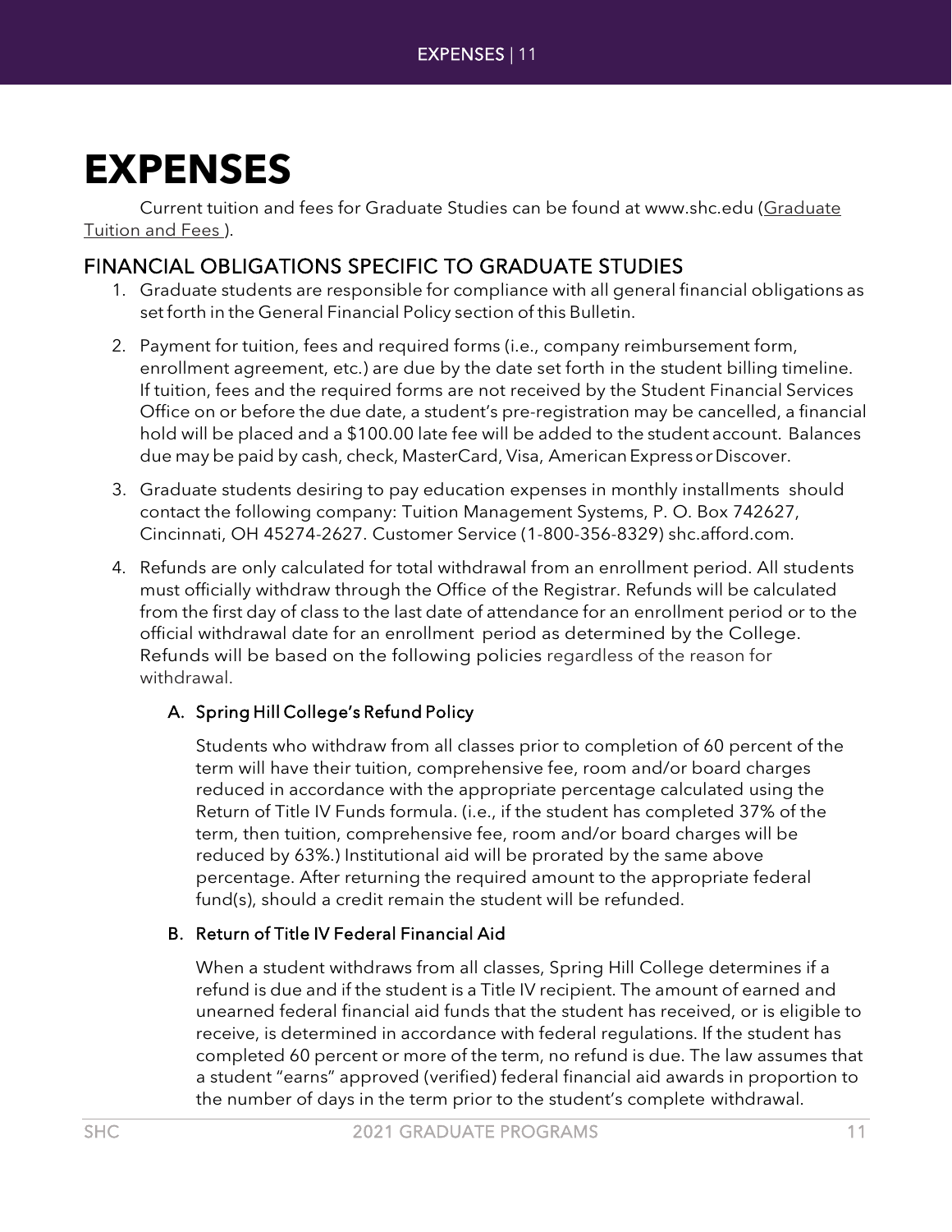# EXPENSES

Current tuition and fees for Graduate Studies can be found at www.shc.edu (Graduate Tuition and Fees ).

## FINANCIAL OBLIGATIONS SPECIFIC TO GRADUATE STUDIES

1. Graduate students are responsible for compliance with all general financial obligations as set forth in the General Financial Policy section of this Bulletin.
2. Payment for tuition, fees and required forms (i.e., company reimbursement form, enrollment agreement, etc.) are due by the date set forth in the student billing timeline. If tuition, fees and the required forms are not received by the Student Financial Services Office on or before the due date, a student's pre-registration may be cancelled, a financial hold will be placed and a $100.00 late fee will be added to the student account. Balances due may be paid by cash, check, MasterCard, Visa, American Express or Discover.
3. Graduate students desiring to pay education expenses in monthly installments should contact the following company: Tuition Management Systems, P. O. Box 742627, Cincinnati, OH 45274-2627. Customer Service (1-800-356-8329) shc.afford.com.
4. Refunds are only calculated for total withdrawal from an enrollment period. All students must officially withdraw through the Office of the Registrar. Refunds will be calculated from the first day of class to the last date of attendance for an enrollment period or to the official withdrawal date for an enrollment period as determined by the College. Refunds will be based on the following policies regardless of the reason for withdrawal.

   A. Spring Hill College's Refund Policy

   Students who withdraw from all classes prior to completion of 60 percent of the term will have their tuition, comprehensive fee, room and/or board charges reduced in accordance with the appropriate percentage calculated using the Return of Title IV Funds formula. (i.e., if the student has completed 37% of the term, then tuition, comprehensive fee, room and/or board charges will be reduced by 63%.) Institutional aid will be prorated by the same above percentage. After returning the required amount to the appropriate federal fund(s), should a credit remain the student will be refunded.

   B. Return of Title IV Federal Financial Aid

   When a student withdraws from all classes, Spring Hill College determines if a refund is due and if the student is a Title IV recipient. The amount of earned and unearned federal financial aid funds that the student has received, or is eligible to receive, is determined in accordance with federal regulations. If the student has completed 60 percent or more of the term, no refund is due. The law assumes that a student "earns" approved (verified) federal financial aid awards in proportion to the number of days in the term prior to the student's complete withdrawal.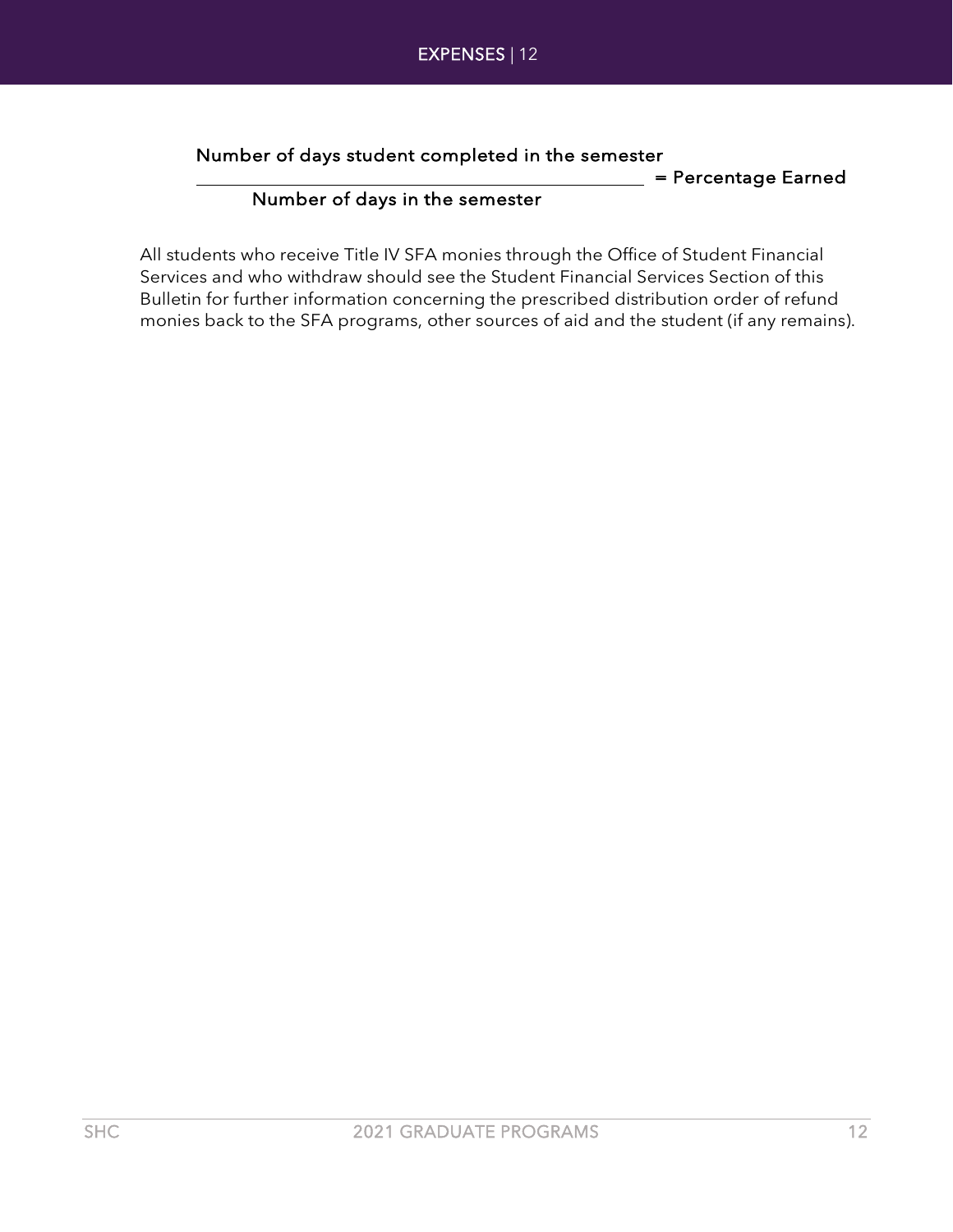$$\frac{\text{Number of days student completed in the semester}}{\text{Number of days in the semester}} = \text{Percentage Earned}$$

All students who receive Title IV SFA monies through the Office of Student Financial Services and who withdraw should see the Student Financial Services Section of this Bulletin for further information concerning the prescribed distribution order of refund monies back to the SFA programs, other sources of aid and the student (if any remains).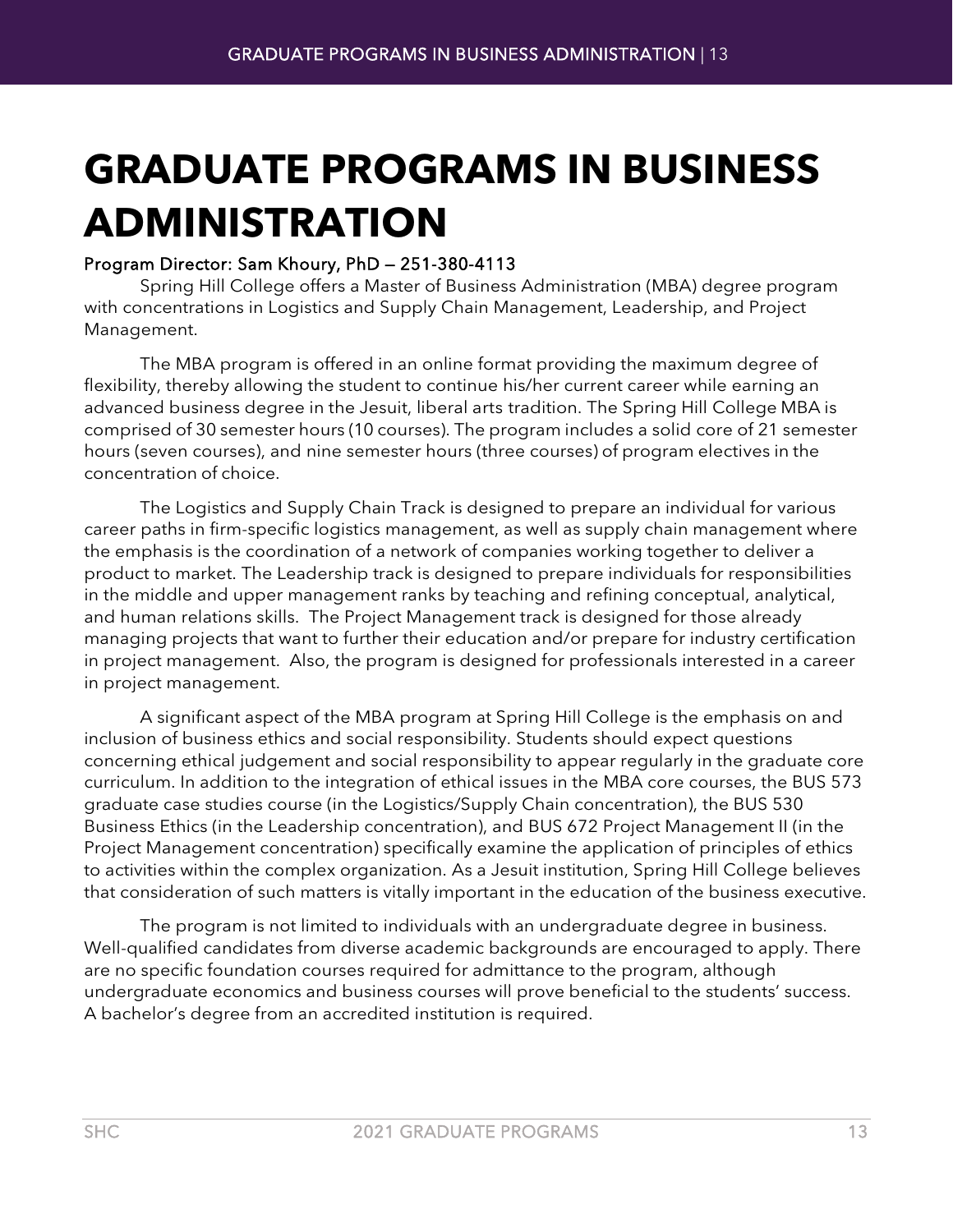# GRADUATE PROGRAMS IN BUSINESS ADMINISTRATION

**Program Director: Sam Khoury, PhD – 251-380-4113**

Spring Hill College offers a Master of Business Administration (MBA) degree program with concentrations in Logistics and Supply Chain Management, Leadership, and Project Management.

The MBA program is offered in an online format providing the maximum degree of flexibility, thereby allowing the student to continue his/her current career while earning an advanced business degree in the Jesuit, liberal arts tradition. The Spring Hill College MBA is comprised of 30 semester hours (10 courses). The program includes a solid core of 21 semester hours (seven courses), and nine semester hours (three courses) of program electives in the concentration of choice.

The Logistics and Supply Chain Track is designed to prepare an individual for various career paths in firm-specific logistics management, as well as supply chain management where the emphasis is the coordination of a network of companies working together to deliver a product to market. The Leadership track is designed to prepare individuals for responsibilities in the middle and upper management ranks by teaching and refining conceptual, analytical, and human relations skills. The Project Management track is designed for those already managing projects that want to further their education and/or prepare for industry certification in project management. Also, the program is designed for professionals interested in a career in project management.

A significant aspect of the MBA program at Spring Hill College is the emphasis on and inclusion of business ethics and social responsibility. Students should expect questions concerning ethical judgement and social responsibility to appear regularly in the graduate core curriculum. In addition to the integration of ethical issues in the MBA core courses, the BUS 573 graduate case studies course (in the Logistics/Supply Chain concentration), the BUS 530 Business Ethics (in the Leadership concentration), and BUS 672 Project Management II (in the Project Management concentration) specifically examine the application of principles of ethics to activities within the complex organization. As a Jesuit institution, Spring Hill College believes that consideration of such matters is vitally important in the education of the business executive.

The program is not limited to individuals with an undergraduate degree in business. Well-qualified candidates from diverse academic backgrounds are encouraged to apply. There are no specific foundation courses required for admittance to the program, although undergraduate economics and business courses will prove beneficial to the students' success. A bachelor's degree from an accredited institution is required.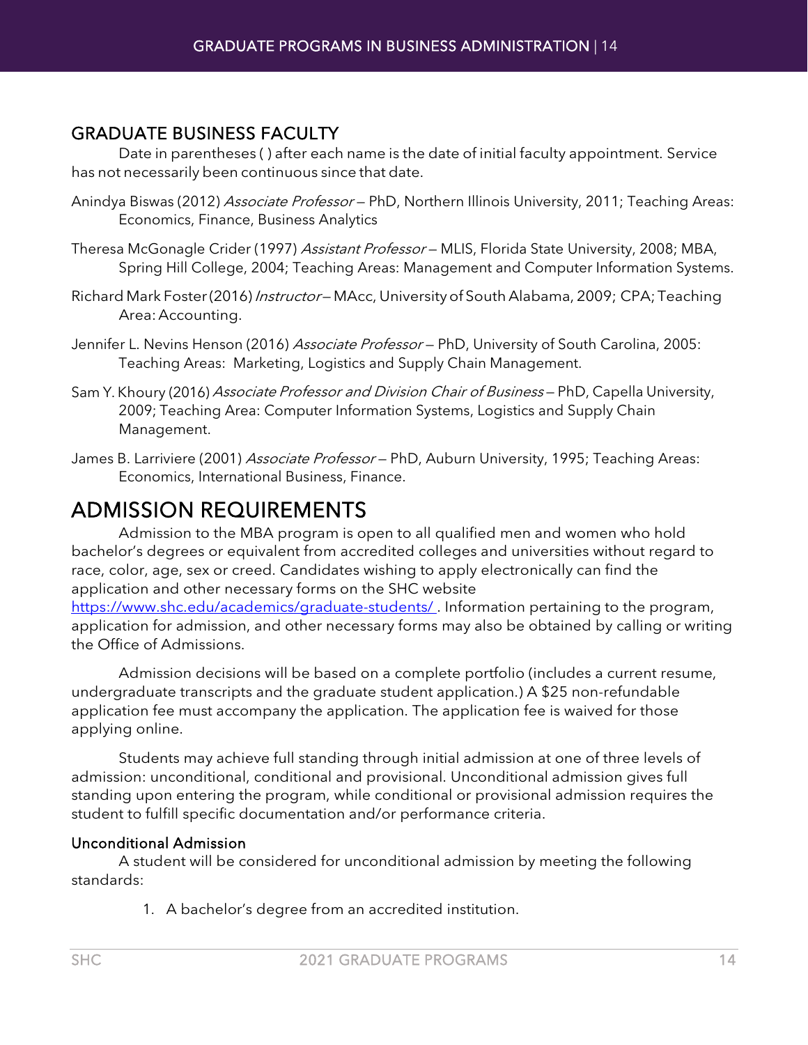## GRADUATE BUSINESS FACULTY

Date in parentheses ( ) after each name is the date of initial faculty appointment. Service has not necessarily been continuous since that date.

Anindya Biswas (2012) *Associate Professor* – PhD, Northern Illinois University, 2011; Teaching Areas: Economics, Finance, Business Analytics

Theresa McGonagle Crider (1997) *Assistant Professor* – MLIS, Florida State University, 2008; MBA, Spring Hill College, 2004; Teaching Areas: Management and Computer Information Systems.

Richard Mark Foster (2016) *Instructor* – MAcc, University of South Alabama, 2009; CPA; Teaching Area: Accounting.

Jennifer L. Nevins Henson (2016) *Associate Professor* – PhD, University of South Carolina, 2005: Teaching Areas: Marketing, Logistics and Supply Chain Management.

Sam Y. Khoury (2016) *Associate Professor and Division Chair of Business* – PhD, Capella University, 2009; Teaching Area: Computer Information Systems, Logistics and Supply Chain Management.

James B. Larriviere (2001) *Associate Professor* – PhD, Auburn University, 1995; Teaching Areas: Economics, International Business, Finance.

# ADMISSION REQUIREMENTS

Admission to the MBA program is open to all qualified men and women who hold bachelor's degrees or equivalent from accredited colleges and universities without regard to race, color, age, sex or creed. Candidates wishing to apply electronically can find the application and other necessary forms on the SHC website https://www.shc.edu/academics/graduate-students/ . Information pertaining to the program, application for admission, and other necessary forms may also be obtained by calling or writing the Office of Admissions.

Admission decisions will be based on a complete portfolio (includes a current resume, undergraduate transcripts and the graduate student application.) A $25 non-refundable application fee must accompany the application. The application fee is waived for those applying online.

Students may achieve full standing through initial admission at one of three levels of admission: unconditional, conditional and provisional. Unconditional admission gives full standing upon entering the program, while conditional or provisional admission requires the student to fulfill specific documentation and/or performance criteria.

### Unconditional Admission

A student will be considered for unconditional admission by meeting the following standards:

1. A bachelor's degree from an accredited institution.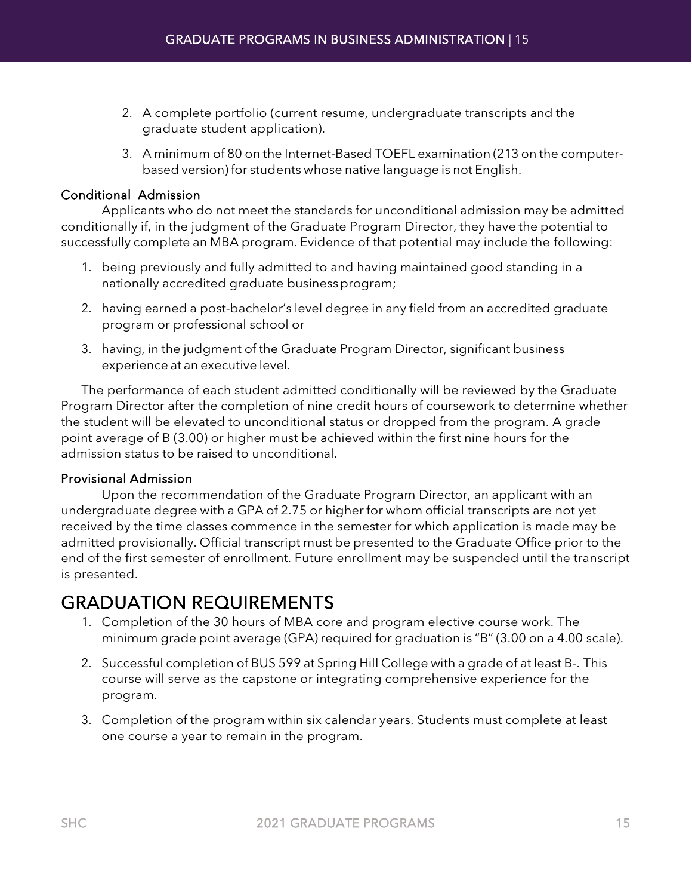2. A complete portfolio (current resume, undergraduate transcripts and the graduate student application).
3. A minimum of 80 on the Internet-Based TOEFL examination (213 on the computer-based version) for students whose native language is not English.

### Conditional Admission

Applicants who do not meet the standards for unconditional admission may be admitted conditionally if, in the judgment of the Graduate Program Director, they have the potential to successfully complete an MBA program. Evidence of that potential may include the following:

1. being previously and fully admitted to and having maintained good standing in a nationally accredited graduate business program;
2. having earned a post-bachelor's level degree in any field from an accredited graduate program or professional school or
3. having, in the judgment of the Graduate Program Director, significant business experience at an executive level.

The performance of each student admitted conditionally will be reviewed by the Graduate Program Director after the completion of nine credit hours of coursework to determine whether the student will be elevated to unconditional status or dropped from the program. A grade point average of B (3.00) or higher must be achieved within the first nine hours for the admission status to be raised to unconditional.

### Provisional Admission

Upon the recommendation of the Graduate Program Director, an applicant with an undergraduate degree with a GPA of 2.75 or higher for whom official transcripts are not yet received by the time classes commence in the semester for which application is made may be admitted provisionally. Official transcript must be presented to the Graduate Office prior to the end of the first semester of enrollment. Future enrollment may be suspended until the transcript is presented.

## GRADUATION REQUIREMENTS

1. Completion of the 30 hours of MBA core and program elective course work. The minimum grade point average (GPA) required for graduation is "B" (3.00 on a 4.00 scale).
2. Successful completion of BUS 599 at Spring Hill College with a grade of at least B-. This course will serve as the capstone or integrating comprehensive experience for the program.
3. Completion of the program within six calendar years. Students must complete at least one course a year to remain in the program.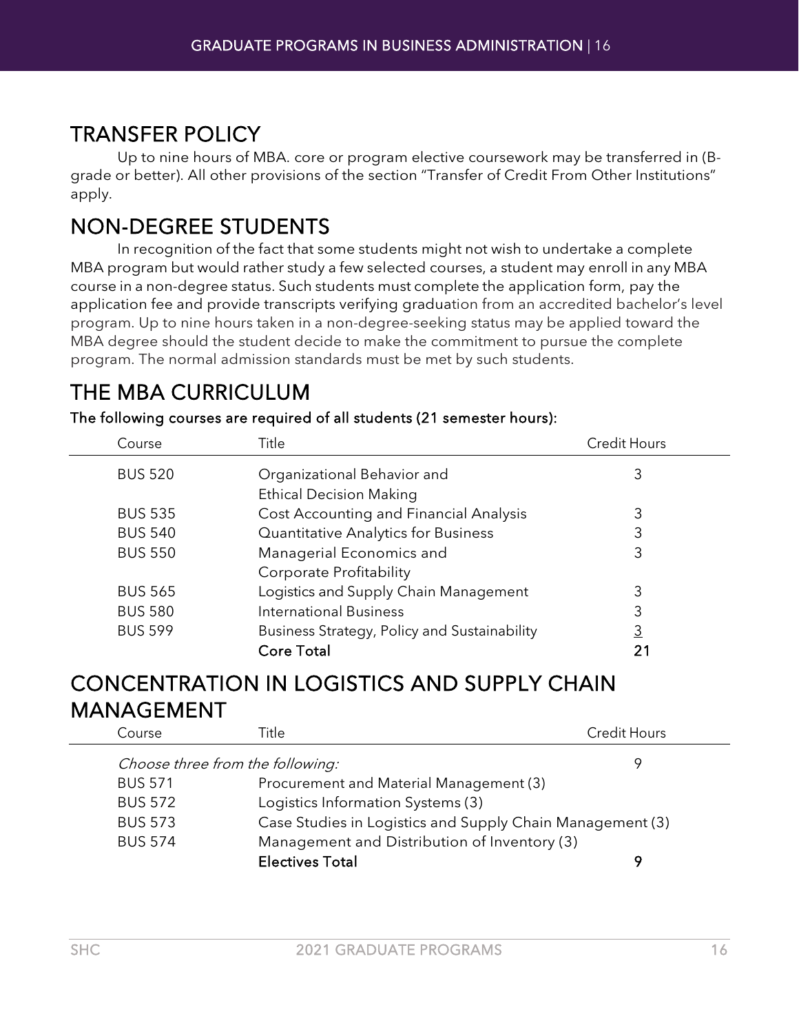## TRANSFER POLICY

Up to nine hours of MBA. core or program elective coursework may be transferred in (B- grade or better). All other provisions of the section "Transfer of Credit From Other Institutions" apply.

## NON-DEGREE STUDENTS

In recognition of the fact that some students might not wish to undertake a complete MBA program but would rather study a few selected courses, a student may enroll in any MBA course in a non-degree status. Such students must complete the application form, pay the application fee and provide transcripts verifying graduation from an accredited bachelor's level program. Up to nine hours taken in a non-degree-seeking status may be applied toward the MBA degree should the student decide to make the commitment to pursue the complete program. The normal admission standards must be met by such students.

## THE MBA CURRICULUM

**The following courses are required of all students (21 semester hours):**

| Course | Title | Credit Hours |
|---|---|---|
| BUS 520 | Organizational Behavior and Ethical Decision Making | 3 |
| BUS 535 | Cost Accounting and Financial Analysis | 3 |
| BUS 540 | Quantitative Analytics for Business | 3 |
| BUS 550 | Managerial Economics and Corporate Profitability | 3 |
| BUS 565 | Logistics and Supply Chain Management | 3 |
| BUS 580 | International Business | 3 |
| BUS 599 | Business Strategy, Policy and Sustainability | 3 |
| | **Core Total** | **21** |

## CONCENTRATION IN LOGISTICS AND SUPPLY CHAIN MANAGEMENT

| Course | Title | Credit Hours |
|---|---|---|
| *Choose three from the following:* | | 9 |
| BUS 571 | Procurement and Material Management (3) | |
| BUS 572 | Logistics Information Systems (3) | |
| BUS 573 | Case Studies in Logistics and Supply Chain Management (3) | |
| BUS 574 | Management and Distribution of Inventory (3) | |
| | **Electives Total** | **9** |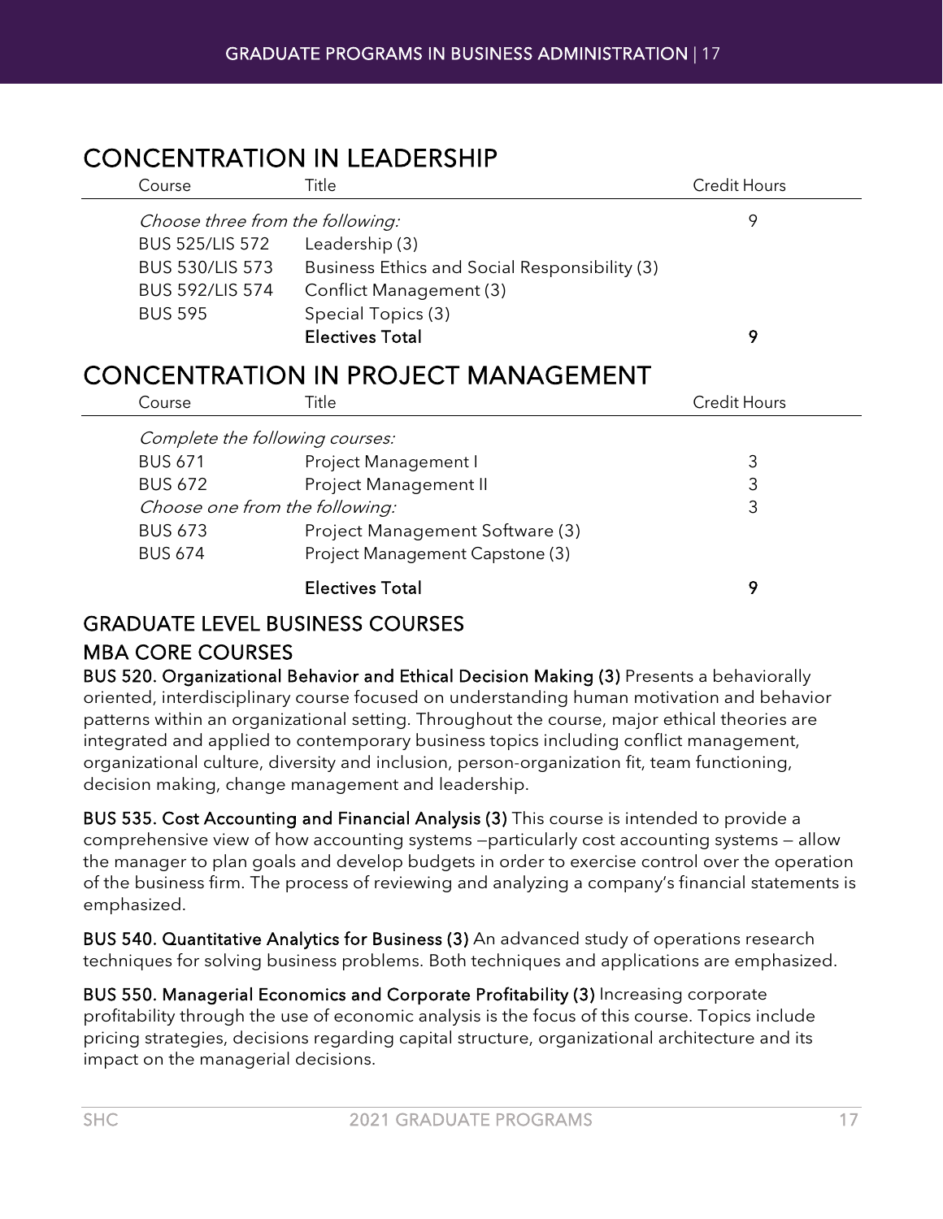## CONCENTRATION IN LEADERSHIP

| Course | Title | Credit Hours |
|---|---|---|
| *Choose three from the following:* | | 9 |
| BUS 525/LIS 572 | Leadership (3) | |
| BUS 530/LIS 573 | Business Ethics and Social Responsibility (3) | |
| BUS 592/LIS 574 | Conflict Management (3) | |
| BUS 595 | Special Topics (3) | |
| | **Electives Total** | **9** |

## CONCENTRATION IN PROJECT MANAGEMENT

| Course | Title | Credit Hours |
|---|---|---|
| *Complete the following courses:* | | |
| BUS 671 | Project Management I | 3 |
| BUS 672 | Project Management II | 3 |
| *Choose one from the following:* | | 3 |
| BUS 673 | Project Management Software (3) | |
| BUS 674 | Project Management Capstone (3) | |
| | **Electives Total** | **9** |

## GRADUATE LEVEL BUSINESS COURSES

### MBA CORE COURSES

**BUS 520. Organizational Behavior and Ethical Decision Making (3)** Presents a behaviorally oriented, interdisciplinary course focused on understanding human motivation and behavior patterns within an organizational setting. Throughout the course, major ethical theories are integrated and applied to contemporary business topics including conflict management, organizational culture, diversity and inclusion, person-organization fit, team functioning, decision making, change management and leadership.

**BUS 535. Cost Accounting and Financial Analysis (3)** This course is intended to provide a comprehensive view of how accounting systems —particularly cost accounting systems — allow the manager to plan goals and develop budgets in order to exercise control over the operation of the business firm. The process of reviewing and analyzing a company's financial statements is emphasized.

**BUS 540. Quantitative Analytics for Business (3)** An advanced study of operations research techniques for solving business problems. Both techniques and applications are emphasized.

**BUS 550. Managerial Economics and Corporate Profitability (3)** Increasing corporate profitability through the use of economic analysis is the focus of this course. Topics include pricing strategies, decisions regarding capital structure, organizational architecture and its impact on the managerial decisions.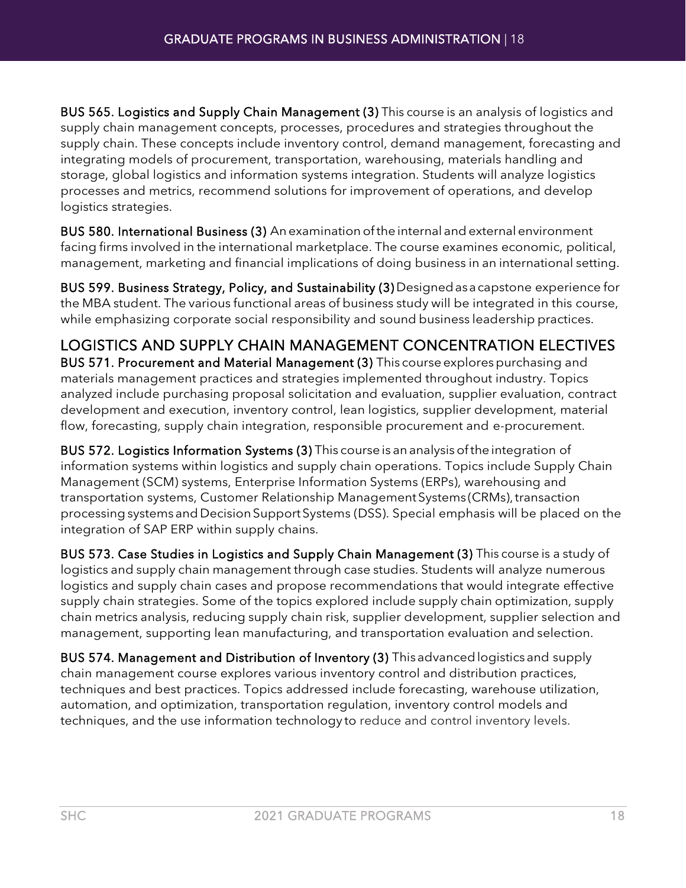**BUS 565. Logistics and Supply Chain Management (3)** This course is an analysis of logistics and supply chain management concepts, processes, procedures and strategies throughout the supply chain. These concepts include inventory control, demand management, forecasting and integrating models of procurement, transportation, warehousing, materials handling and storage, global logistics and information systems integration. Students will analyze logistics processes and metrics, recommend solutions for improvement of operations, and develop logistics strategies.

**BUS 580. International Business (3)** An examination of the internal and external environment facing firms involved in the international marketplace. The course examines economic, political, management, marketing and financial implications of doing business in an international setting.

**BUS 599. Business Strategy, Policy, and Sustainability (3)** Designed as a capstone experience for the MBA student. The various functional areas of business study will be integrated in this course, while emphasizing corporate social responsibility and sound business leadership practices.

## LOGISTICS AND SUPPLY CHAIN MANAGEMENT CONCENTRATION ELECTIVES

**BUS 571. Procurement and Material Management (3)** This course explores purchasing and materials management practices and strategies implemented throughout industry. Topics analyzed include purchasing proposal solicitation and evaluation, supplier evaluation, contract development and execution, inventory control, lean logistics, supplier development, material flow, forecasting, supply chain integration, responsible procurement and e-procurement.

**BUS 572. Logistics Information Systems (3)** This course is an analysis of the integration of information systems within logistics and supply chain operations. Topics include Supply Chain Management (SCM) systems, Enterprise Information Systems (ERPs), warehousing and transportation systems, Customer Relationship Management Systems (CRMs), transaction processing systems and Decision Support Systems (DSS). Special emphasis will be placed on the integration of SAP ERP within supply chains.

**BUS 573. Case Studies in Logistics and Supply Chain Management (3)** This course is a study of logistics and supply chain management through case studies. Students will analyze numerous logistics and supply chain cases and propose recommendations that would integrate effective supply chain strategies. Some of the topics explored include supply chain optimization, supply chain metrics analysis, reducing supply chain risk, supplier development, supplier selection and management, supporting lean manufacturing, and transportation evaluation and selection.

**BUS 574. Management and Distribution of Inventory (3)** This advanced logistics and supply chain management course explores various inventory control and distribution practices, techniques and best practices. Topics addressed include forecasting, warehouse utilization, automation, and optimization, transportation regulation, inventory control models and techniques, and the use information technology to reduce and control inventory levels.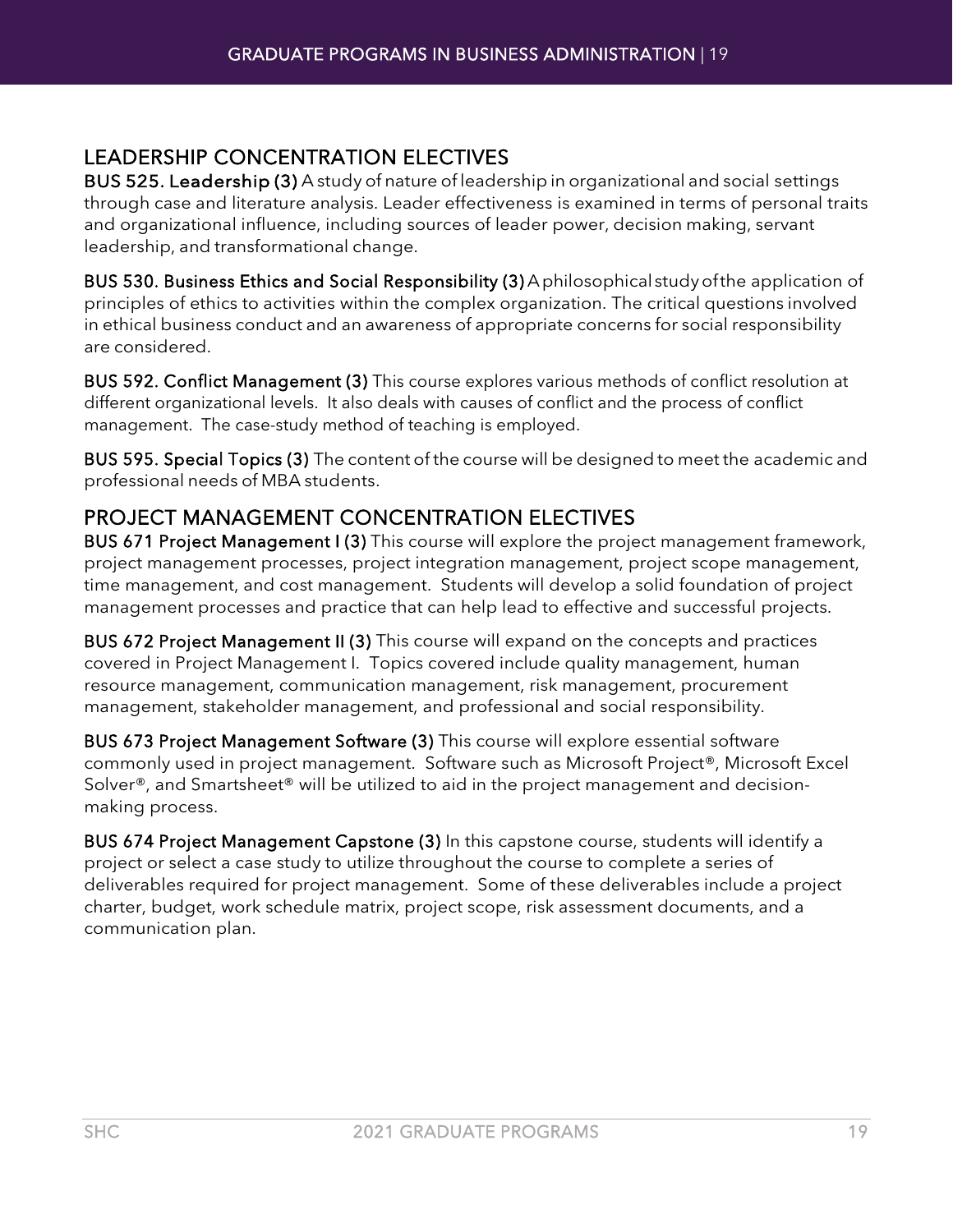## LEADERSHIP CONCENTRATION ELECTIVES

**BUS 525. Leadership (3)** A study of nature of leadership in organizational and social settings through case and literature analysis. Leader effectiveness is examined in terms of personal traits and organizational influence, including sources of leader power, decision making, servant leadership, and transformational change.

**BUS 530. Business Ethics and Social Responsibility (3)** A philosophical study of the application of principles of ethics to activities within the complex organization. The critical questions involved in ethical business conduct and an awareness of appropriate concerns for social responsibility are considered.

**BUS 592. Conflict Management (3)** This course explores various methods of conflict resolution at different organizational levels. It also deals with causes of conflict and the process of conflict management. The case-study method of teaching is employed.

**BUS 595. Special Topics (3)** The content of the course will be designed to meet the academic and professional needs of MBA students.

## PROJECT MANAGEMENT CONCENTRATION ELECTIVES

**BUS 671 Project Management I (3)** This course will explore the project management framework, project management processes, project integration management, project scope management, time management, and cost management. Students will develop a solid foundation of project management processes and practice that can help lead to effective and successful projects.

**BUS 672 Project Management II (3)** This course will expand on the concepts and practices covered in Project Management I. Topics covered include quality management, human resource management, communication management, risk management, procurement management, stakeholder management, and professional and social responsibility.

**BUS 673 Project Management Software (3)** This course will explore essential software commonly used in project management. Software such as Microsoft Project®, Microsoft Excel Solver®, and Smartsheet® will be utilized to aid in the project management and decision-making process.

**BUS 674 Project Management Capstone (3)** In this capstone course, students will identify a project or select a case study to utilize throughout the course to complete a series of deliverables required for project management. Some of these deliverables include a project charter, budget, work schedule matrix, project scope, risk assessment documents, and a communication plan.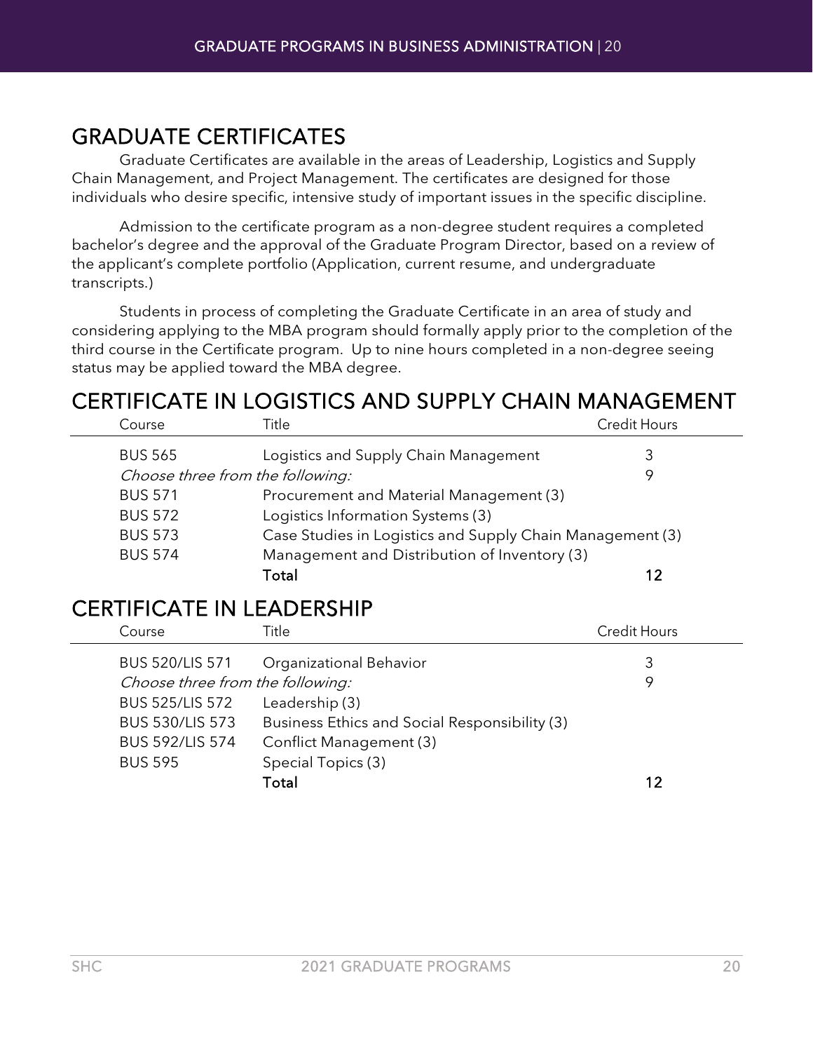# GRADUATE CERTIFICATES

Graduate Certificates are available in the areas of Leadership, Logistics and Supply Chain Management, and Project Management. The certificates are designed for those individuals who desire specific, intensive study of important issues in the specific discipline.

Admission to the certificate program as a non-degree student requires a completed bachelor's degree and the approval of the Graduate Program Director, based on a review of the applicant's complete portfolio (Application, current resume, and undergraduate transcripts.)

Students in process of completing the Graduate Certificate in an area of study and considering applying to the MBA program should formally apply prior to the completion of the third course in the Certificate program. Up to nine hours completed in a non-degree seeing status may be applied toward the MBA degree.

# CERTIFICATE IN LOGISTICS AND SUPPLY CHAIN MANAGEMENT

| Course | Title | Credit Hours |
|---|---|---|
| BUS 565 | Logistics and Supply Chain Management | 3 |
| *Choose three from the following:* | | 9 |
| BUS 571 | Procurement and Material Management (3) | |
| BUS 572 | Logistics Information Systems (3) | |
| BUS 573 | Case Studies in Logistics and Supply Chain Management (3) | |
| BUS 574 | Management and Distribution of Inventory (3) | |
| | **Total** | **12** |

# CERTIFICATE IN LEADERSHIP

| Course | Title | Credit Hours |
|---|---|---|
| BUS 520/LIS 571 | Organizational Behavior | 3 |
| *Choose three from the following:* | | 9 |
| BUS 525/LIS 572 | Leadership (3) | |
| BUS 530/LIS 573 | Business Ethics and Social Responsibility (3) | |
| BUS 592/LIS 574 | Conflict Management (3) | |
| BUS 595 | Special Topics (3) | |
| | **Total** | **12** |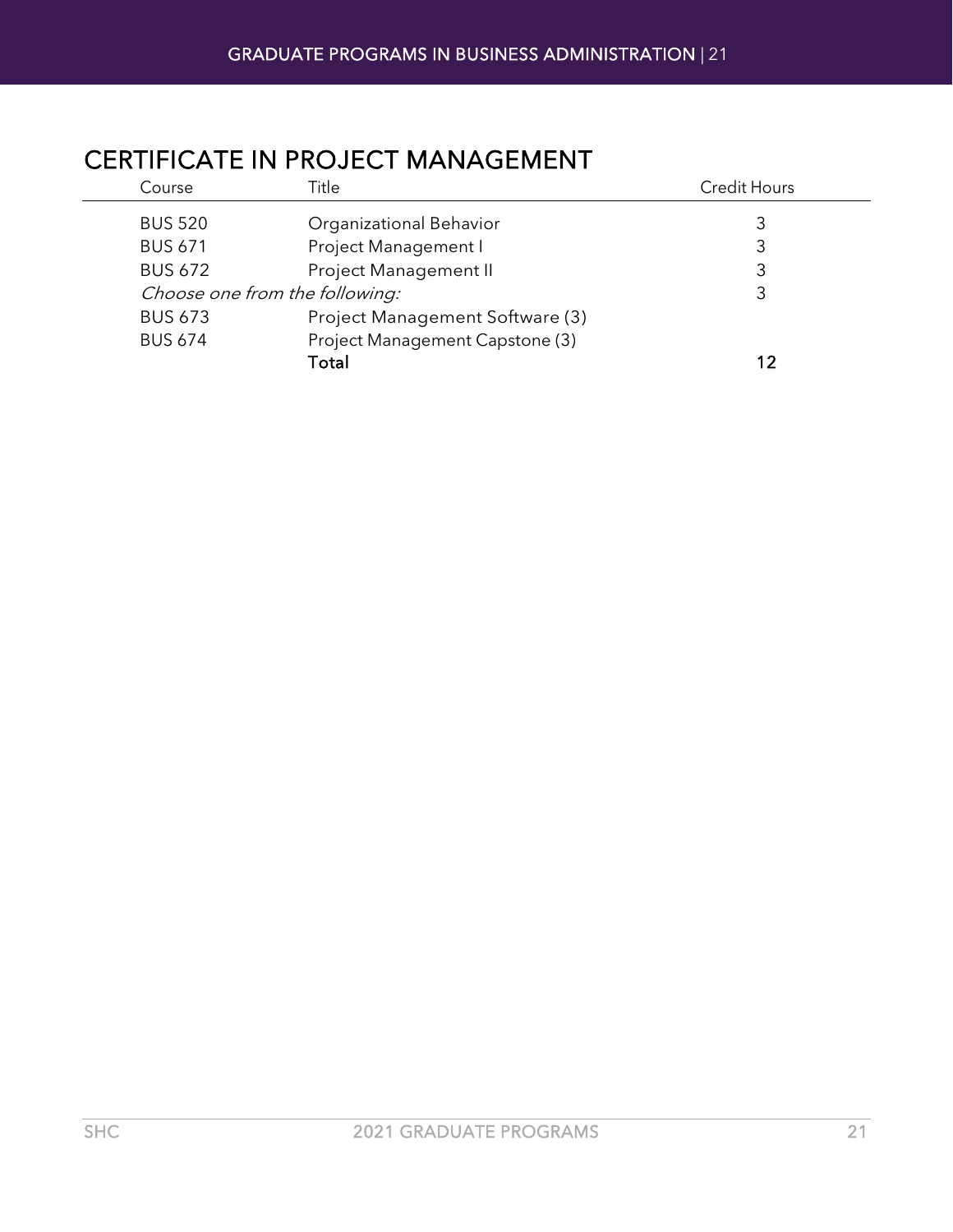## CERTIFICATE IN PROJECT MANAGEMENT

| Course | Title | Credit Hours |
|---|---|---|
| BUS 520 | Organizational Behavior | 3 |
| BUS 671 | Project Management I | 3 |
| BUS 672 | Project Management II | 3 |
| *Choose one from the following:* | | 3 |
| BUS 673 | Project Management Software (3) | |
| BUS 674 | Project Management Capstone (3) | |
| | **Total** | **12** |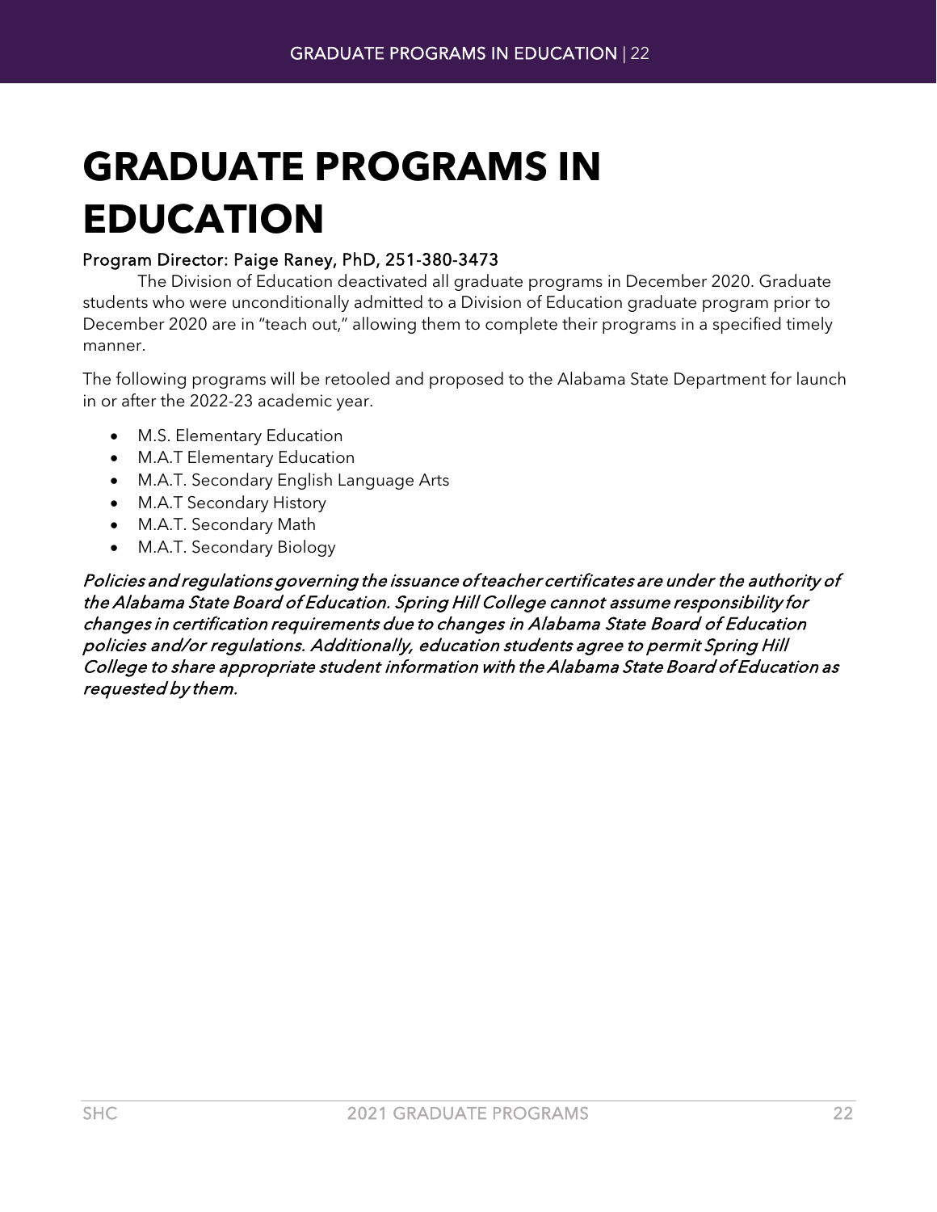# GRADUATE PROGRAMS IN EDUCATION

**Program Director: Paige Raney, PhD, 251-380-3473**

The Division of Education deactivated all graduate programs in December 2020. Graduate students who were unconditionally admitted to a Division of Education graduate program prior to December 2020 are in "teach out," allowing them to complete their programs in a specified timely manner.

The following programs will be retooled and proposed to the Alabama State Department for launch in or after the 2022-23 academic year.

- M.S. Elementary Education
- M.A.T Elementary Education
- M.A.T. Secondary English Language Arts
- M.A.T Secondary History
- M.A.T. Secondary Math
- M.A.T. Secondary Biology

*Policies and regulations governing the issuance of teacher certificates are under the authority of the Alabama State Board of Education. Spring Hill College cannot assume responsibility for changes in certification requirements due to changes in Alabama State Board of Education policies and/or regulations. Additionally, education students agree to permit Spring Hill College to share appropriate student information with the Alabama State Board of Education as requested by them.*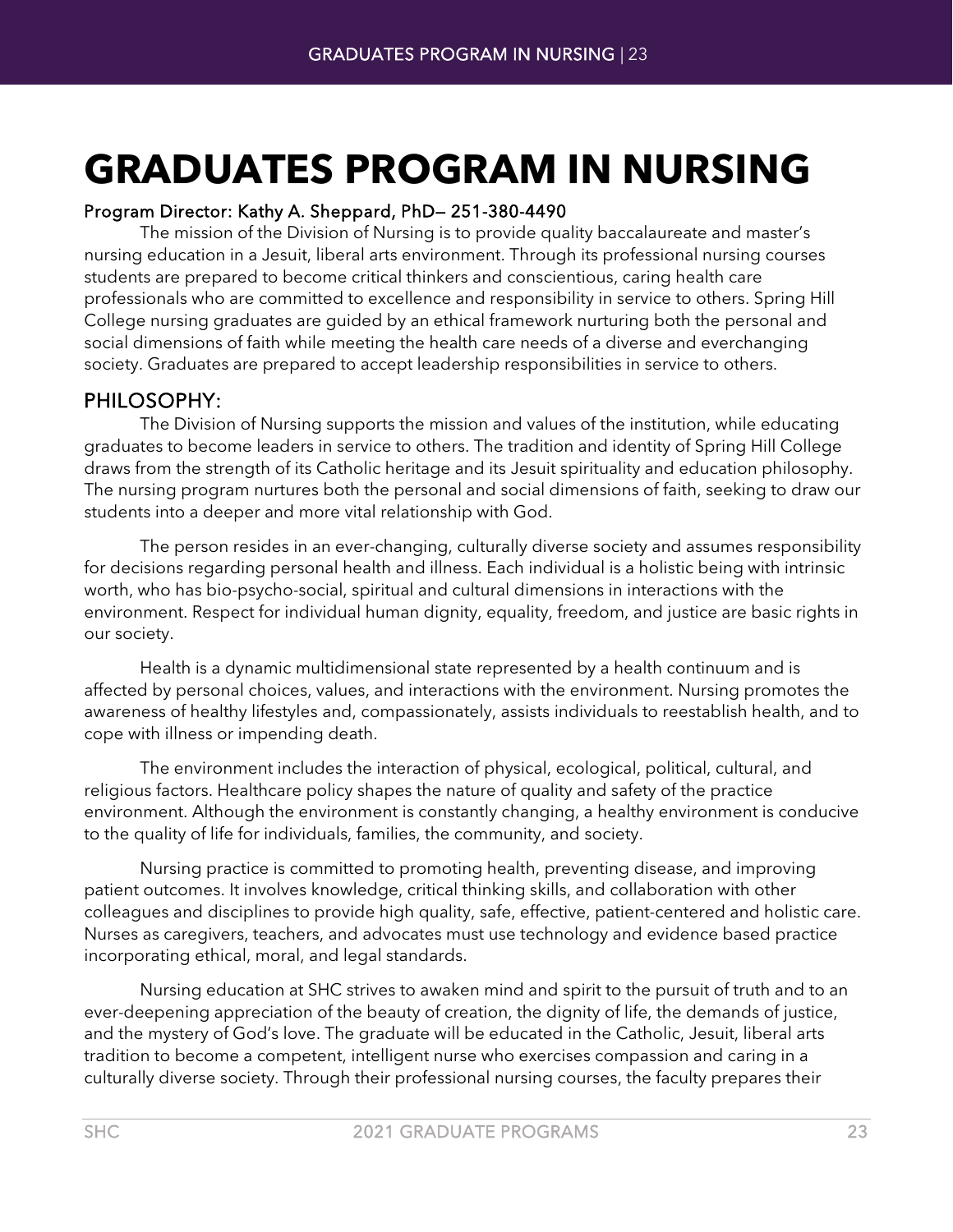# GRADUATES PROGRAM IN NURSING

**Program Director: Kathy A. Sheppard, PhD— 251-380-4490**

The mission of the Division of Nursing is to provide quality baccalaureate and master's nursing education in a Jesuit, liberal arts environment. Through its professional nursing courses students are prepared to become critical thinkers and conscientious, caring health care professionals who are committed to excellence and responsibility in service to others. Spring Hill College nursing graduates are guided by an ethical framework nurturing both the personal and social dimensions of faith while meeting the health care needs of a diverse and everchanging society. Graduates are prepared to accept leadership responsibilities in service to others.

## PHILOSOPHY:

The Division of Nursing supports the mission and values of the institution, while educating graduates to become leaders in service to others. The tradition and identity of Spring Hill College draws from the strength of its Catholic heritage and its Jesuit spirituality and education philosophy. The nursing program nurtures both the personal and social dimensions of faith, seeking to draw our students into a deeper and more vital relationship with God.

The person resides in an ever-changing, culturally diverse society and assumes responsibility for decisions regarding personal health and illness. Each individual is a holistic being with intrinsic worth, who has bio-psycho-social, spiritual and cultural dimensions in interactions with the environment. Respect for individual human dignity, equality, freedom, and justice are basic rights in our society.

Health is a dynamic multidimensional state represented by a health continuum and is affected by personal choices, values, and interactions with the environment. Nursing promotes the awareness of healthy lifestyles and, compassionately, assists individuals to reestablish health, and to cope with illness or impending death.

The environment includes the interaction of physical, ecological, political, cultural, and religious factors. Healthcare policy shapes the nature of quality and safety of the practice environment. Although the environment is constantly changing, a healthy environment is conducive to the quality of life for individuals, families, the community, and society.

Nursing practice is committed to promoting health, preventing disease, and improving patient outcomes. It involves knowledge, critical thinking skills, and collaboration with other colleagues and disciplines to provide high quality, safe, effective, patient-centered and holistic care. Nurses as caregivers, teachers, and advocates must use technology and evidence based practice incorporating ethical, moral, and legal standards.

Nursing education at SHC strives to awaken mind and spirit to the pursuit of truth and to an ever-deepening appreciation of the beauty of creation, the dignity of life, the demands of justice, and the mystery of God's love. The graduate will be educated in the Catholic, Jesuit, liberal arts tradition to become a competent, intelligent nurse who exercises compassion and caring in a culturally diverse society. Through their professional nursing courses, the faculty prepares their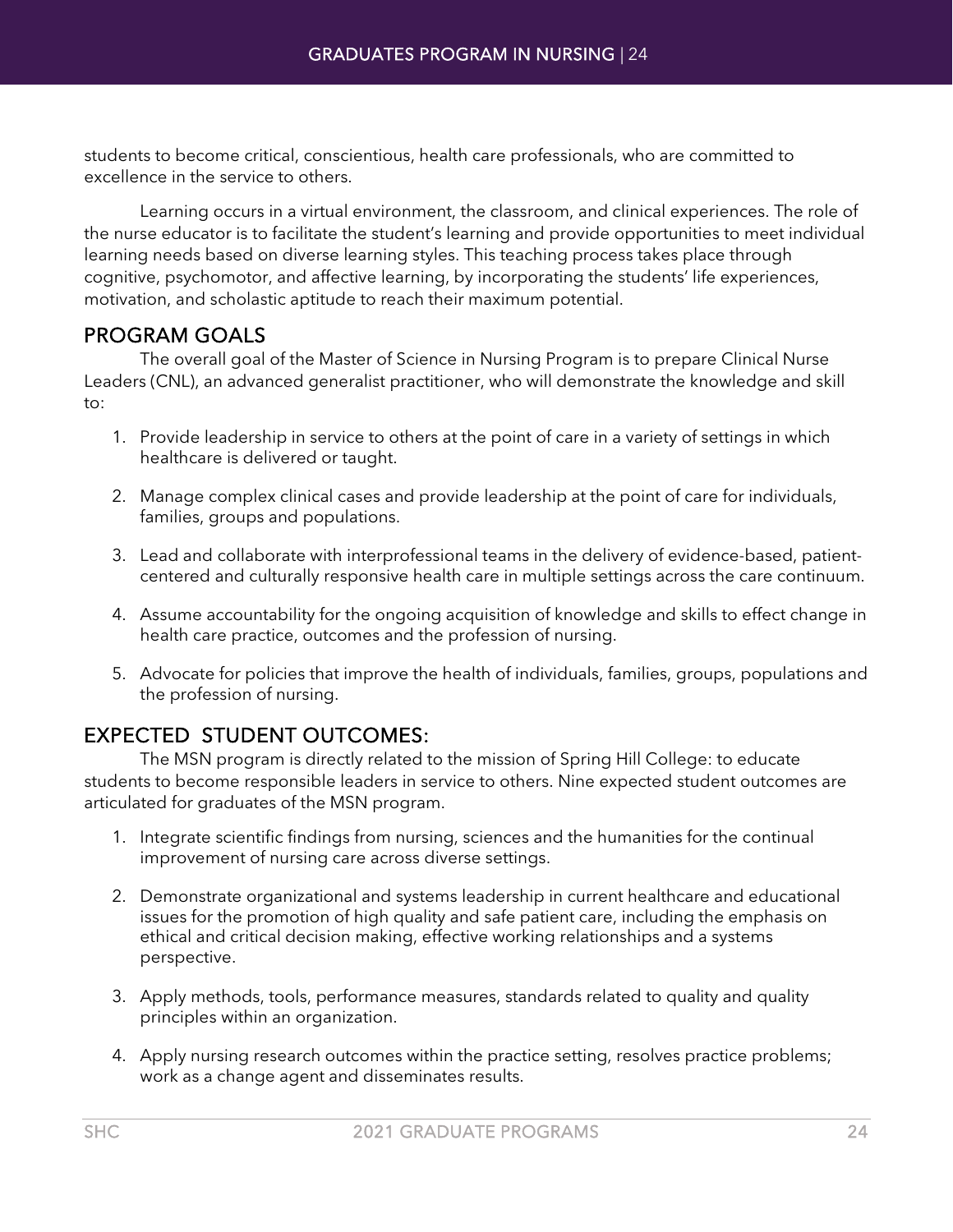students to become critical, conscientious, health care professionals, who are committed to excellence in the service to others.

Learning occurs in a virtual environment, the classroom, and clinical experiences. The role of the nurse educator is to facilitate the student's learning and provide opportunities to meet individual learning needs based on diverse learning styles. This teaching process takes place through cognitive, psychomotor, and affective learning, by incorporating the students' life experiences, motivation, and scholastic aptitude to reach their maximum potential.

## PROGRAM GOALS

The overall goal of the Master of Science in Nursing Program is to prepare Clinical Nurse Leaders (CNL), an advanced generalist practitioner, who will demonstrate the knowledge and skill to:

1. Provide leadership in service to others at the point of care in a variety of settings in which healthcare is delivered or taught.
2. Manage complex clinical cases and provide leadership at the point of care for individuals, families, groups and populations.
3. Lead and collaborate with interprofessional teams in the delivery of evidence-based, patient-centered and culturally responsive health care in multiple settings across the care continuum.
4. Assume accountability for the ongoing acquisition of knowledge and skills to effect change in health care practice, outcomes and the profession of nursing.
5. Advocate for policies that improve the health of individuals, families, groups, populations and the profession of nursing.

## EXPECTED STUDENT OUTCOMES:

The MSN program is directly related to the mission of Spring Hill College: to educate students to become responsible leaders in service to others. Nine expected student outcomes are articulated for graduates of the MSN program.

1. Integrate scientific findings from nursing, sciences and the humanities for the continual improvement of nursing care across diverse settings.
2. Demonstrate organizational and systems leadership in current healthcare and educational issues for the promotion of high quality and safe patient care, including the emphasis on ethical and critical decision making, effective working relationships and a systems perspective.
3. Apply methods, tools, performance measures, standards related to quality and quality principles within an organization.
4. Apply nursing research outcomes within the practice setting, resolves practice problems; work as a change agent and disseminates results.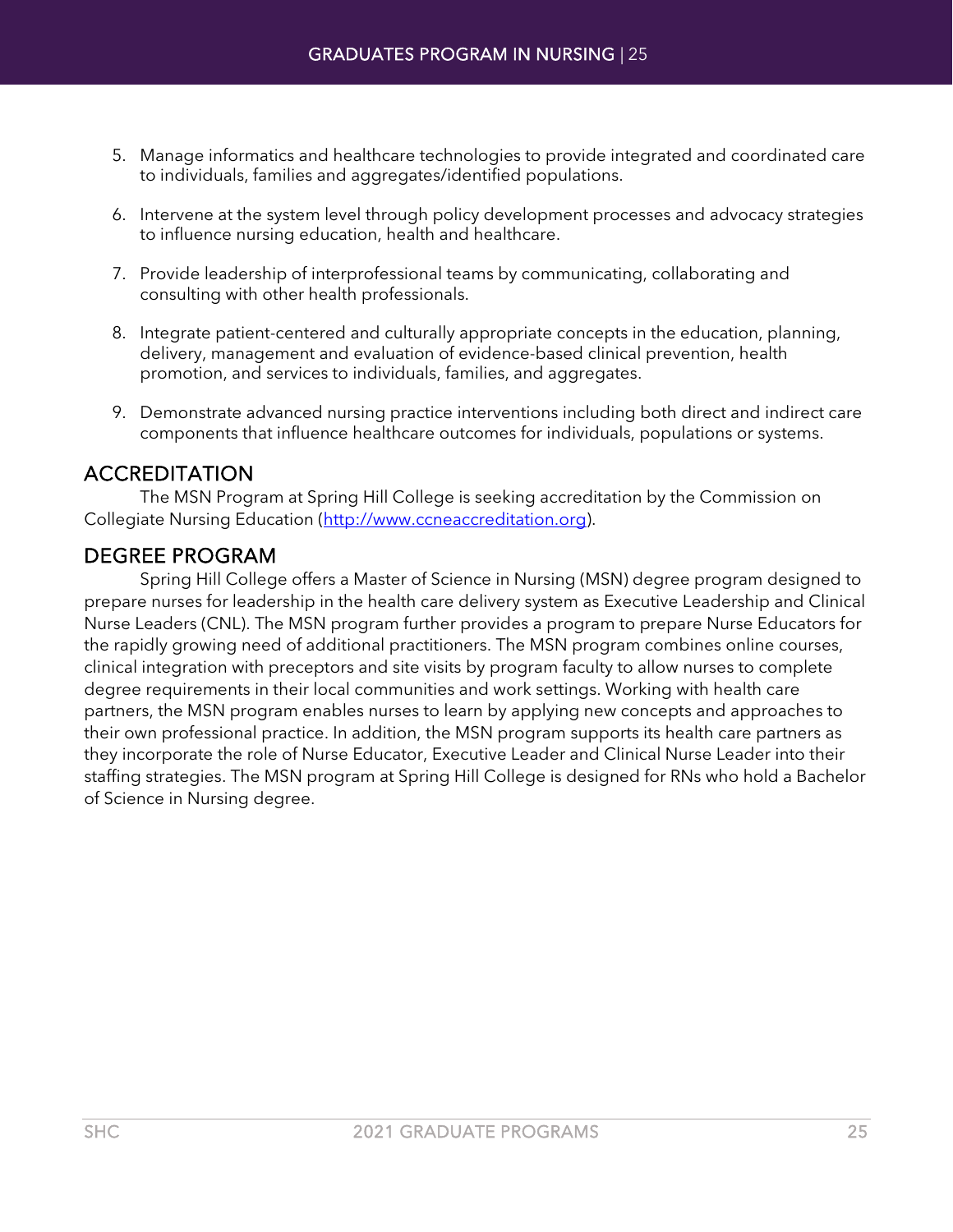5. Manage informatics and healthcare technologies to provide integrated and coordinated care to individuals, families and aggregates/identified populations.

6. Intervene at the system level through policy development processes and advocacy strategies to influence nursing education, health and healthcare.

7. Provide leadership of interprofessional teams by communicating, collaborating and consulting with other health professionals.

8. Integrate patient-centered and culturally appropriate concepts in the education, planning, delivery, management and evaluation of evidence-based clinical prevention, health promotion, and services to individuals, families, and aggregates.

9. Demonstrate advanced nursing practice interventions including both direct and indirect care components that influence healthcare outcomes for individuals, populations or systems.

## ACCREDITATION

The MSN Program at Spring Hill College is seeking accreditation by the Commission on Collegiate Nursing Education (http://www.ccneaccreditation.org).

## DEGREE PROGRAM

Spring Hill College offers a Master of Science in Nursing (MSN) degree program designed to prepare nurses for leadership in the health care delivery system as Executive Leadership and Clinical Nurse Leaders (CNL). The MSN program further provides a program to prepare Nurse Educators for the rapidly growing need of additional practitioners. The MSN program combines online courses, clinical integration with preceptors and site visits by program faculty to allow nurses to complete degree requirements in their local communities and work settings. Working with health care partners, the MSN program enables nurses to learn by applying new concepts and approaches to their own professional practice. In addition, the MSN program supports its health care partners as they incorporate the role of Nurse Educator, Executive Leader and Clinical Nurse Leader into their staffing strategies. The MSN program at Spring Hill College is designed for RNs who hold a Bachelor of Science in Nursing degree.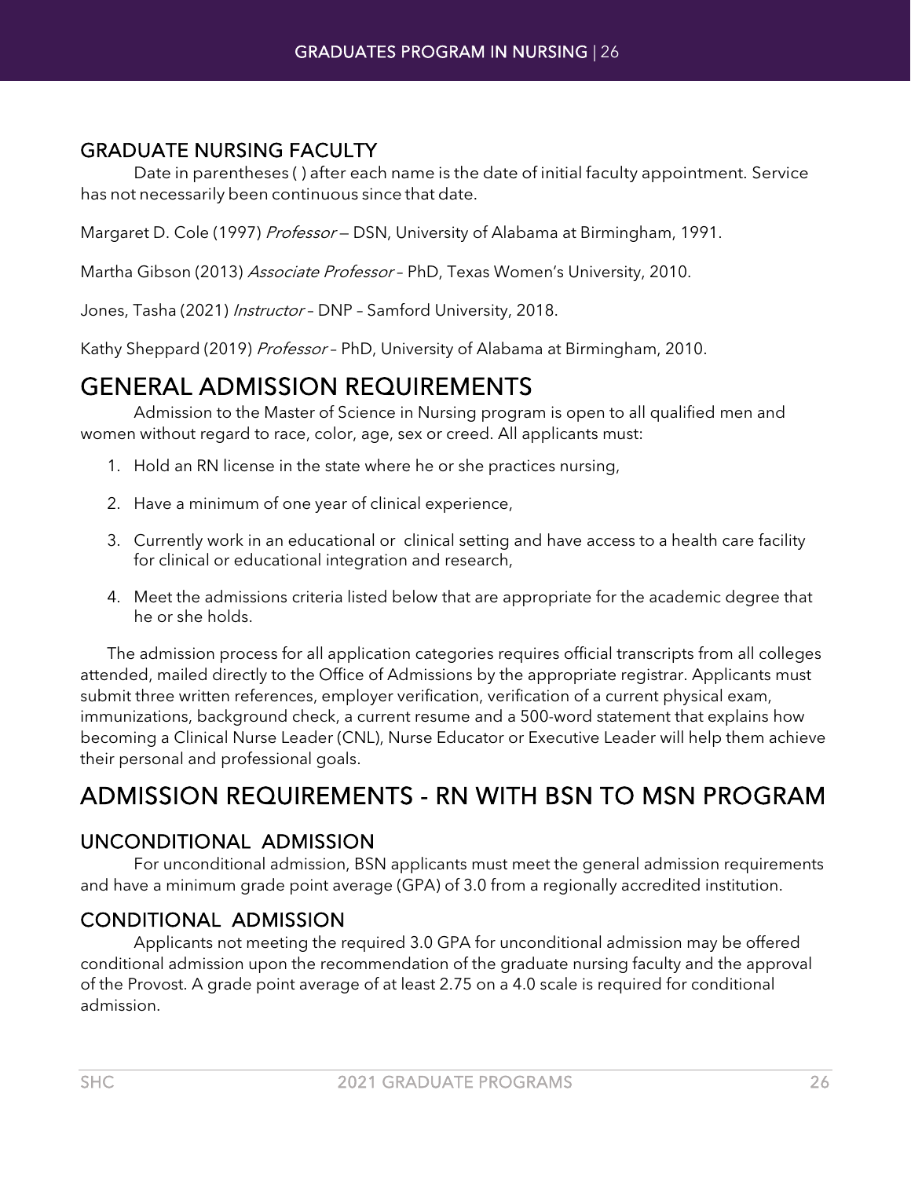## GRADUATE NURSING FACULTY

Date in parentheses ( ) after each name is the date of initial faculty appointment. Service has not necessarily been continuous since that date.

Margaret D. Cole (1997) *Professor* — DSN, University of Alabama at Birmingham, 1991.

Martha Gibson (2013) *Associate Professor* – PhD, Texas Women's University, 2010.

Jones, Tasha (2021) *Instructor* – DNP – Samford University, 2018.

Kathy Sheppard (2019) *Professor* – PhD, University of Alabama at Birmingham, 2010.

# GENERAL ADMISSION REQUIREMENTS

Admission to the Master of Science in Nursing program is open to all qualified men and women without regard to race, color, age, sex or creed. All applicants must:

1. Hold an RN license in the state where he or she practices nursing,
2. Have a minimum of one year of clinical experience,
3. Currently work in an educational or clinical setting and have access to a health care facility for clinical or educational integration and research,
4. Meet the admissions criteria listed below that are appropriate for the academic degree that he or she holds.

The admission process for all application categories requires official transcripts from all colleges attended, mailed directly to the Office of Admissions by the appropriate registrar. Applicants must submit three written references, employer verification, verification of a current physical exam, immunizations, background check, a current resume and a 500-word statement that explains how becoming a Clinical Nurse Leader (CNL), Nurse Educator or Executive Leader will help them achieve their personal and professional goals.

# ADMISSION REQUIREMENTS - RN WITH BSN TO MSN PROGRAM

## UNCONDITIONAL ADMISSION

For unconditional admission, BSN applicants must meet the general admission requirements and have a minimum grade point average (GPA) of 3.0 from a regionally accredited institution.

## CONDITIONAL ADMISSION

Applicants not meeting the required 3.0 GPA for unconditional admission may be offered conditional admission upon the recommendation of the graduate nursing faculty and the approval of the Provost. A grade point average of at least 2.75 on a 4.0 scale is required for conditional admission.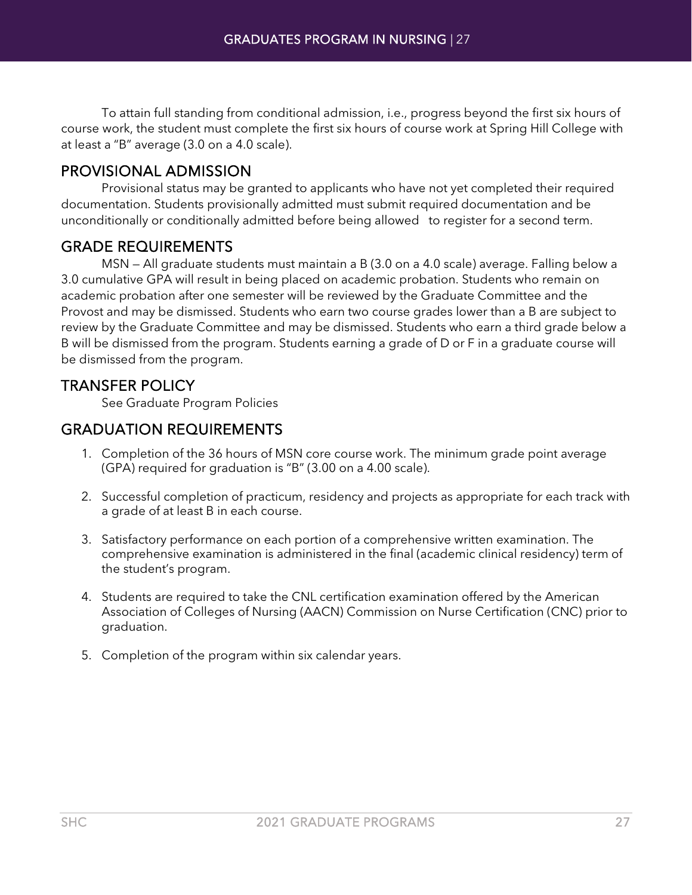To attain full standing from conditional admission, i.e., progress beyond the first six hours of course work, the student must complete the first six hours of course work at Spring Hill College with at least a "B" average (3.0 on a 4.0 scale).

## PROVISIONAL ADMISSION

Provisional status may be granted to applicants who have not yet completed their required documentation. Students provisionally admitted must submit required documentation and be unconditionally or conditionally admitted before being allowed to register for a second term.

## GRADE REQUIREMENTS

MSN — All graduate students must maintain a B (3.0 on a 4.0 scale) average. Falling below a 3.0 cumulative GPA will result in being placed on academic probation. Students who remain on academic probation after one semester will be reviewed by the Graduate Committee and the Provost and may be dismissed. Students who earn two course grades lower than a B are subject to review by the Graduate Committee and may be dismissed. Students who earn a third grade below a B will be dismissed from the program. Students earning a grade of D or F in a graduate course will be dismissed from the program.

## TRANSFER POLICY

See Graduate Program Policies

## GRADUATION REQUIREMENTS

1. Completion of the 36 hours of MSN core course work. The minimum grade point average (GPA) required for graduation is "B" (3.00 on a 4.00 scale).

2. Successful completion of practicum, residency and projects as appropriate for each track with a grade of at least B in each course.

3. Satisfactory performance on each portion of a comprehensive written examination. The comprehensive examination is administered in the final (academic clinical residency) term of the student's program.

4. Students are required to take the CNL certification examination offered by the American Association of Colleges of Nursing (AACN) Commission on Nurse Certification (CNC) prior to graduation.

5. Completion of the program within six calendar years.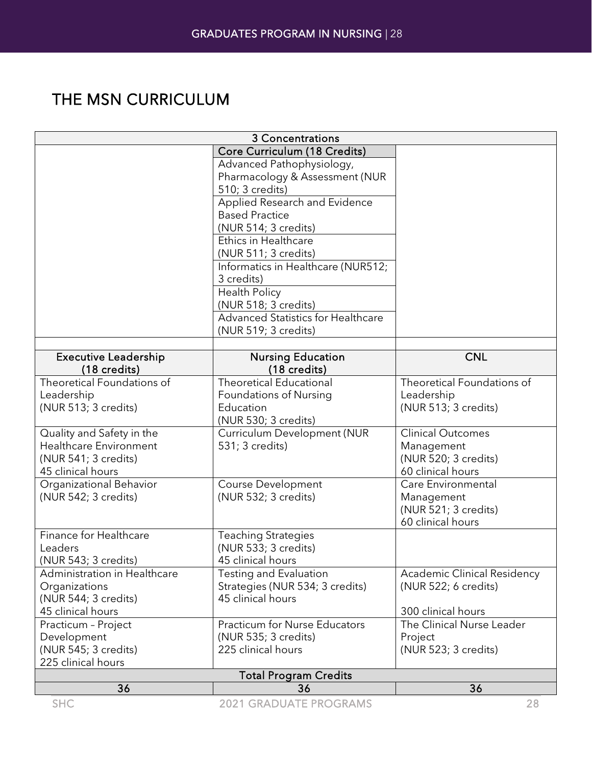# THE MSN CURRICULUM

| 3 Concentrations | | |
|---|---|---|
| | Core Curriculum (18 Credits) | |
| | Advanced Pathophysiology, Pharmacology & Assessment (NUR 510; 3 credits) | |
| | Applied Research and Evidence Based Practice (NUR 514; 3 credits) | |
| | Ethics in Healthcare (NUR 511; 3 credits) | |
| | Informatics in Healthcare (NUR512; 3 credits) | |
| | Health Policy (NUR 518; 3 credits) | |
| | Advanced Statistics for Healthcare (NUR 519; 3 credits) | |
| | | |
| Executive Leadership (18 credits) | Nursing Education (18 credits) | CNL |
| Theoretical Foundations of Leadership (NUR 513; 3 credits) | Theoretical Educational Foundations of Nursing Education (NUR 530; 3 credits) | Theoretical Foundations of Leadership (NUR 513; 3 credits) |
| Quality and Safety in the Healthcare Environment (NUR 541; 3 credits) 45 clinical hours | Curriculum Development (NUR 531; 3 credits) | Clinical Outcomes Management (NUR 520; 3 credits) 60 clinical hours |
| Organizational Behavior (NUR 542; 3 credits) | Course Development (NUR 532; 3 credits) | Care Environmental Management (NUR 521; 3 credits) 60 clinical hours |
| Finance for Healthcare Leaders (NUR 543; 3 credits) | Teaching Strategies (NUR 533; 3 credits) 45 clinical hours | |
| Administration in Healthcare Organizations (NUR 544; 3 credits) 45 clinical hours | Testing and Evaluation Strategies (NUR 534; 3 credits) 45 clinical hours | Academic Clinical Residency (NUR 522; 6 credits) 300 clinical hours |
| Practicum – Project Development (NUR 545; 3 credits) 225 clinical hours | Practicum for Nurse Educators (NUR 535; 3 credits) 225 clinical hours | The Clinical Nurse Leader Project (NUR 523; 3 credits) |
| Total Program Credits | | |
| 36 | 36 | 36 |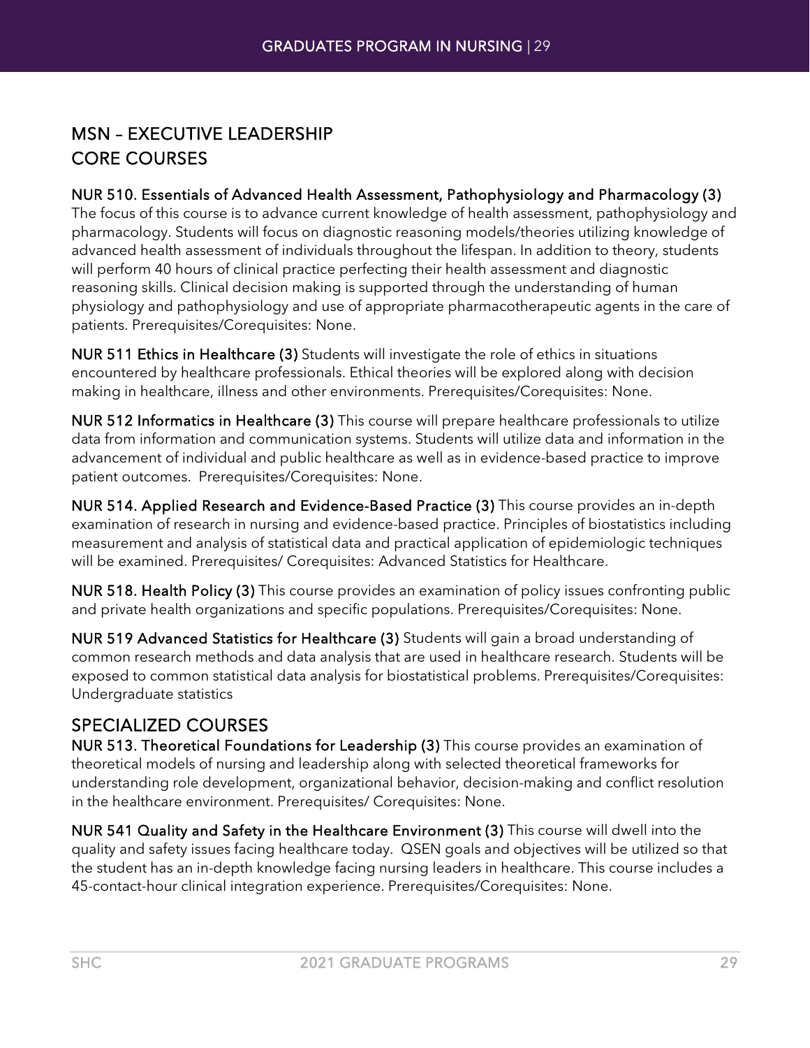## MSN – EXECUTIVE LEADERSHIP

## CORE COURSES

**NUR 510. Essentials of Advanced Health Assessment, Pathophysiology and Pharmacology (3)**
The focus of this course is to advance current knowledge of health assessment, pathophysiology and pharmacology. Students will focus on diagnostic reasoning models/theories utilizing knowledge of advanced health assessment of individuals throughout the lifespan. In addition to theory, students will perform 40 hours of clinical practice perfecting their health assessment and diagnostic reasoning skills. Clinical decision making is supported through the understanding of human physiology and pathophysiology and use of appropriate pharmacotherapeutic agents in the care of patients. Prerequisites/Corequisites: None.

**NUR 511 Ethics in Healthcare (3)** Students will investigate the role of ethics in situations encountered by healthcare professionals. Ethical theories will be explored along with decision making in healthcare, illness and other environments. Prerequisites/Corequisites: None.

**NUR 512 Informatics in Healthcare (3)** This course will prepare healthcare professionals to utilize data from information and communication systems. Students will utilize data and information in the advancement of individual and public healthcare as well as in evidence-based practice to improve patient outcomes. Prerequisites/Corequisites: None.

**NUR 514. Applied Research and Evidence-Based Practice (3)** This course provides an in-depth examination of research in nursing and evidence-based practice. Principles of biostatistics including measurement and analysis of statistical data and practical application of epidemiologic techniques will be examined. Prerequisites/ Corequisites: Advanced Statistics for Healthcare.

**NUR 518. Health Policy (3)** This course provides an examination of policy issues confronting public and private health organizations and specific populations. Prerequisites/Corequisites: None.

**NUR 519 Advanced Statistics for Healthcare (3)** Students will gain a broad understanding of common research methods and data analysis that are used in healthcare research. Students will be exposed to common statistical data analysis for biostatistical problems. Prerequisites/Corequisites: Undergraduate statistics

## SPECIALIZED COURSES

**NUR 513. Theoretical Foundations for Leadership (3)** This course provides an examination of theoretical models of nursing and leadership along with selected theoretical frameworks for understanding role development, organizational behavior, decision-making and conflict resolution in the healthcare environment. Prerequisites/ Corequisites: None.

**NUR 541 Quality and Safety in the Healthcare Environment (3)** This course will dwell into the quality and safety issues facing healthcare today. QSEN goals and objectives will be utilized so that the student has an in-depth knowledge facing nursing leaders in healthcare. This course includes a 45-contact-hour clinical integration experience. Prerequisites/Corequisites: None.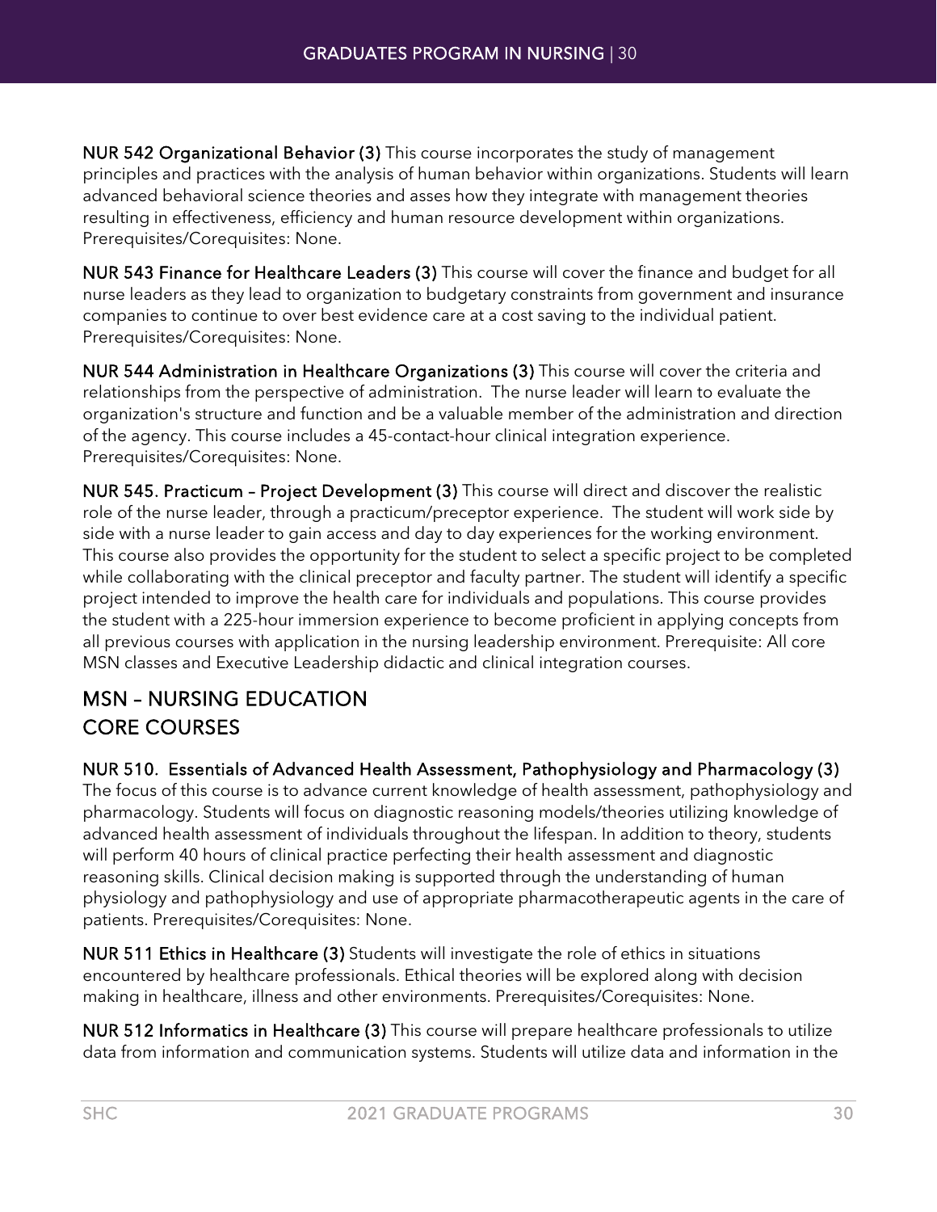**NUR 542 Organizational Behavior (3)** This course incorporates the study of management principles and practices with the analysis of human behavior within organizations. Students will learn advanced behavioral science theories and asses how they integrate with management theories resulting in effectiveness, efficiency and human resource development within organizations. Prerequisites/Corequisites: None.

**NUR 543 Finance for Healthcare Leaders (3)** This course will cover the finance and budget for all nurse leaders as they lead to organization to budgetary constraints from government and insurance companies to continue to over best evidence care at a cost saving to the individual patient. Prerequisites/Corequisites: None.

**NUR 544 Administration in Healthcare Organizations (3)** This course will cover the criteria and relationships from the perspective of administration. The nurse leader will learn to evaluate the organization's structure and function and be a valuable member of the administration and direction of the agency. This course includes a 45-contact-hour clinical integration experience. Prerequisites/Corequisites: None.

**NUR 545. Practicum – Project Development (3)** This course will direct and discover the realistic role of the nurse leader, through a practicum/preceptor experience. The student will work side by side with a nurse leader to gain access and day to day experiences for the working environment. This course also provides the opportunity for the student to select a specific project to be completed while collaborating with the clinical preceptor and faculty partner. The student will identify a specific project intended to improve the health care for individuals and populations. This course provides the student with a 225-hour immersion experience to become proficient in applying concepts from all previous courses with application in the nursing leadership environment. Prerequisite: All core MSN classes and Executive Leadership didactic and clinical integration courses.

## MSN – NURSING EDUCATION

## CORE COURSES

**NUR 510. Essentials of Advanced Health Assessment, Pathophysiology and Pharmacology (3)**
The focus of this course is to advance current knowledge of health assessment, pathophysiology and pharmacology. Students will focus on diagnostic reasoning models/theories utilizing knowledge of advanced health assessment of individuals throughout the lifespan. In addition to theory, students will perform 40 hours of clinical practice perfecting their health assessment and diagnostic reasoning skills. Clinical decision making is supported through the understanding of human physiology and pathophysiology and use of appropriate pharmacotherapeutic agents in the care of patients. Prerequisites/Corequisites: None.

**NUR 511 Ethics in Healthcare (3)** Students will investigate the role of ethics in situations encountered by healthcare professionals. Ethical theories will be explored along with decision making in healthcare, illness and other environments. Prerequisites/Corequisites: None.

**NUR 512 Informatics in Healthcare (3)** This course will prepare healthcare professionals to utilize data from information and communication systems. Students will utilize data and information in the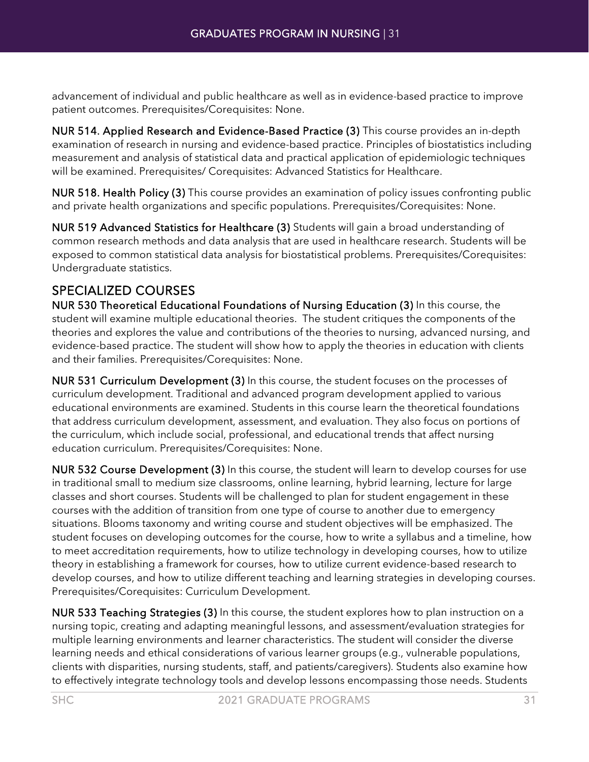advancement of individual and public healthcare as well as in evidence-based practice to improve patient outcomes. Prerequisites/Corequisites: None.

**NUR 514. Applied Research and Evidence-Based Practice (3)** This course provides an in-depth examination of research in nursing and evidence-based practice. Principles of biostatistics including measurement and analysis of statistical data and practical application of epidemiologic techniques will be examined. Prerequisites/ Corequisites: Advanced Statistics for Healthcare.

**NUR 518. Health Policy (3)** This course provides an examination of policy issues confronting public and private health organizations and specific populations. Prerequisites/Corequisites: None.

**NUR 519 Advanced Statistics for Healthcare (3)** Students will gain a broad understanding of common research methods and data analysis that are used in healthcare research. Students will be exposed to common statistical data analysis for biostatistical problems. Prerequisites/Corequisites: Undergraduate statistics.

## SPECIALIZED COURSES

**NUR 530 Theoretical Educational Foundations of Nursing Education (3)** In this course, the student will examine multiple educational theories. The student critiques the components of the theories and explores the value and contributions of the theories to nursing, advanced nursing, and evidence-based practice. The student will show how to apply the theories in education with clients and their families. Prerequisites/Corequisites: None.

**NUR 531 Curriculum Development (3)** In this course, the student focuses on the processes of curriculum development. Traditional and advanced program development applied to various educational environments are examined. Students in this course learn the theoretical foundations that address curriculum development, assessment, and evaluation. They also focus on portions of the curriculum, which include social, professional, and educational trends that affect nursing education curriculum. Prerequisites/Corequisites: None.

**NUR 532 Course Development (3)** In this course, the student will learn to develop courses for use in traditional small to medium size classrooms, online learning, hybrid learning, lecture for large classes and short courses. Students will be challenged to plan for student engagement in these courses with the addition of transition from one type of course to another due to emergency situations. Blooms taxonomy and writing course and student objectives will be emphasized. The student focuses on developing outcomes for the course, how to write a syllabus and a timeline, how to meet accreditation requirements, how to utilize technology in developing courses, how to utilize theory in establishing a framework for courses, how to utilize current evidence-based research to develop courses, and how to utilize different teaching and learning strategies in developing courses. Prerequisites/Corequisites: Curriculum Development.

**NUR 533 Teaching Strategies (3)** In this course, the student explores how to plan instruction on a nursing topic, creating and adapting meaningful lessons, and assessment/evaluation strategies for multiple learning environments and learner characteristics. The student will consider the diverse learning needs and ethical considerations of various learner groups (e.g., vulnerable populations, clients with disparities, nursing students, staff, and patients/caregivers). Students also examine how to effectively integrate technology tools and develop lessons encompassing those needs. Students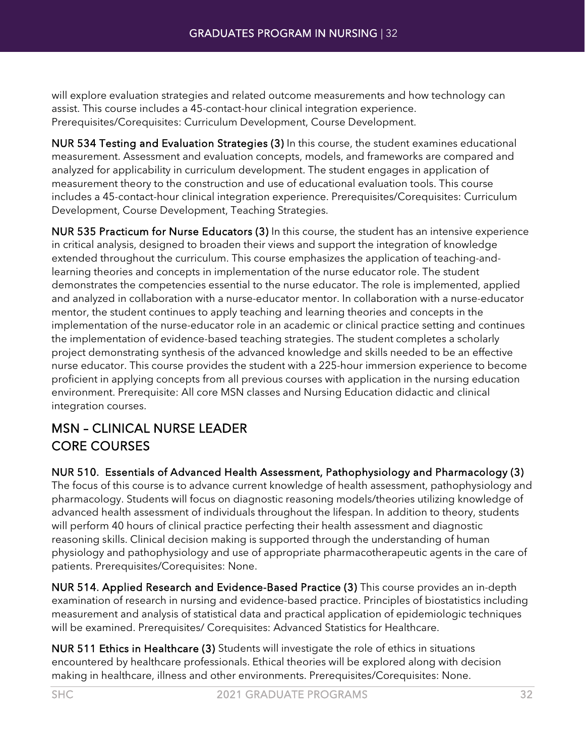will explore evaluation strategies and related outcome measurements and how technology can assist. This course includes a 45-contact-hour clinical integration experience. Prerequisites/Corequisites: Curriculum Development, Course Development.

**NUR 534 Testing and Evaluation Strategies (3)** In this course, the student examines educational measurement. Assessment and evaluation concepts, models, and frameworks are compared and analyzed for applicability in curriculum development. The student engages in application of measurement theory to the construction and use of educational evaluation tools. This course includes a 45-contact-hour clinical integration experience. Prerequisites/Corequisites: Curriculum Development, Course Development, Teaching Strategies.

**NUR 535 Practicum for Nurse Educators (3)** In this course, the student has an intensive experience in critical analysis, designed to broaden their views and support the integration of knowledge extended throughout the curriculum. This course emphasizes the application of teaching-and-learning theories and concepts in implementation of the nurse educator role. The student demonstrates the competencies essential to the nurse educator. The role is implemented, applied and analyzed in collaboration with a nurse-educator mentor. In collaboration with a nurse-educator mentor, the student continues to apply teaching and learning theories and concepts in the implementation of the nurse-educator role in an academic or clinical practice setting and continues the implementation of evidence-based teaching strategies. The student completes a scholarly project demonstrating synthesis of the advanced knowledge and skills needed to be an effective nurse educator. This course provides the student with a 225-hour immersion experience to become proficient in applying concepts from all previous courses with application in the nursing education environment. Prerequisite: All core MSN classes and Nursing Education didactic and clinical integration courses.

## MSN – CLINICAL NURSE LEADER
## CORE COURSES

**NUR 510. Essentials of Advanced Health Assessment, Pathophysiology and Pharmacology (3)** The focus of this course is to advance current knowledge of health assessment, pathophysiology and pharmacology. Students will focus on diagnostic reasoning models/theories utilizing knowledge of advanced health assessment of individuals throughout the lifespan. In addition to theory, students will perform 40 hours of clinical practice perfecting their health assessment and diagnostic reasoning skills. Clinical decision making is supported through the understanding of human physiology and pathophysiology and use of appropriate pharmacotherapeutic agents in the care of patients. Prerequisites/Corequisites: None.

**NUR 514. Applied Research and Evidence-Based Practice (3)** This course provides an in-depth examination of research in nursing and evidence-based practice. Principles of biostatistics including measurement and analysis of statistical data and practical application of epidemiologic techniques will be examined. Prerequisites/ Corequisites: Advanced Statistics for Healthcare.

**NUR 511 Ethics in Healthcare (3)** Students will investigate the role of ethics in situations encountered by healthcare professionals. Ethical theories will be explored along with decision making in healthcare, illness and other environments. Prerequisites/Corequisites: None.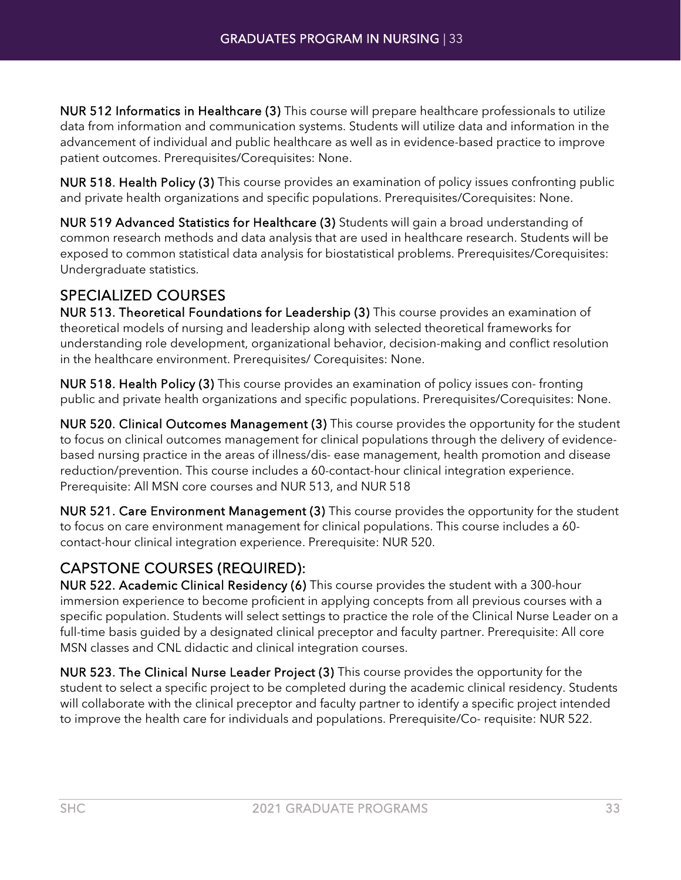**NUR 512 Informatics in Healthcare (3)** This course will prepare healthcare professionals to utilize data from information and communication systems. Students will utilize data and information in the advancement of individual and public healthcare as well as in evidence-based practice to improve patient outcomes. Prerequisites/Corequisites: None.

**NUR 518. Health Policy (3)** This course provides an examination of policy issues confronting public and private health organizations and specific populations. Prerequisites/Corequisites: None.

**NUR 519 Advanced Statistics for Healthcare (3)** Students will gain a broad understanding of common research methods and data analysis that are used in healthcare research. Students will be exposed to common statistical data analysis for biostatistical problems. Prerequisites/Corequisites: Undergraduate statistics.

## SPECIALIZED COURSES

**NUR 513. Theoretical Foundations for Leadership (3)** This course provides an examination of theoretical models of nursing and leadership along with selected theoretical frameworks for understanding role development, organizational behavior, decision-making and conflict resolution in the healthcare environment. Prerequisites/ Corequisites: None.

**NUR 518. Health Policy (3)** This course provides an examination of policy issues con- fronting public and private health organizations and specific populations. Prerequisites/Corequisites: None.

**NUR 520. Clinical Outcomes Management (3)** This course provides the opportunity for the student to focus on clinical outcomes management for clinical populations through the delivery of evidence-based nursing practice in the areas of illness/dis- ease management, health promotion and disease reduction/prevention. This course includes a 60-contact-hour clinical integration experience. Prerequisite: All MSN core courses and NUR 513, and NUR 518

**NUR 521. Care Environment Management (3)** This course provides the opportunity for the student to focus on care environment management for clinical populations. This course includes a 60-contact-hour clinical integration experience. Prerequisite: NUR 520.

## CAPSTONE COURSES (REQUIRED):

**NUR 522. Academic Clinical Residency (6)** This course provides the student with a 300-hour immersion experience to become proficient in applying concepts from all previous courses with a specific population. Students will select settings to practice the role of the Clinical Nurse Leader on a full-time basis guided by a designated clinical preceptor and faculty partner. Prerequisite: All core MSN classes and CNL didactic and clinical integration courses.

**NUR 523. The Clinical Nurse Leader Project (3)** This course provides the opportunity for the student to select a specific project to be completed during the academic clinical residency. Students will collaborate with the clinical preceptor and faculty partner to identify a specific project intended to improve the health care for individuals and populations. Prerequisite/Co- requisite: NUR 522.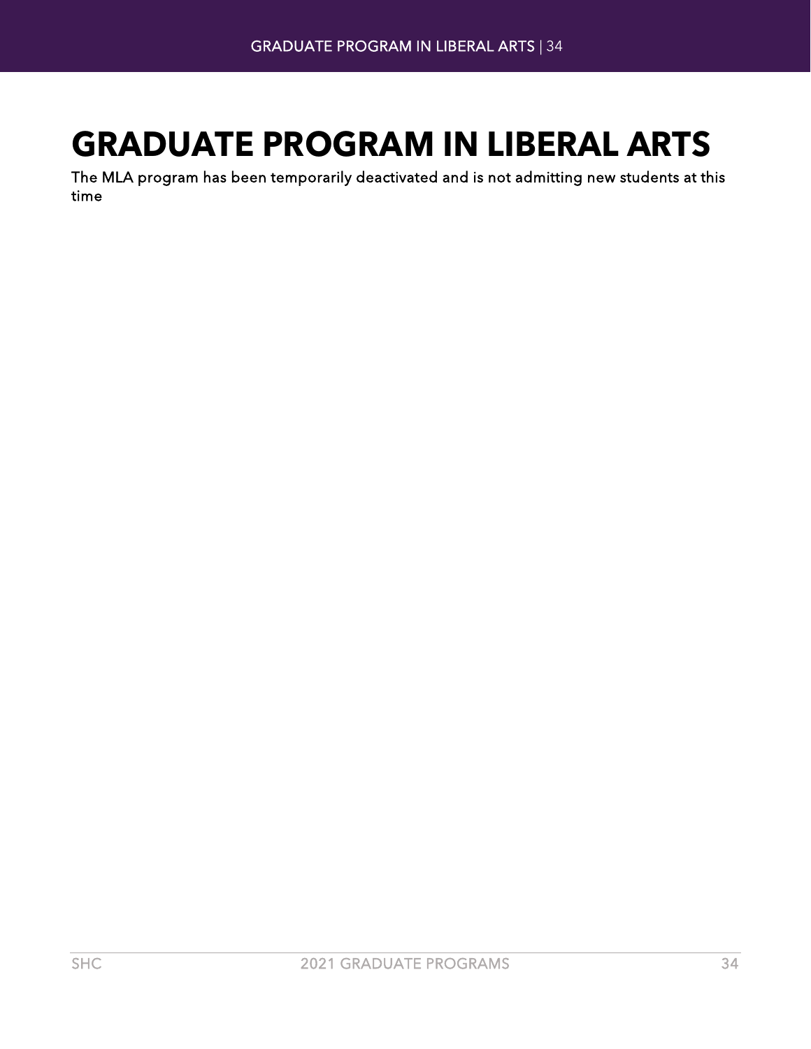# GRADUATE PROGRAM IN LIBERAL ARTS

The MLA program has been temporarily deactivated and is not admitting new students at this time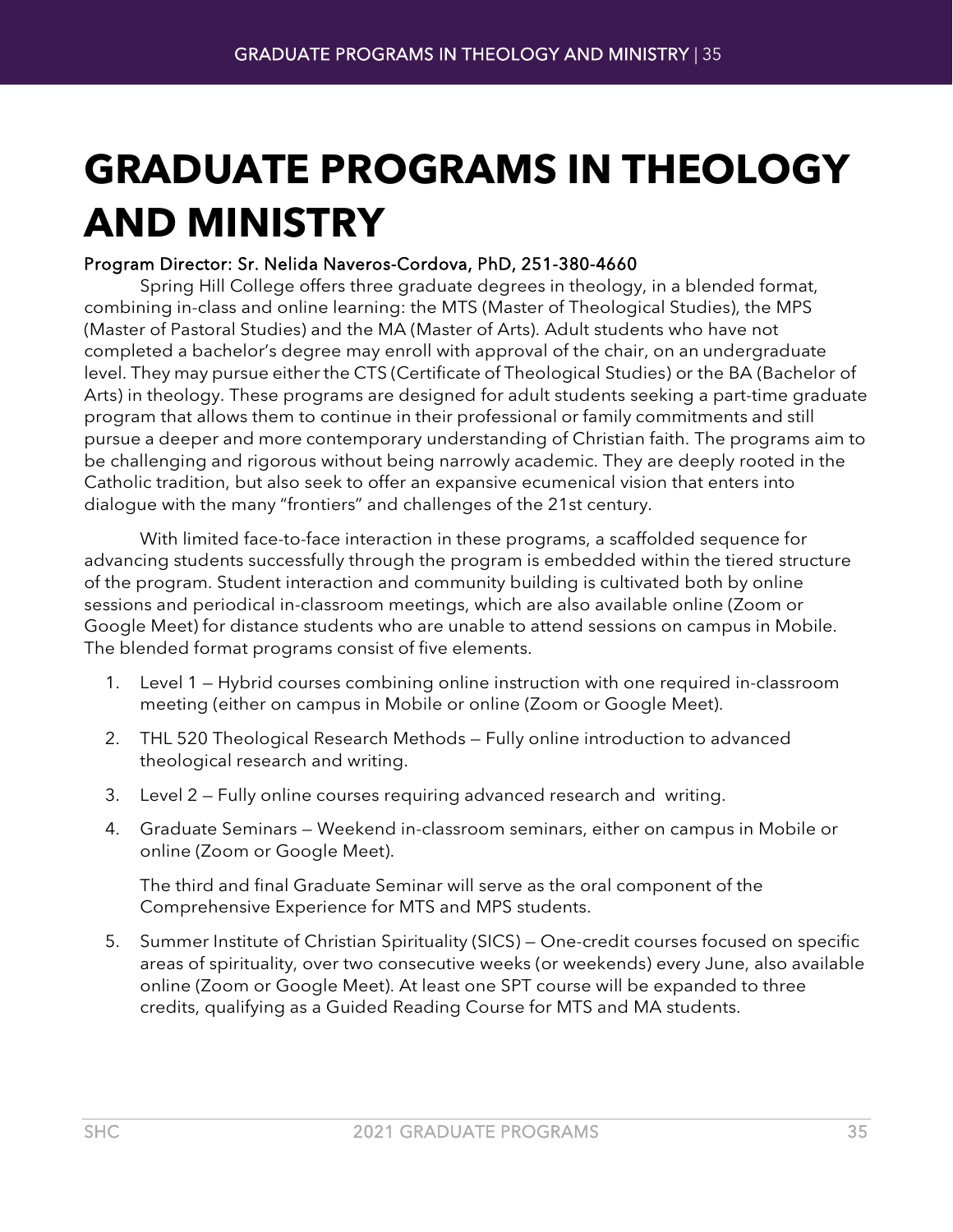# GRADUATE PROGRAMS IN THEOLOGY AND MINISTRY

Program Director: Sr. Nelida Naveros-Cordova, PhD, 251-380-4660

Spring Hill College offers three graduate degrees in theology, in a blended format, combining in-class and online learning: the MTS (Master of Theological Studies), the MPS (Master of Pastoral Studies) and the MA (Master of Arts). Adult students who have not completed a bachelor's degree may enroll with approval of the chair, on an undergraduate level. They may pursue either the CTS (Certificate of Theological Studies) or the BA (Bachelor of Arts) in theology. These programs are designed for adult students seeking a part-time graduate program that allows them to continue in their professional or family commitments and still pursue a deeper and more contemporary understanding of Christian faith. The programs aim to be challenging and rigorous without being narrowly academic. They are deeply rooted in the Catholic tradition, but also seek to offer an expansive ecumenical vision that enters into dialogue with the many "frontiers" and challenges of the 21st century.

With limited face-to-face interaction in these programs, a scaffolded sequence for advancing students successfully through the program is embedded within the tiered structure of the program. Student interaction and community building is cultivated both by online sessions and periodical in-classroom meetings, which are also available online (Zoom or Google Meet) for distance students who are unable to attend sessions on campus in Mobile. The blended format programs consist of five elements.

1. Level 1 — Hybrid courses combining online instruction with one required in-classroom meeting (either on campus in Mobile or online (Zoom or Google Meet).
2. THL 520 Theological Research Methods — Fully online introduction to advanced theological research and writing.
3. Level 2 — Fully online courses requiring advanced research and writing.
4. Graduate Seminars — Weekend in-classroom seminars, either on campus in Mobile or online (Zoom or Google Meet).

   The third and final Graduate Seminar will serve as the oral component of the Comprehensive Experience for MTS and MPS students.
5. Summer Institute of Christian Spirituality (SICS) — One-credit courses focused on specific areas of spirituality, over two consecutive weeks (or weekends) every June, also available online (Zoom or Google Meet). At least one SPT course will be expanded to three credits, qualifying as a Guided Reading Course for MTS and MA students.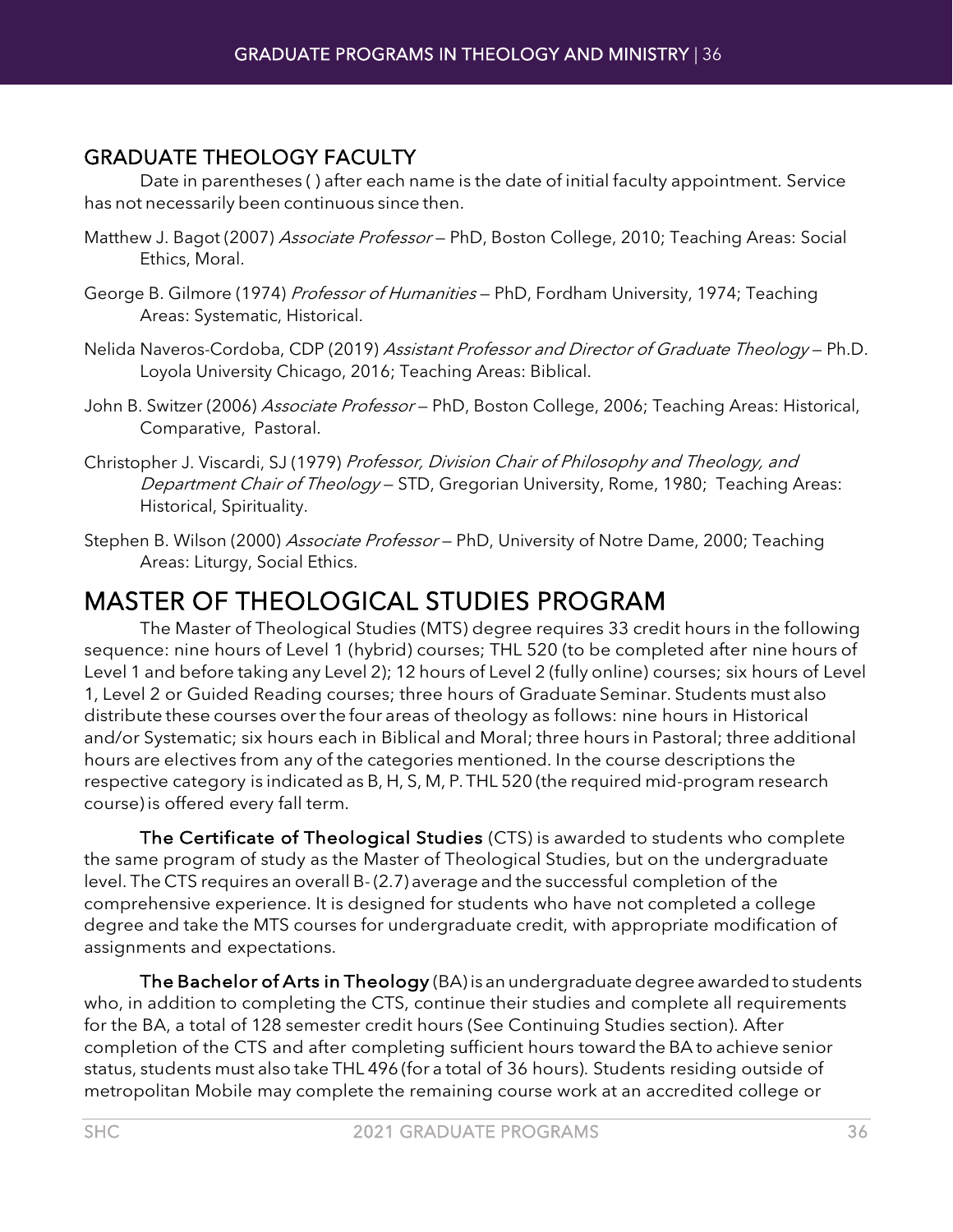## GRADUATE THEOLOGY FACULTY

Date in parentheses ( ) after each name is the date of initial faculty appointment. Service has not necessarily been continuous since then.

Matthew J. Bagot (2007) *Associate Professor* — PhD, Boston College, 2010; Teaching Areas: Social Ethics, Moral.

George B. Gilmore (1974) *Professor of Humanities* — PhD, Fordham University, 1974; Teaching Areas: Systematic, Historical.

Nelida Naveros-Cordoba, CDP (2019) *Assistant Professor and Director of Graduate Theology* — Ph.D. Loyola University Chicago, 2016; Teaching Areas: Biblical.

John B. Switzer (2006) *Associate Professor* — PhD, Boston College, 2006; Teaching Areas: Historical, Comparative, Pastoral.

Christopher J. Viscardi, SJ (1979) *Professor, Division Chair of Philosophy and Theology, and Department Chair of Theology* — STD, Gregorian University, Rome, 1980; Teaching Areas: Historical, Spirituality.

Stephen B. Wilson (2000) *Associate Professor* — PhD, University of Notre Dame, 2000; Teaching Areas: Liturgy, Social Ethics.

# MASTER OF THEOLOGICAL STUDIES PROGRAM

The Master of Theological Studies (MTS) degree requires 33 credit hours in the following sequence: nine hours of Level 1 (hybrid) courses; THL 520 (to be completed after nine hours of Level 1 and before taking any Level 2); 12 hours of Level 2 (fully online) courses; six hours of Level 1, Level 2 or Guided Reading courses; three hours of Graduate Seminar. Students must also distribute these courses over the four areas of theology as follows: nine hours in Historical and/or Systematic; six hours each in Biblical and Moral; three hours in Pastoral; three additional hours are electives from any of the categories mentioned. In the course descriptions the respective category is indicated as B, H, S, M, P. THL 520 (the required mid-program research course) is offered every fall term.

**The Certificate of Theological Studies** (CTS) is awarded to students who complete the same program of study as the Master of Theological Studies, but on the undergraduate level. The CTS requires an overall B- (2.7) average and the successful completion of the comprehensive experience. It is designed for students who have not completed a college degree and take the MTS courses for undergraduate credit, with appropriate modification of assignments and expectations.

**The Bachelor of Arts in Theology** (BA) is an undergraduate degree awarded to students who, in addition to completing the CTS, continue their studies and complete all requirements for the BA, a total of 128 semester credit hours (See Continuing Studies section). After completion of the CTS and after completing sufficient hours toward the BA to achieve senior status, students must also take THL 496 (for a total of 36 hours). Students residing outside of metropolitan Mobile may complete the remaining course work at an accredited college or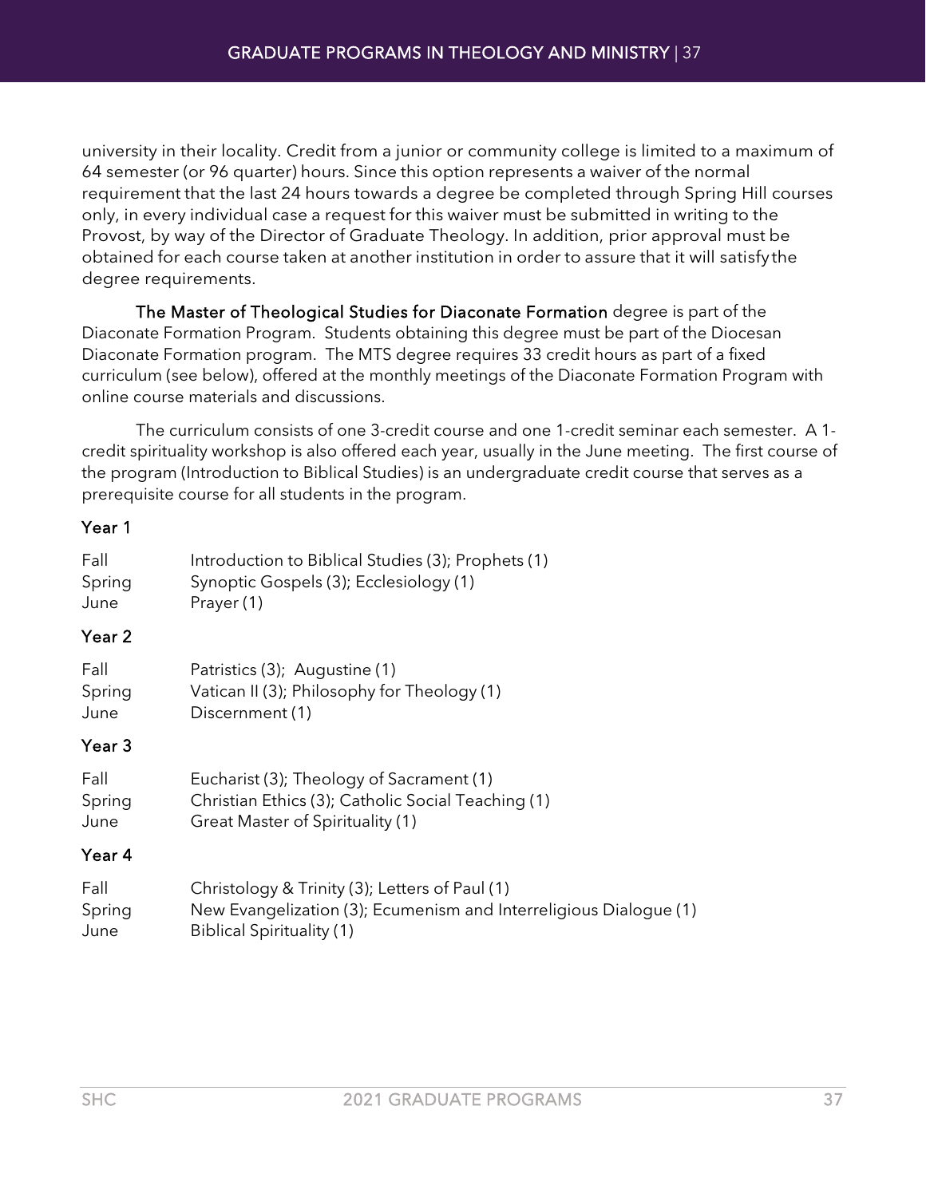university in their locality. Credit from a junior or community college is limited to a maximum of 64 semester (or 96 quarter) hours. Since this option represents a waiver of the normal requirement that the last 24 hours towards a degree be completed through Spring Hill courses only, in every individual case a request for this waiver must be submitted in writing to the Provost, by way of the Director of Graduate Theology. In addition, prior approval must be obtained for each course taken at another institution in order to assure that it will satisfy the degree requirements.

**The Master of Theological Studies for Diaconate Formation** degree is part of the Diaconate Formation Program. Students obtaining this degree must be part of the Diocesan Diaconate Formation program. The MTS degree requires 33 credit hours as part of a fixed curriculum (see below), offered at the monthly meetings of the Diaconate Formation Program with online course materials and discussions.

The curriculum consists of one 3-credit course and one 1-credit seminar each semester. A 1-credit spirituality workshop is also offered each year, usually in the June meeting. The first course of the program (Introduction to Biblical Studies) is an undergraduate credit course that serves as a prerequisite course for all students in the program.

### Year 1

| | |
|---|---|
| Fall | Introduction to Biblical Studies (3); Prophets (1) |
| Spring | Synoptic Gospels (3); Ecclesiology (1) |
| June | Prayer (1) |

### Year 2

| | |
|---|---|
| Fall | Patristics (3); Augustine (1) |
| Spring | Vatican II (3); Philosophy for Theology (1) |
| June | Discernment (1) |

### Year 3

| | |
|---|---|
| Fall | Eucharist (3); Theology of Sacrament (1) |
| Spring | Christian Ethics (3); Catholic Social Teaching (1) |
| June | Great Master of Spirituality (1) |

### Year 4

| | |
|---|---|
| Fall | Christology & Trinity (3); Letters of Paul (1) |
| Spring | New Evangelization (3); Ecumenism and Interreligious Dialogue (1) |
| June | Biblical Spirituality (1) |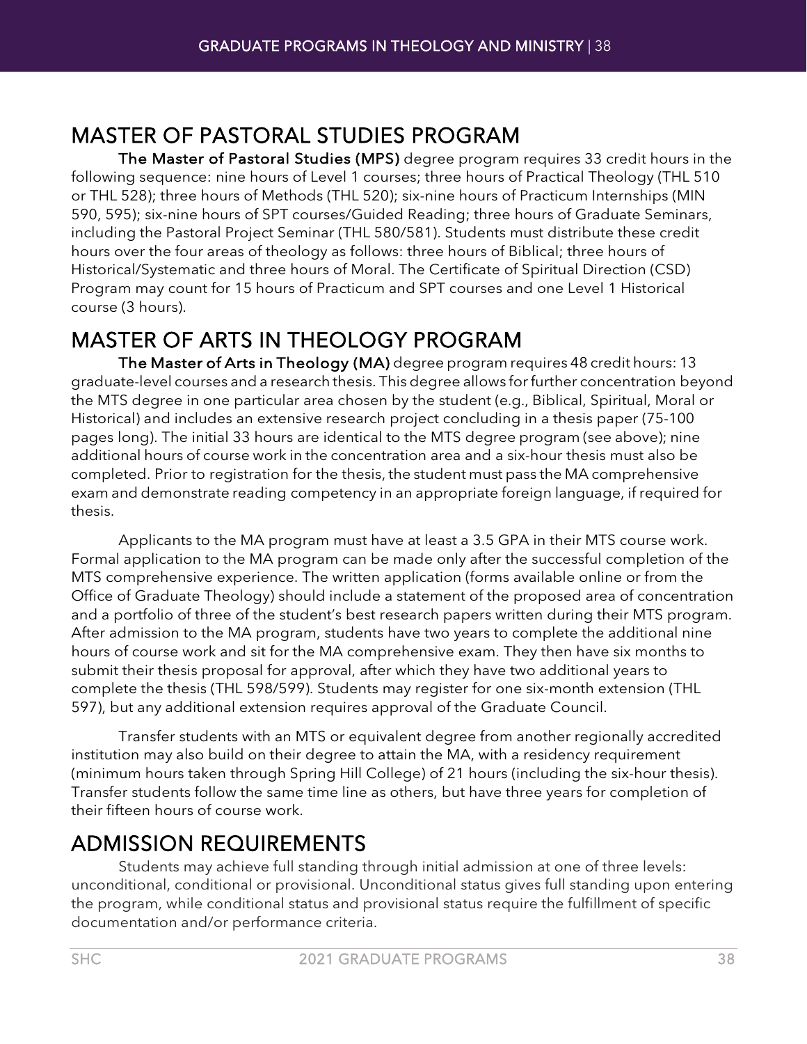## MASTER OF PASTORAL STUDIES PROGRAM

**The Master of Pastoral Studies (MPS)** degree program requires 33 credit hours in the following sequence: nine hours of Level 1 courses; three hours of Practical Theology (THL 510 or THL 528); three hours of Methods (THL 520); six-nine hours of Practicum Internships (MIN 590, 595); six-nine hours of SPT courses/Guided Reading; three hours of Graduate Seminars, including the Pastoral Project Seminar (THL 580/581). Students must distribute these credit hours over the four areas of theology as follows: three hours of Biblical; three hours of Historical/Systematic and three hours of Moral. The Certificate of Spiritual Direction (CSD) Program may count for 15 hours of Practicum and SPT courses and one Level 1 Historical course (3 hours).

## MASTER OF ARTS IN THEOLOGY PROGRAM

**The Master of Arts in Theology (MA)** degree program requires 48 credit hours: 13 graduate-level courses and a research thesis. This degree allows for further concentration beyond the MTS degree in one particular area chosen by the student (e.g., Biblical, Spiritual, Moral or Historical) and includes an extensive research project concluding in a thesis paper (75-100 pages long). The initial 33 hours are identical to the MTS degree program (see above); nine additional hours of course work in the concentration area and a six-hour thesis must also be completed. Prior to registration for the thesis, the student must pass the MA comprehensive exam and demonstrate reading competency in an appropriate foreign language, if required for thesis.

Applicants to the MA program must have at least a 3.5 GPA in their MTS course work. Formal application to the MA program can be made only after the successful completion of the MTS comprehensive experience. The written application (forms available online or from the Office of Graduate Theology) should include a statement of the proposed area of concentration and a portfolio of three of the student's best research papers written during their MTS program. After admission to the MA program, students have two years to complete the additional nine hours of course work and sit for the MA comprehensive exam. They then have six months to submit their thesis proposal for approval, after which they have two additional years to complete the thesis (THL 598/599). Students may register for one six-month extension (THL 597), but any additional extension requires approval of the Graduate Council.

Transfer students with an MTS or equivalent degree from another regionally accredited institution may also build on their degree to attain the MA, with a residency requirement (minimum hours taken through Spring Hill College) of 21 hours (including the six-hour thesis). Transfer students follow the same time line as others, but have three years for completion of their fifteen hours of course work.

## ADMISSION REQUIREMENTS

Students may achieve full standing through initial admission at one of three levels: unconditional, conditional or provisional. Unconditional status gives full standing upon entering the program, while conditional status and provisional status require the fulfillment of specific documentation and/or performance criteria.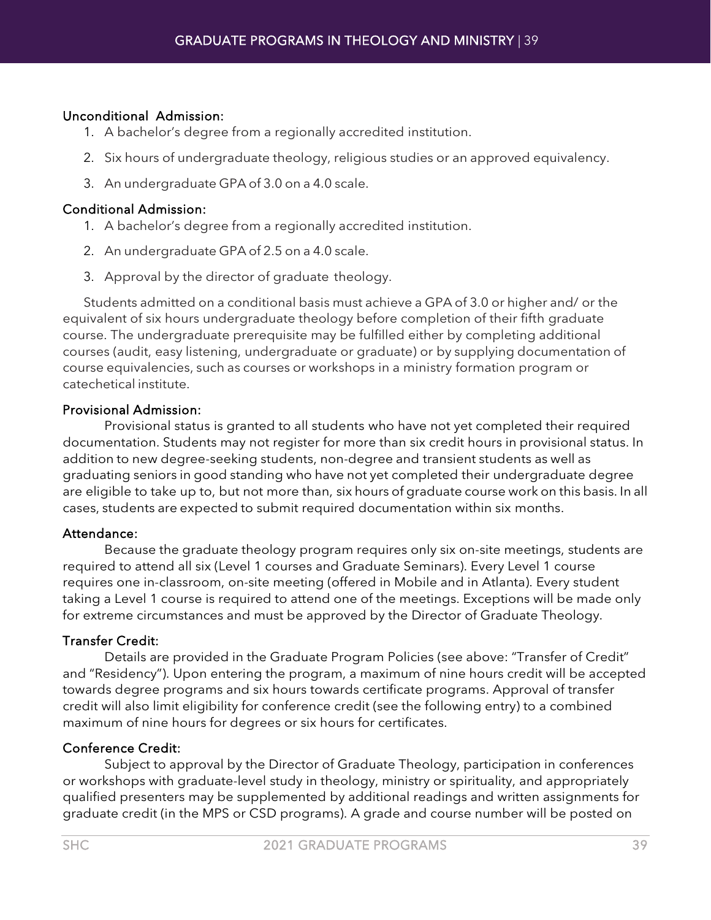### Unconditional Admission:

1. A bachelor's degree from a regionally accredited institution.
2. Six hours of undergraduate theology, religious studies or an approved equivalency.
3. An undergraduate GPA of 3.0 on a 4.0 scale.

### Conditional Admission:

1. A bachelor's degree from a regionally accredited institution.
2. An undergraduate GPA of 2.5 on a 4.0 scale.
3. Approval by the director of graduate theology.

Students admitted on a conditional basis must achieve a GPA of 3.0 or higher and/ or the equivalent of six hours undergraduate theology before completion of their fifth graduate course. The undergraduate prerequisite may be fulfilled either by completing additional courses (audit, easy listening, undergraduate or graduate) or by supplying documentation of course equivalencies, such as courses or workshops in a ministry formation program or catechetical institute.

### Provisional Admission:

Provisional status is granted to all students who have not yet completed their required documentation. Students may not register for more than six credit hours in provisional status. In addition to new degree-seeking students, non-degree and transient students as well as graduating seniors in good standing who have not yet completed their undergraduate degree are eligible to take up to, but not more than, six hours of graduate course work on this basis. In all cases, students are expected to submit required documentation within six months.

### Attendance:

Because the graduate theology program requires only six on-site meetings, students are required to attend all six (Level 1 courses and Graduate Seminars). Every Level 1 course requires one in-classroom, on-site meeting (offered in Mobile and in Atlanta). Every student taking a Level 1 course is required to attend one of the meetings. Exceptions will be made only for extreme circumstances and must be approved by the Director of Graduate Theology.

### Transfer Credit:

Details are provided in the Graduate Program Policies (see above: "Transfer of Credit" and "Residency"). Upon entering the program, a maximum of nine hours credit will be accepted towards degree programs and six hours towards certificate programs. Approval of transfer credit will also limit eligibility for conference credit (see the following entry) to a combined maximum of nine hours for degrees or six hours for certificates.

### Conference Credit:

Subject to approval by the Director of Graduate Theology, participation in conferences or workshops with graduate-level study in theology, ministry or spirituality, and appropriately qualified presenters may be supplemented by additional readings and written assignments for graduate credit (in the MPS or CSD programs). A grade and course number will be posted on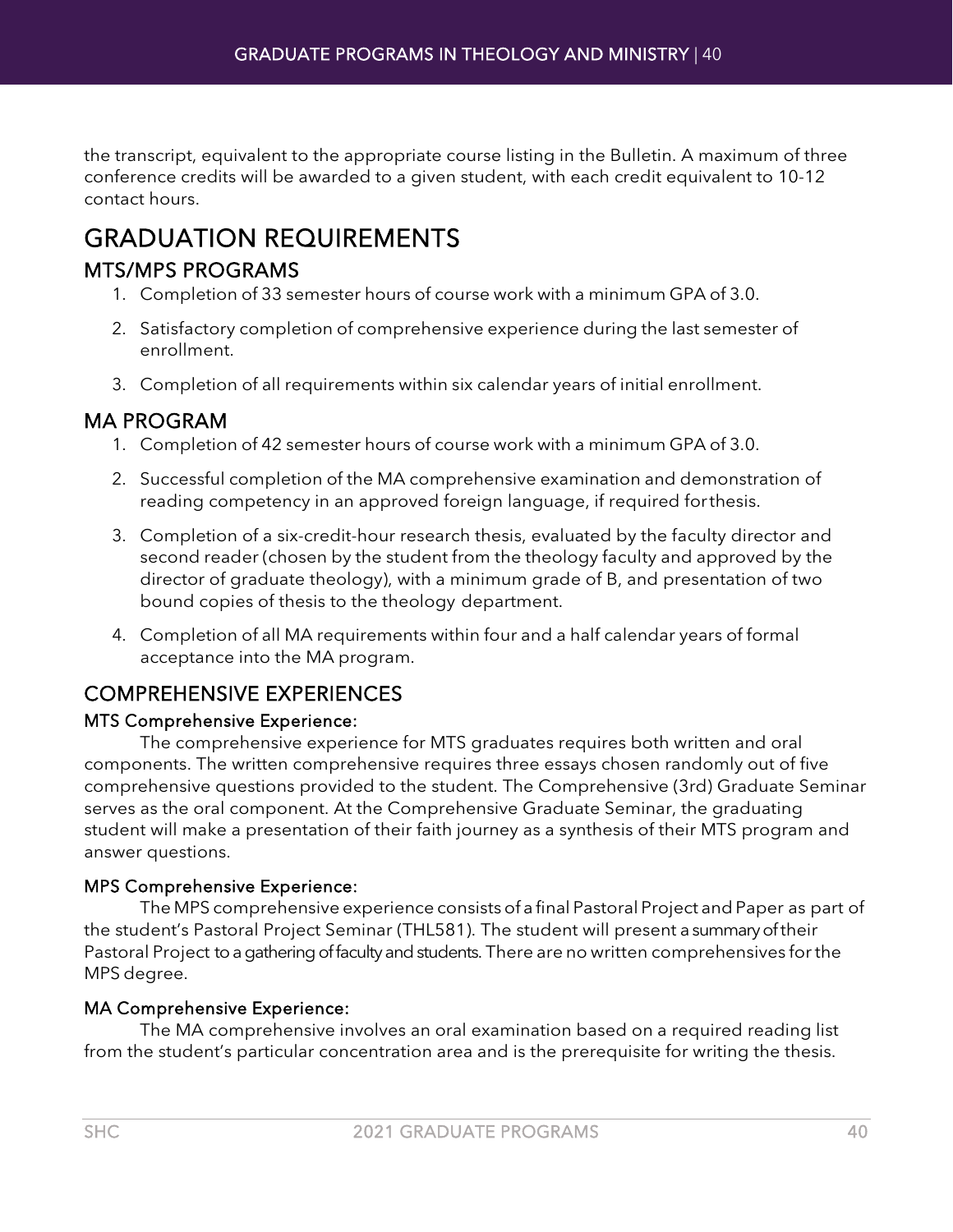the transcript, equivalent to the appropriate course listing in the Bulletin. A maximum of three conference credits will be awarded to a given student, with each credit equivalent to 10-12 contact hours.

# GRADUATION REQUIREMENTS

## MTS/MPS PROGRAMS

1. Completion of 33 semester hours of course work with a minimum GPA of 3.0.
2. Satisfactory completion of comprehensive experience during the last semester of enrollment.
3. Completion of all requirements within six calendar years of initial enrollment.

## MA PROGRAM

1. Completion of 42 semester hours of course work with a minimum GPA of 3.0.
2. Successful completion of the MA comprehensive examination and demonstration of reading competency in an approved foreign language, if required for thesis.
3. Completion of a six-credit-hour research thesis, evaluated by the faculty director and second reader (chosen by the student from the theology faculty and approved by the director of graduate theology), with a minimum grade of B, and presentation of two bound copies of thesis to the theology department.
4. Completion of all MA requirements within four and a half calendar years of formal acceptance into the MA program.

## COMPREHENSIVE EXPERIENCES

### MTS Comprehensive Experience:

The comprehensive experience for MTS graduates requires both written and oral components. The written comprehensive requires three essays chosen randomly out of five comprehensive questions provided to the student. The Comprehensive (3rd) Graduate Seminar serves as the oral component. At the Comprehensive Graduate Seminar, the graduating student will make a presentation of their faith journey as a synthesis of their MTS program and answer questions.

### MPS Comprehensive Experience:

The MPS comprehensive experience consists of a final Pastoral Project and Paper as part of the student's Pastoral Project Seminar (THL581). The student will present a summary of their Pastoral Project to a gathering of faculty and students. There are no written comprehensives for the MPS degree.

### MA Comprehensive Experience:

The MA comprehensive involves an oral examination based on a required reading list from the student's particular concentration area and is the prerequisite for writing the thesis.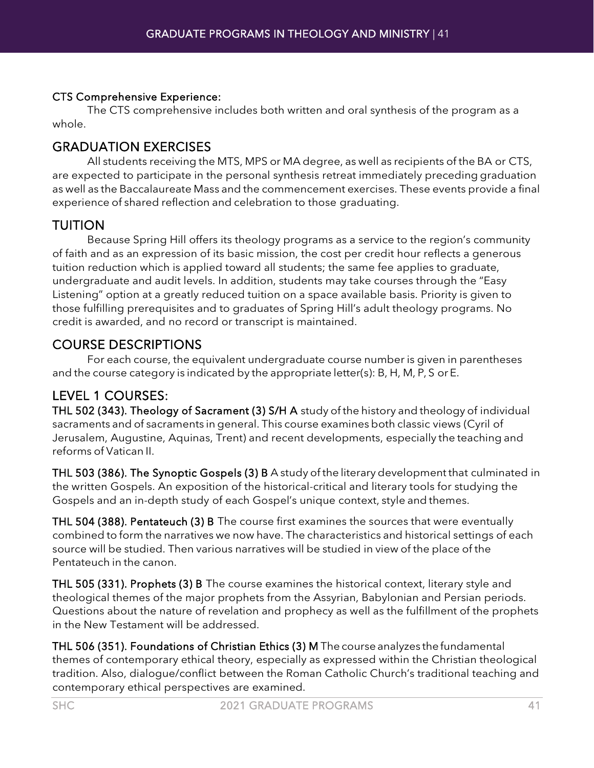**CTS Comprehensive Experience:**

The CTS comprehensive includes both written and oral synthesis of the program as a whole.

## GRADUATION EXERCISES

All students receiving the MTS, MPS or MA degree, as well as recipients of the BA or CTS, are expected to participate in the personal synthesis retreat immediately preceding graduation as well as the Baccalaureate Mass and the commencement exercises. These events provide a final experience of shared reflection and celebration to those graduating.

## TUITION

Because Spring Hill offers its theology programs as a service to the region's community of faith and as an expression of its basic mission, the cost per credit hour reflects a generous tuition reduction which is applied toward all students; the same fee applies to graduate, undergraduate and audit levels. In addition, students may take courses through the "Easy Listening" option at a greatly reduced tuition on a space available basis. Priority is given to those fulfilling prerequisites and to graduates of Spring Hill's adult theology programs. No credit is awarded, and no record or transcript is maintained.

## COURSE DESCRIPTIONS

For each course, the equivalent undergraduate course number is given in parentheses and the course category is indicated by the appropriate letter(s): B, H, M, P, S or E.

## LEVEL 1 COURSES:

**THL 502 (343). Theology of Sacrament (3) S/H** A study of the history and theology of individual sacraments and of sacraments in general. This course examines both classic views (Cyril of Jerusalem, Augustine, Aquinas, Trent) and recent developments, especially the teaching and reforms of Vatican II.

**THL 503 (386). The Synoptic Gospels (3) B** A study of the literary development that culminated in the written Gospels. An exposition of the historical-critical and literary tools for studying the Gospels and an in-depth study of each Gospel's unique context, style and themes.

**THL 504 (388). Pentateuch (3) B** The course first examines the sources that were eventually combined to form the narratives we now have. The characteristics and historical settings of each source will be studied. Then various narratives will be studied in view of the place of the Pentateuch in the canon.

**THL 505 (331). Prophets (3) B** The course examines the historical context, literary style and theological themes of the major prophets from the Assyrian, Babylonian and Persian periods. Questions about the nature of revelation and prophecy as well as the fulfillment of the prophets in the New Testament will be addressed.

**THL 506 (351). Foundations of Christian Ethics (3) M** The course analyzes the fundamental themes of contemporary ethical theory, especially as expressed within the Christian theological tradition. Also, dialogue/conflict between the Roman Catholic Church's traditional teaching and contemporary ethical perspectives are examined.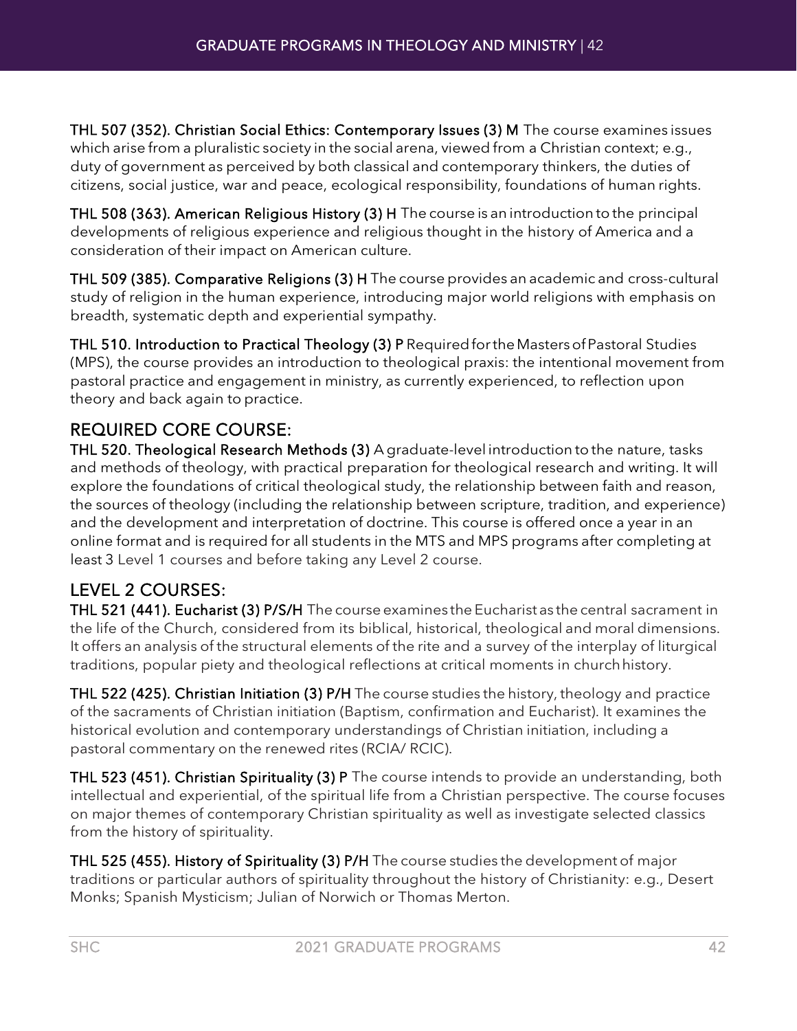**THL 507 (352). Christian Social Ethics: Contemporary Issues (3) M** The course examines issues which arise from a pluralistic society in the social arena, viewed from a Christian context; e.g., duty of government as perceived by both classical and contemporary thinkers, the duties of citizens, social justice, war and peace, ecological responsibility, foundations of human rights.

**THL 508 (363). American Religious History (3) H** The course is an introduction to the principal developments of religious experience and religious thought in the history of America and a consideration of their impact on American culture.

**THL 509 (385). Comparative Religions (3) H** The course provides an academic and cross-cultural study of religion in the human experience, introducing major world religions with emphasis on breadth, systematic depth and experiential sympathy.

**THL 510. Introduction to Practical Theology (3) P** Required for the Masters of Pastoral Studies (MPS), the course provides an introduction to theological praxis: the intentional movement from pastoral practice and engagement in ministry, as currently experienced, to reflection upon theory and back again to practice.

## REQUIRED CORE COURSE:

**THL 520. Theological Research Methods (3)** A graduate-level introduction to the nature, tasks and methods of theology, with practical preparation for theological research and writing. It will explore the foundations of critical theological study, the relationship between faith and reason, the sources of theology (including the relationship between scripture, tradition, and experience) and the development and interpretation of doctrine. This course is offered once a year in an online format and is required for all students in the MTS and MPS programs after completing at least 3 Level 1 courses and before taking any Level 2 course.

## LEVEL 2 COURSES:

**THL 521 (441). Eucharist (3) P/S/H** The course examines the Eucharist as the central sacrament in the life of the Church, considered from its biblical, historical, theological and moral dimensions. It offers an analysis of the structural elements of the rite and a survey of the interplay of liturgical traditions, popular piety and theological reflections at critical moments in church history.

**THL 522 (425). Christian Initiation (3) P/H** The course studies the history, theology and practice of the sacraments of Christian initiation (Baptism, confirmation and Eucharist). It examines the historical evolution and contemporary understandings of Christian initiation, including a pastoral commentary on the renewed rites (RCIA/ RCIC).

**THL 523 (451). Christian Spirituality (3) P** The course intends to provide an understanding, both intellectual and experiential, of the spiritual life from a Christian perspective. The course focuses on major themes of contemporary Christian spirituality as well as investigate selected classics from the history of spirituality.

**THL 525 (455). History of Spirituality (3) P/H** The course studies the development of major traditions or particular authors of spirituality throughout the history of Christianity: e.g., Desert Monks; Spanish Mysticism; Julian of Norwich or Thomas Merton.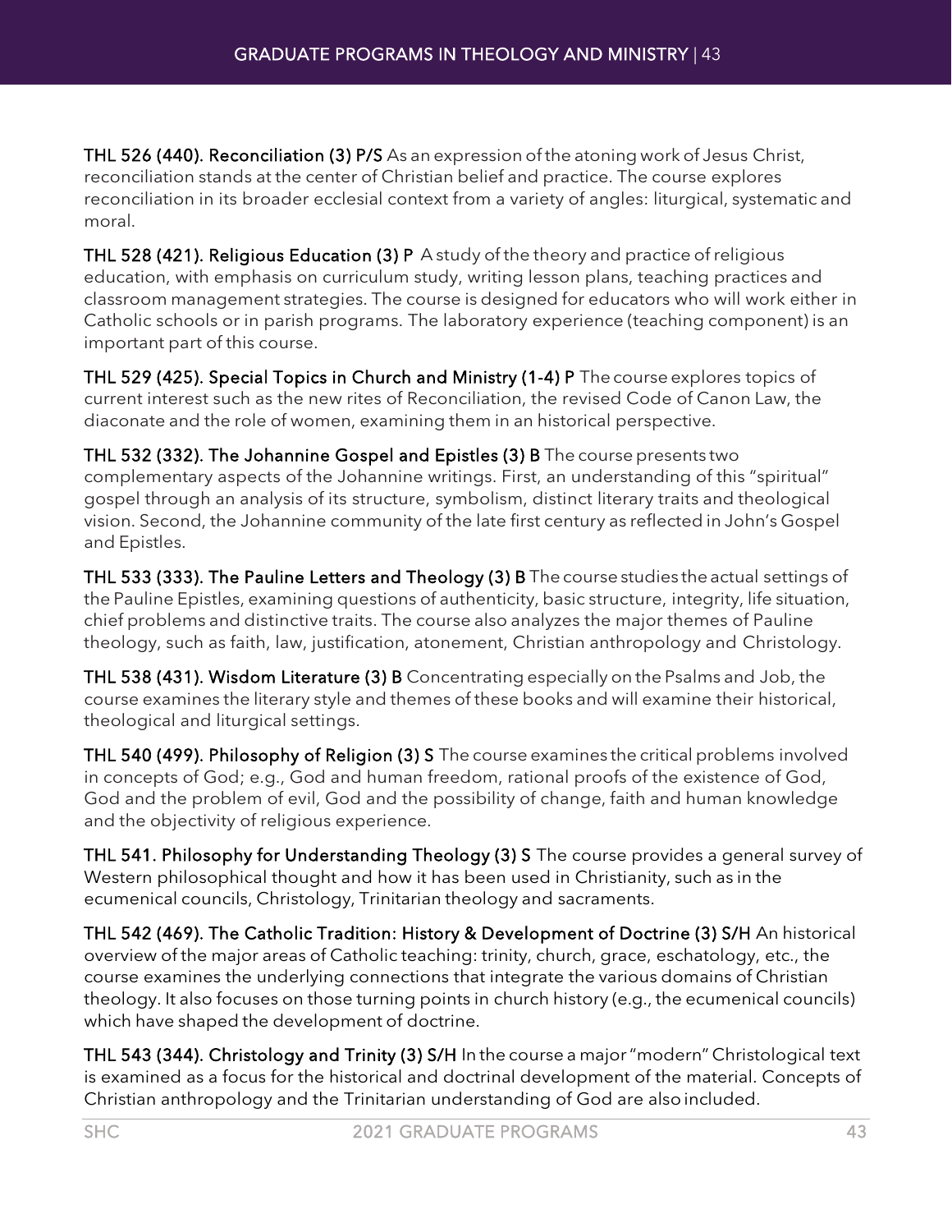**THL 526 (440). Reconciliation (3) P/S** As an expression of the atoning work of Jesus Christ, reconciliation stands at the center of Christian belief and practice. The course explores reconciliation in its broader ecclesial context from a variety of angles: liturgical, systematic and moral.

**THL 528 (421). Religious Education (3) P** A study of the theory and practice of religious education, with emphasis on curriculum study, writing lesson plans, teaching practices and classroom management strategies. The course is designed for educators who will work either in Catholic schools or in parish programs. The laboratory experience (teaching component) is an important part of this course.

**THL 529 (425). Special Topics in Church and Ministry (1-4) P** The course explores topics of current interest such as the new rites of Reconciliation, the revised Code of Canon Law, the diaconate and the role of women, examining them in an historical perspective.

**THL 532 (332). The Johannine Gospel and Epistles (3) B** The course presents two complementary aspects of the Johannine writings. First, an understanding of this "spiritual" gospel through an analysis of its structure, symbolism, distinct literary traits and theological vision. Second, the Johannine community of the late first century as reflected in John's Gospel and Epistles.

**THL 533 (333). The Pauline Letters and Theology (3) B** The course studies the actual settings of the Pauline Epistles, examining questions of authenticity, basic structure, integrity, life situation, chief problems and distinctive traits. The course also analyzes the major themes of Pauline theology, such as faith, law, justification, atonement, Christian anthropology and Christology.

**THL 538 (431). Wisdom Literature (3) B** Concentrating especially on the Psalms and Job, the course examines the literary style and themes of these books and will examine their historical, theological and liturgical settings.

**THL 540 (499). Philosophy of Religion (3) S** The course examines the critical problems involved in concepts of God; e.g., God and human freedom, rational proofs of the existence of God, God and the problem of evil, God and the possibility of change, faith and human knowledge and the objectivity of religious experience.

**THL 541. Philosophy for Understanding Theology (3) S** The course provides a general survey of Western philosophical thought and how it has been used in Christianity, such as in the ecumenical councils, Christology, Trinitarian theology and sacraments.

**THL 542 (469). The Catholic Tradition: History & Development of Doctrine (3) S/H** An historical overview of the major areas of Catholic teaching: trinity, church, grace, eschatology, etc., the course examines the underlying connections that integrate the various domains of Christian theology. It also focuses on those turning points in church history (e.g., the ecumenical councils) which have shaped the development of doctrine.

**THL 543 (344). Christology and Trinity (3) S/H** In the course a major "modern" Christological text is examined as a focus for the historical and doctrinal development of the material. Concepts of Christian anthropology and the Trinitarian understanding of God are also included.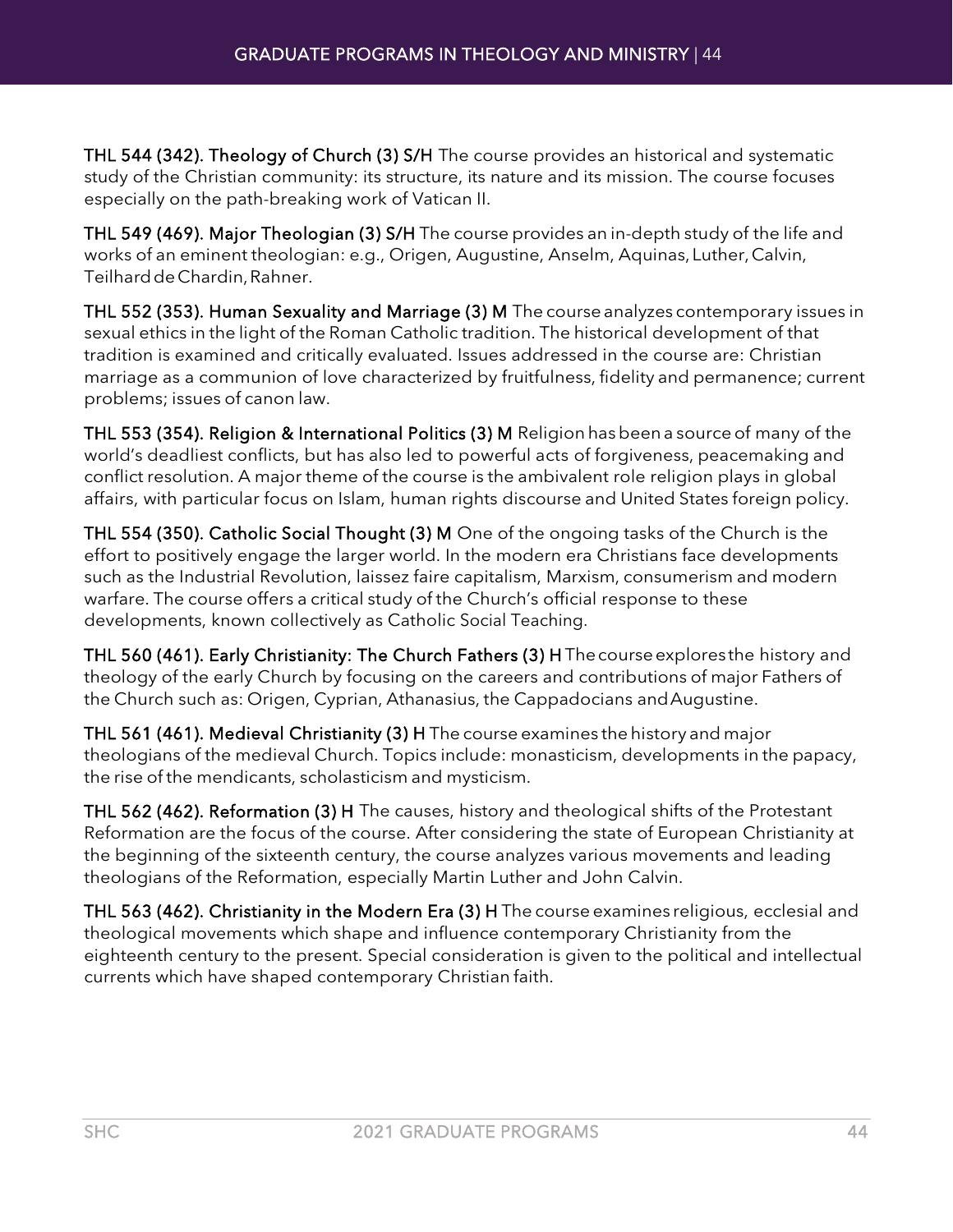**THL 544 (342). Theology of Church (3) S/H** The course provides an historical and systematic study of the Christian community: its structure, its nature and its mission. The course focuses especially on the path-breaking work of Vatican II.

**THL 549 (469). Major Theologian (3) S/H** The course provides an in-depth study of the life and works of an eminent theologian: e.g., Origen, Augustine, Anselm, Aquinas, Luther, Calvin, Teilhard de Chardin, Rahner.

**THL 552 (353). Human Sexuality and Marriage (3) M** The course analyzes contemporary issues in sexual ethics in the light of the Roman Catholic tradition. The historical development of that tradition is examined and critically evaluated. Issues addressed in the course are: Christian marriage as a communion of love characterized by fruitfulness, fidelity and permanence; current problems; issues of canon law.

**THL 553 (354). Religion & International Politics (3) M** Religion has been a source of many of the world's deadliest conflicts, but has also led to powerful acts of forgiveness, peacemaking and conflict resolution. A major theme of the course is the ambivalent role religion plays in global affairs, with particular focus on Islam, human rights discourse and United States foreign policy.

**THL 554 (350). Catholic Social Thought (3) M** One of the ongoing tasks of the Church is the effort to positively engage the larger world. In the modern era Christians face developments such as the Industrial Revolution, laissez faire capitalism, Marxism, consumerism and modern warfare. The course offers a critical study of the Church's official response to these developments, known collectively as Catholic Social Teaching.

**THL 560 (461). Early Christianity: The Church Fathers (3) H** The course explores the history and theology of the early Church by focusing on the careers and contributions of major Fathers of the Church such as: Origen, Cyprian, Athanasius, the Cappadocians and Augustine.

**THL 561 (461). Medieval Christianity (3) H** The course examines the history and major theologians of the medieval Church. Topics include: monasticism, developments in the papacy, the rise of the mendicants, scholasticism and mysticism.

**THL 562 (462). Reformation (3) H** The causes, history and theological shifts of the Protestant Reformation are the focus of the course. After considering the state of European Christianity at the beginning of the sixteenth century, the course analyzes various movements and leading theologians of the Reformation, especially Martin Luther and John Calvin.

**THL 563 (462). Christianity in the Modern Era (3) H** The course examines religious, ecclesial and theological movements which shape and influence contemporary Christianity from the eighteenth century to the present. Special consideration is given to the political and intellectual currents which have shaped contemporary Christian faith.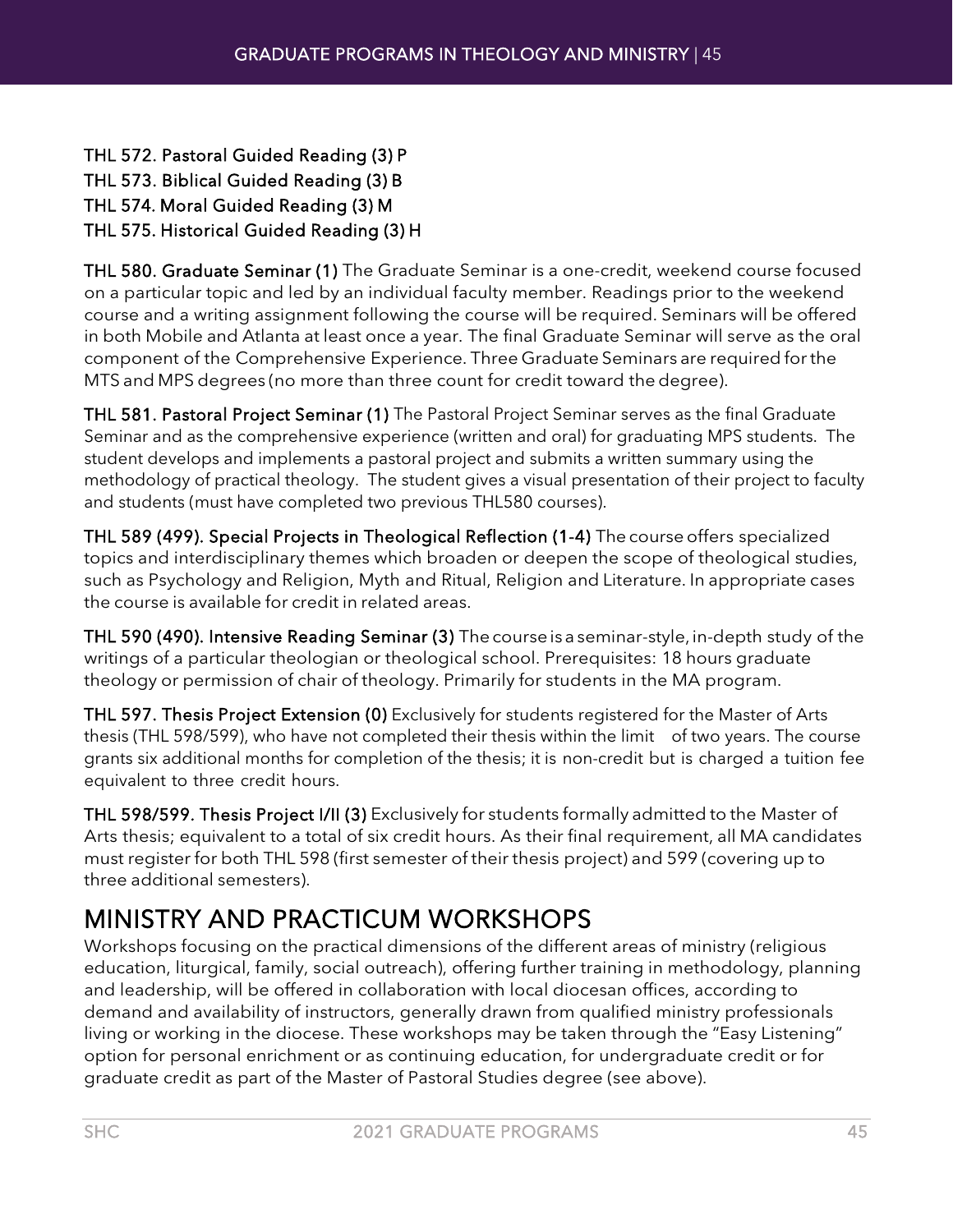**THL 572. Pastoral Guided Reading (3)** P
**THL 573. Biblical Guided Reading (3)** B
**THL 574. Moral Guided Reading (3)** M
**THL 575. Historical Guided Reading (3)** H

**THL 580. Graduate Seminar (1)** The Graduate Seminar is a one-credit, weekend course focused on a particular topic and led by an individual faculty member. Readings prior to the weekend course and a writing assignment following the course will be required. Seminars will be offered in both Mobile and Atlanta at least once a year. The final Graduate Seminar will serve as the oral component of the Comprehensive Experience. Three Graduate Seminars are required for the MTS and MPS degrees (no more than three count for credit toward the degree).

**THL 581. Pastoral Project Seminar (1)** The Pastoral Project Seminar serves as the final Graduate Seminar and as the comprehensive experience (written and oral) for graduating MPS students. The student develops and implements a pastoral project and submits a written summary using the methodology of practical theology. The student gives a visual presentation of their project to faculty and students (must have completed two previous THL580 courses).

**THL 589 (499). Special Projects in Theological Reflection (1-4)** The course offers specialized topics and interdisciplinary themes which broaden or deepen the scope of theological studies, such as Psychology and Religion, Myth and Ritual, Religion and Literature. In appropriate cases the course is available for credit in related areas.

**THL 590 (490). Intensive Reading Seminar (3)** The course is a seminar-style, in-depth study of the writings of a particular theologian or theological school. Prerequisites: 18 hours graduate theology or permission of chair of theology. Primarily for students in the MA program.

**THL 597. Thesis Project Extension (0)** Exclusively for students registered for the Master of Arts thesis (THL 598/599), who have not completed their thesis within the limit of two years. The course grants six additional months for completion of the thesis; it is non-credit but is charged a tuition fee equivalent to three credit hours.

**THL 598/599. Thesis Project I/II (3)** Exclusively for students formally admitted to the Master of Arts thesis; equivalent to a total of six credit hours. As their final requirement, all MA candidates must register for both THL 598 (first semester of their thesis project) and 599 (covering up to three additional semesters).

## MINISTRY AND PRACTICUM WORKSHOPS

Workshops focusing on the practical dimensions of the different areas of ministry (religious education, liturgical, family, social outreach), offering further training in methodology, planning and leadership, will be offered in collaboration with local diocesan offices, according to demand and availability of instructors, generally drawn from qualified ministry professionals living or working in the diocese. These workshops may be taken through the "Easy Listening" option for personal enrichment or as continuing education, for undergraduate credit or for graduate credit as part of the Master of Pastoral Studies degree (see above).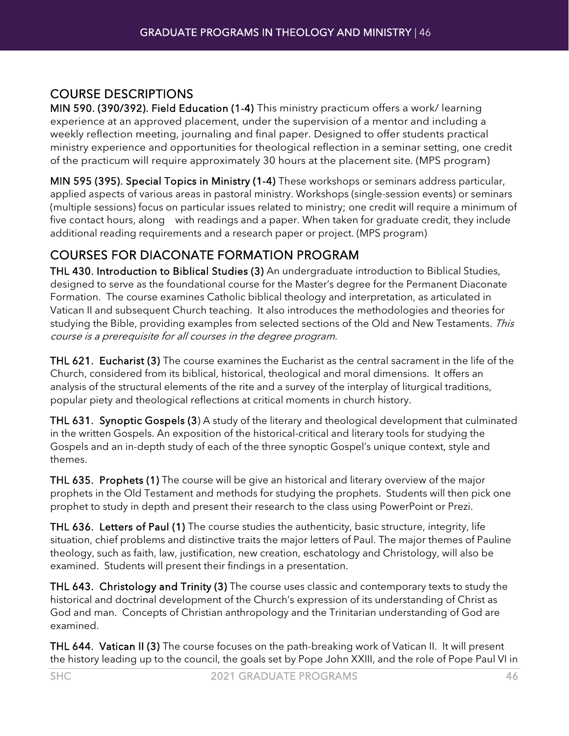## COURSE DESCRIPTIONS

**MIN 590. (390/392). Field Education (1-4)** This ministry practicum offers a work/ learning experience at an approved placement, under the supervision of a mentor and including a weekly reflection meeting, journaling and final paper. Designed to offer students practical ministry experience and opportunities for theological reflection in a seminar setting, one credit of the practicum will require approximately 30 hours at the placement site. (MPS program)

**MIN 595 (395). Special Topics in Ministry (1-4)** These workshops or seminars address particular, applied aspects of various areas in pastoral ministry. Workshops (single-session events) or seminars (multiple sessions) focus on particular issues related to ministry; one credit will require a minimum of five contact hours, along with readings and a paper. When taken for graduate credit, they include additional reading requirements and a research paper or project. (MPS program)

## COURSES FOR DIACONATE FORMATION PROGRAM

**THL 430. Introduction to Biblical Studies (3)** An undergraduate introduction to Biblical Studies, designed to serve as the foundational course for the Master's degree for the Permanent Diaconate Formation. The course examines Catholic biblical theology and interpretation, as articulated in Vatican II and subsequent Church teaching. It also introduces the methodologies and theories for studying the Bible, providing examples from selected sections of the Old and New Testaments. *This course is a prerequisite for all courses in the degree program.*

**THL 621. Eucharist (3)** The course examines the Eucharist as the central sacrament in the life of the Church, considered from its biblical, historical, theological and moral dimensions. It offers an analysis of the structural elements of the rite and a survey of the interplay of liturgical traditions, popular piety and theological reflections at critical moments in church history.

**THL 631. Synoptic Gospels (3)** A study of the literary and theological development that culminated in the written Gospels. An exposition of the historical-critical and literary tools for studying the Gospels and an in-depth study of each of the three synoptic Gospel's unique context, style and themes.

**THL 635. Prophets (1)** The course will be give an historical and literary overview of the major prophets in the Old Testament and methods for studying the prophets. Students will then pick one prophet to study in depth and present their research to the class using PowerPoint or Prezi.

**THL 636. Letters of Paul (1)** The course studies the authenticity, basic structure, integrity, life situation, chief problems and distinctive traits the major letters of Paul. The major themes of Pauline theology, such as faith, law, justification, new creation, eschatology and Christology, will also be examined. Students will present their findings in a presentation.

**THL 643. Christology and Trinity (3)** The course uses classic and contemporary texts to study the historical and doctrinal development of the Church's expression of its understanding of Christ as God and man. Concepts of Christian anthropology and the Trinitarian understanding of God are examined.

**THL 644. Vatican II (3)** The course focuses on the path-breaking work of Vatican II. It will present the history leading up to the council, the goals set by Pope John XXIII, and the role of Pope Paul VI in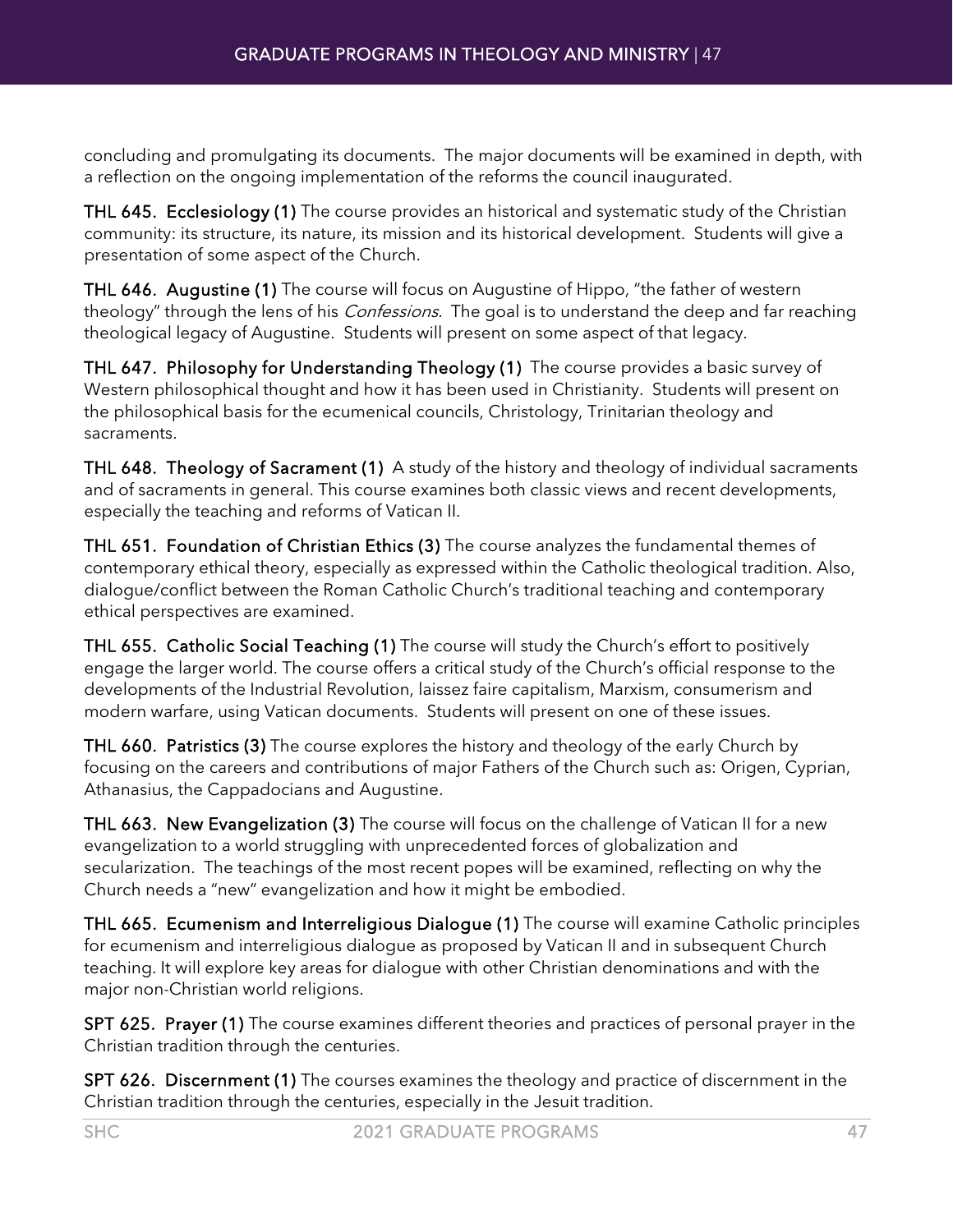concluding and promulgating its documents. The major documents will be examined in depth, with a reflection on the ongoing implementation of the reforms the council inaugurated.

**THL 645. Ecclesiology (1)** The course provides an historical and systematic study of the Christian community: its structure, its nature, its mission and its historical development. Students will give a presentation of some aspect of the Church.

**THL 646. Augustine (1)** The course will focus on Augustine of Hippo, "the father of western theology" through the lens of his *Confessions*. The goal is to understand the deep and far reaching theological legacy of Augustine. Students will present on some aspect of that legacy.

**THL 647. Philosophy for Understanding Theology (1)** The course provides a basic survey of Western philosophical thought and how it has been used in Christianity. Students will present on the philosophical basis for the ecumenical councils, Christology, Trinitarian theology and sacraments.

**THL 648. Theology of Sacrament (1)** A study of the history and theology of individual sacraments and of sacraments in general. This course examines both classic views and recent developments, especially the teaching and reforms of Vatican II.

**THL 651. Foundation of Christian Ethics (3)** The course analyzes the fundamental themes of contemporary ethical theory, especially as expressed within the Catholic theological tradition. Also, dialogue/conflict between the Roman Catholic Church's traditional teaching and contemporary ethical perspectives are examined.

**THL 655. Catholic Social Teaching (1)** The course will study the Church's effort to positively engage the larger world. The course offers a critical study of the Church's official response to the developments of the Industrial Revolution, laissez faire capitalism, Marxism, consumerism and modern warfare, using Vatican documents. Students will present on one of these issues.

**THL 660. Patristics (3)** The course explores the history and theology of the early Church by focusing on the careers and contributions of major Fathers of the Church such as: Origen, Cyprian, Athanasius, the Cappadocians and Augustine.

**THL 663. New Evangelization (3)** The course will focus on the challenge of Vatican II for a new evangelization to a world struggling with unprecedented forces of globalization and secularization. The teachings of the most recent popes will be examined, reflecting on why the Church needs a "new" evangelization and how it might be embodied.

**THL 665. Ecumenism and Interreligious Dialogue (1)** The course will examine Catholic principles for ecumenism and interreligious dialogue as proposed by Vatican II and in subsequent Church teaching. It will explore key areas for dialogue with other Christian denominations and with the major non-Christian world religions.

**SPT 625. Prayer (1)** The course examines different theories and practices of personal prayer in the Christian tradition through the centuries.

**SPT 626. Discernment (1)** The courses examines the theology and practice of discernment in the Christian tradition through the centuries, especially in the Jesuit tradition.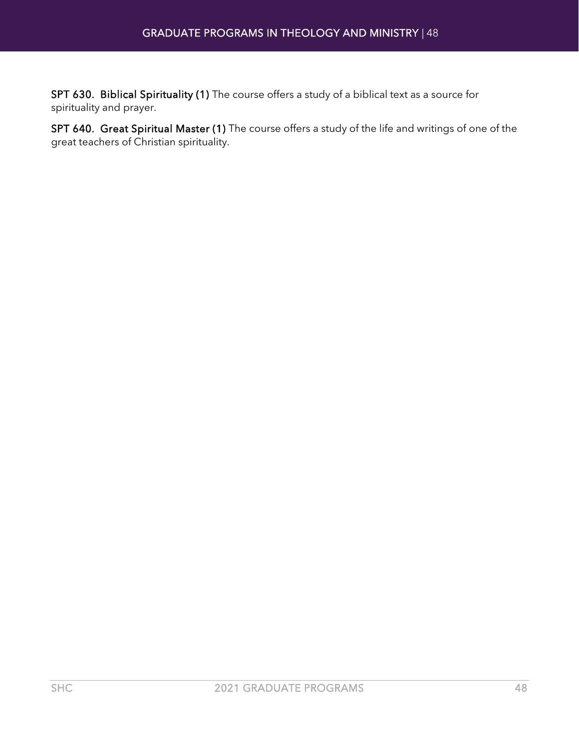**SPT 630. Biblical Spirituality (1)** The course offers a study of a biblical text as a source for spirituality and prayer.

**SPT 640. Great Spiritual Master (1)** The course offers a study of the life and writings of one of the great teachers of Christian spirituality.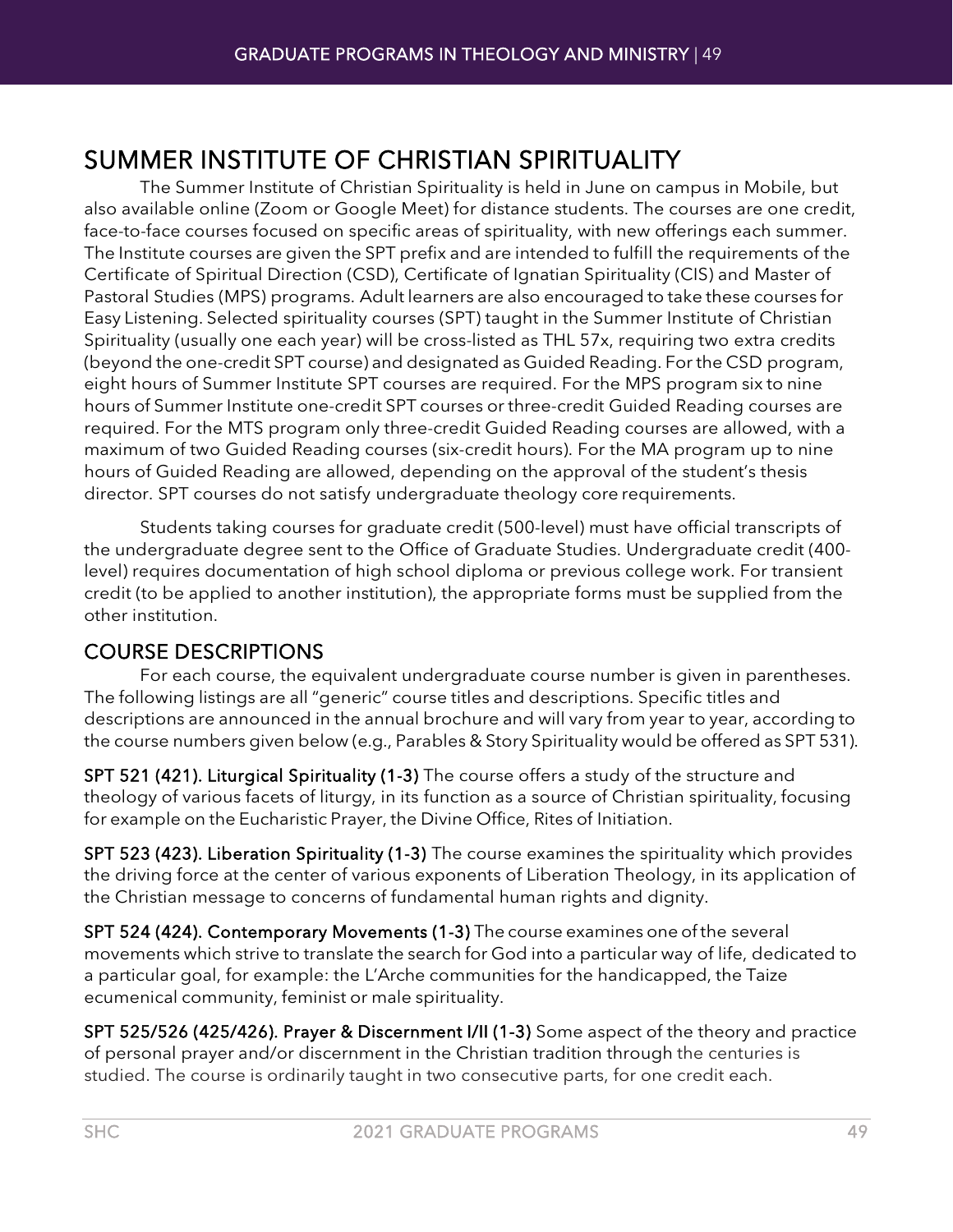# SUMMER INSTITUTE OF CHRISTIAN SPIRITUALITY

The Summer Institute of Christian Spirituality is held in June on campus in Mobile, but also available online (Zoom or Google Meet) for distance students. The courses are one credit, face-to-face courses focused on specific areas of spirituality, with new offerings each summer. The Institute courses are given the SPT prefix and are intended to fulfill the requirements of the Certificate of Spiritual Direction (CSD), Certificate of Ignatian Spirituality (CIS) and Master of Pastoral Studies (MPS) programs. Adult learners are also encouraged to take these courses for Easy Listening. Selected spirituality courses (SPT) taught in the Summer Institute of Christian Spirituality (usually one each year) will be cross-listed as THL 57x, requiring two extra credits (beyond the one-credit SPT course) and designated as Guided Reading. For the CSD program, eight hours of Summer Institute SPT courses are required. For the MPS program six to nine hours of Summer Institute one-credit SPT courses or three-credit Guided Reading courses are required. For the MTS program only three-credit Guided Reading courses are allowed, with a maximum of two Guided Reading courses (six-credit hours). For the MA program up to nine hours of Guided Reading are allowed, depending on the approval of the student's thesis director. SPT courses do not satisfy undergraduate theology core requirements.

Students taking courses for graduate credit (500-level) must have official transcripts of the undergraduate degree sent to the Office of Graduate Studies. Undergraduate credit (400-level) requires documentation of high school diploma or previous college work. For transient credit (to be applied to another institution), the appropriate forms must be supplied from the other institution.

## COURSE DESCRIPTIONS

For each course, the equivalent undergraduate course number is given in parentheses. The following listings are all "generic" course titles and descriptions. Specific titles and descriptions are announced in the annual brochure and will vary from year to year, according to the course numbers given below (e.g., Parables & Story Spirituality would be offered as SPT 531).

**SPT 521 (421). Liturgical Spirituality (1-3)** The course offers a study of the structure and theology of various facets of liturgy, in its function as a source of Christian spirituality, focusing for example on the Eucharistic Prayer, the Divine Office, Rites of Initiation.

**SPT 523 (423). Liberation Spirituality (1-3)** The course examines the spirituality which provides the driving force at the center of various exponents of Liberation Theology, in its application of the Christian message to concerns of fundamental human rights and dignity.

**SPT 524 (424). Contemporary Movements (1-3)** The course examines one of the several movements which strive to translate the search for God into a particular way of life, dedicated to a particular goal, for example: the L'Arche communities for the handicapped, the Taize ecumenical community, feminist or male spirituality.

**SPT 525/526 (425/426). Prayer & Discernment I/II (1-3)** Some aspect of the theory and practice of personal prayer and/or discernment in the Christian tradition through the centuries is studied. The course is ordinarily taught in two consecutive parts, for one credit each.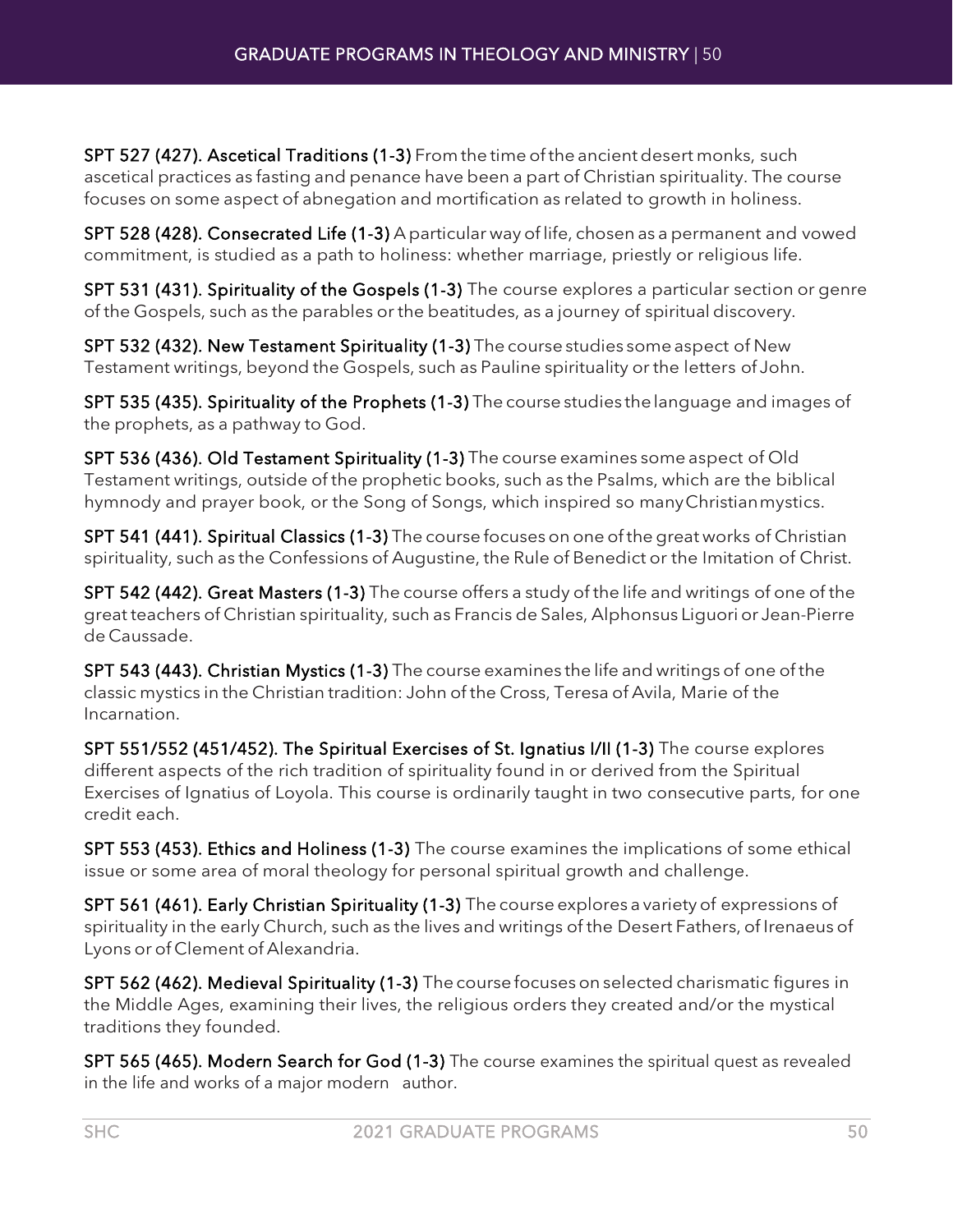**SPT 527 (427). Ascetical Traditions (1-3)** From the time of the ancient desert monks, such ascetical practices as fasting and penance have been a part of Christian spirituality. The course focuses on some aspect of abnegation and mortification as related to growth in holiness.

**SPT 528 (428). Consecrated Life (1-3)** A particular way of life, chosen as a permanent and vowed commitment, is studied as a path to holiness: whether marriage, priestly or religious life.

**SPT 531 (431). Spirituality of the Gospels (1-3)** The course explores a particular section or genre of the Gospels, such as the parables or the beatitudes, as a journey of spiritual discovery.

**SPT 532 (432). New Testament Spirituality (1-3)** The course studies some aspect of New Testament writings, beyond the Gospels, such as Pauline spirituality or the letters of John.

**SPT 535 (435). Spirituality of the Prophets (1-3)** The course studies the language and images of the prophets, as a pathway to God.

**SPT 536 (436). Old Testament Spirituality (1-3)** The course examines some aspect of Old Testament writings, outside of the prophetic books, such as the Psalms, which are the biblical hymnody and prayer book, or the Song of Songs, which inspired so many Christian mystics.

**SPT 541 (441). Spiritual Classics (1-3)** The course focuses on one of the great works of Christian spirituality, such as the Confessions of Augustine, the Rule of Benedict or the Imitation of Christ.

**SPT 542 (442). Great Masters (1-3)** The course offers a study of the life and writings of one of the great teachers of Christian spirituality, such as Francis de Sales, Alphonsus Liguori or Jean-Pierre de Caussade.

**SPT 543 (443). Christian Mystics (1-3)** The course examines the life and writings of one of the classic mystics in the Christian tradition: John of the Cross, Teresa of Avila, Marie of the Incarnation.

**SPT 551/552 (451/452). The Spiritual Exercises of St. Ignatius I/II (1-3)** The course explores different aspects of the rich tradition of spirituality found in or derived from the Spiritual Exercises of Ignatius of Loyola. This course is ordinarily taught in two consecutive parts, for one credit each.

**SPT 553 (453). Ethics and Holiness (1-3)** The course examines the implications of some ethical issue or some area of moral theology for personal spiritual growth and challenge.

**SPT 561 (461). Early Christian Spirituality (1-3)** The course explores a variety of expressions of spirituality in the early Church, such as the lives and writings of the Desert Fathers, of Irenaeus of Lyons or of Clement of Alexandria.

**SPT 562 (462). Medieval Spirituality (1-3)** The course focuses on selected charismatic figures in the Middle Ages, examining their lives, the religious orders they created and/or the mystical traditions they founded.

**SPT 565 (465). Modern Search for God (1-3)** The course examines the spiritual quest as revealed in the life and works of a major modern author.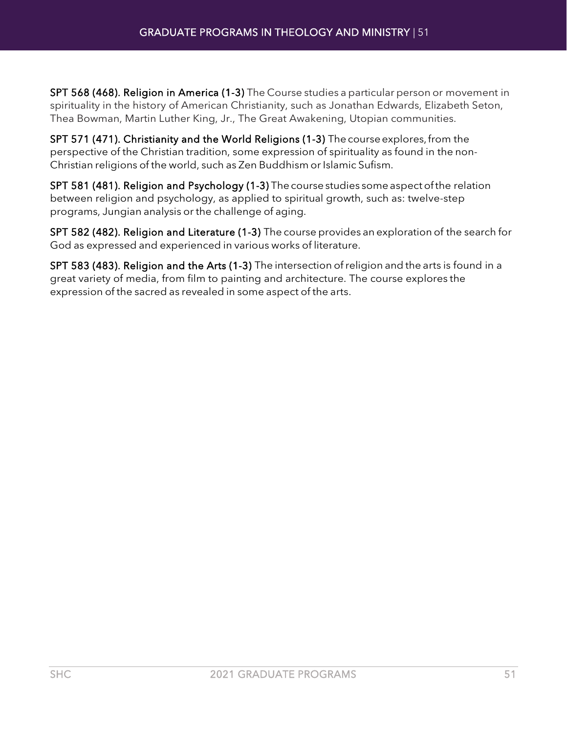**SPT 568 (468). Religion in America (1-3)** The Course studies a particular person or movement in spirituality in the history of American Christianity, such as Jonathan Edwards, Elizabeth Seton, Thea Bowman, Martin Luther King, Jr., The Great Awakening, Utopian communities.

**SPT 571 (471). Christianity and the World Religions (1-3)** The course explores, from the perspective of the Christian tradition, some expression of spirituality as found in the non-Christian religions of the world, such as Zen Buddhism or Islamic Sufism.

**SPT 581 (481). Religion and Psychology (1-3)** The course studies some aspect of the relation between religion and psychology, as applied to spiritual growth, such as: twelve-step programs, Jungian analysis or the challenge of aging.

**SPT 582 (482). Religion and Literature (1-3)** The course provides an exploration of the search for God as expressed and experienced in various works of literature.

**SPT 583 (483). Religion and the Arts (1-3)** The intersection of religion and the arts is found in a great variety of media, from film to painting and architecture. The course explores the expression of the sacred as revealed in some aspect of the arts.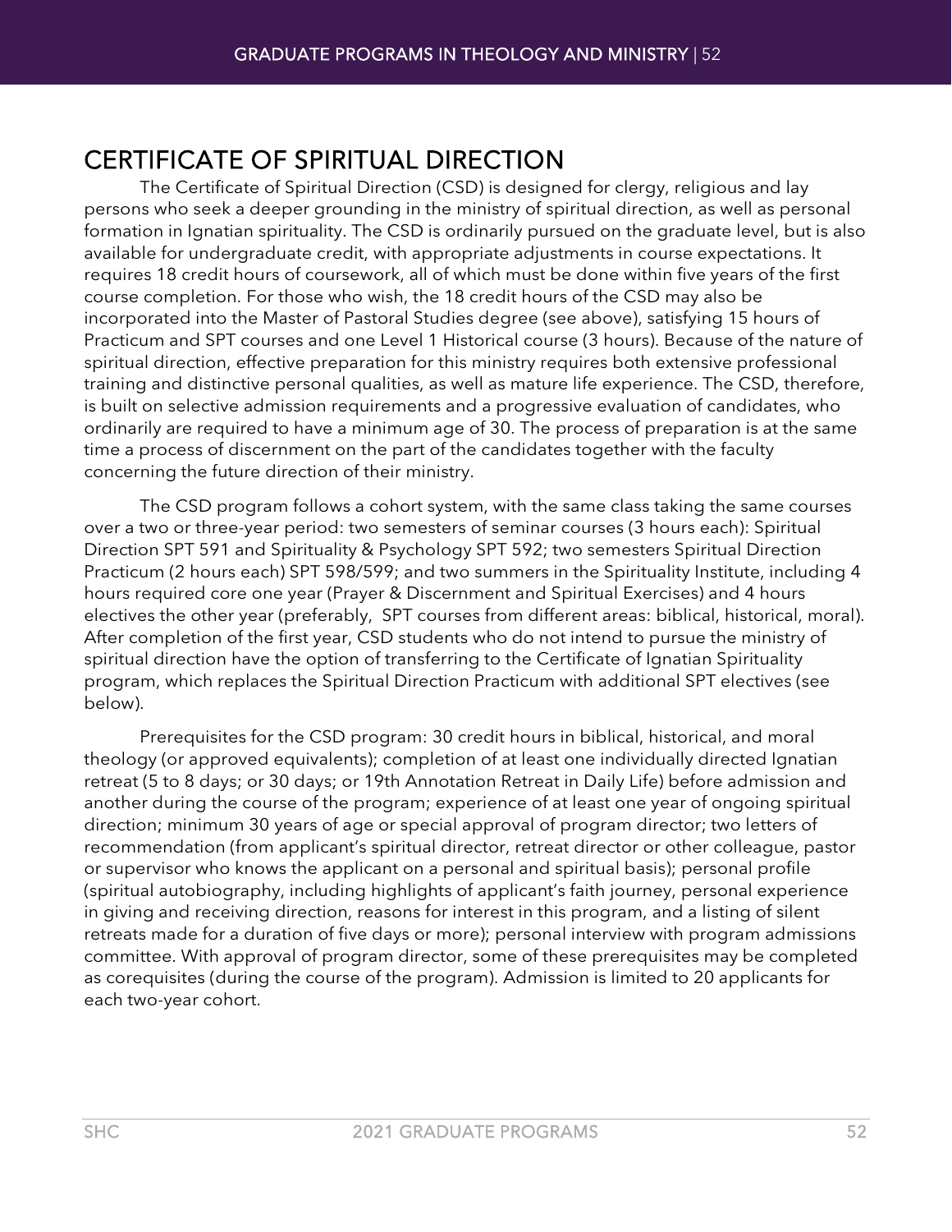# CERTIFICATE OF SPIRITUAL DIRECTION

The Certificate of Spiritual Direction (CSD) is designed for clergy, religious and lay persons who seek a deeper grounding in the ministry of spiritual direction, as well as personal formation in Ignatian spirituality. The CSD is ordinarily pursued on the graduate level, but is also available for undergraduate credit, with appropriate adjustments in course expectations. It requires 18 credit hours of coursework, all of which must be done within five years of the first course completion. For those who wish, the 18 credit hours of the CSD may also be incorporated into the Master of Pastoral Studies degree (see above), satisfying 15 hours of Practicum and SPT courses and one Level 1 Historical course (3 hours). Because of the nature of spiritual direction, effective preparation for this ministry requires both extensive professional training and distinctive personal qualities, as well as mature life experience. The CSD, therefore, is built on selective admission requirements and a progressive evaluation of candidates, who ordinarily are required to have a minimum age of 30. The process of preparation is at the same time a process of discernment on the part of the candidates together with the faculty concerning the future direction of their ministry.

The CSD program follows a cohort system, with the same class taking the same courses over a two or three-year period: two semesters of seminar courses (3 hours each): Spiritual Direction SPT 591 and Spirituality & Psychology SPT 592; two semesters Spiritual Direction Practicum (2 hours each) SPT 598/599; and two summers in the Spirituality Institute, including 4 hours required core one year (Prayer & Discernment and Spiritual Exercises) and 4 hours electives the other year (preferably, SPT courses from different areas: biblical, historical, moral). After completion of the first year, CSD students who do not intend to pursue the ministry of spiritual direction have the option of transferring to the Certificate of Ignatian Spirituality program, which replaces the Spiritual Direction Practicum with additional SPT electives (see below).

Prerequisites for the CSD program: 30 credit hours in biblical, historical, and moral theology (or approved equivalents); completion of at least one individually directed Ignatian retreat (5 to 8 days; or 30 days; or 19th Annotation Retreat in Daily Life) before admission and another during the course of the program; experience of at least one year of ongoing spiritual direction; minimum 30 years of age or special approval of program director; two letters of recommendation (from applicant's spiritual director, retreat director or other colleague, pastor or supervisor who knows the applicant on a personal and spiritual basis); personal profile (spiritual autobiography, including highlights of applicant's faith journey, personal experience in giving and receiving direction, reasons for interest in this program, and a listing of silent retreats made for a duration of five days or more); personal interview with program admissions committee. With approval of program director, some of these prerequisites may be completed as corequisites (during the course of the program). Admission is limited to 20 applicants for each two-year cohort.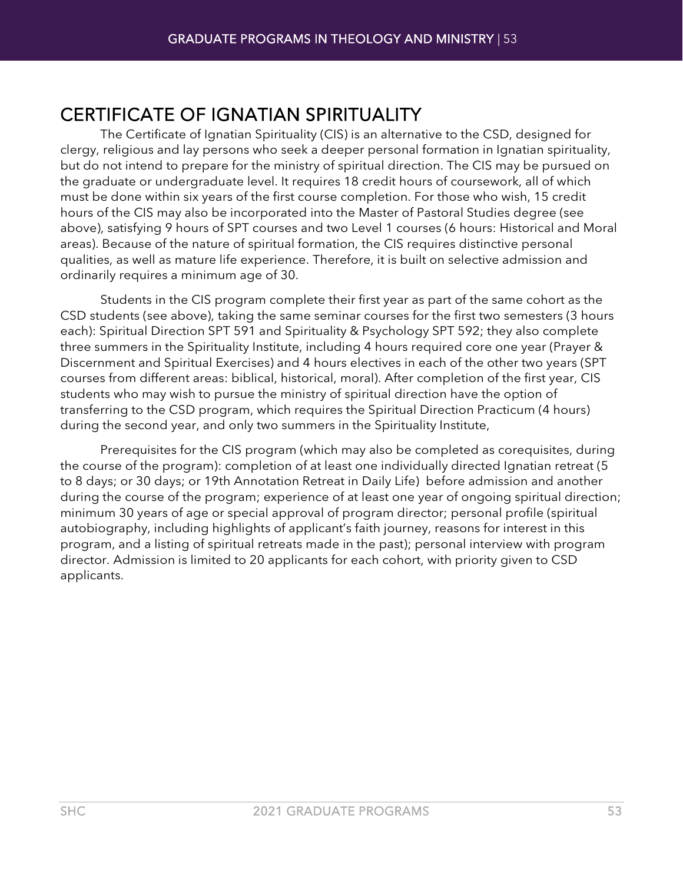# CERTIFICATE OF IGNATIAN SPIRITUALITY

The Certificate of Ignatian Spirituality (CIS) is an alternative to the CSD, designed for clergy, religious and lay persons who seek a deeper personal formation in Ignatian spirituality, but do not intend to prepare for the ministry of spiritual direction. The CIS may be pursued on the graduate or undergraduate level. It requires 18 credit hours of coursework, all of which must be done within six years of the first course completion. For those who wish, 15 credit hours of the CIS may also be incorporated into the Master of Pastoral Studies degree (see above), satisfying 9 hours of SPT courses and two Level 1 courses (6 hours: Historical and Moral areas). Because of the nature of spiritual formation, the CIS requires distinctive personal qualities, as well as mature life experience. Therefore, it is built on selective admission and ordinarily requires a minimum age of 30.

Students in the CIS program complete their first year as part of the same cohort as the CSD students (see above), taking the same seminar courses for the first two semesters (3 hours each): Spiritual Direction SPT 591 and Spirituality & Psychology SPT 592; they also complete three summers in the Spirituality Institute, including 4 hours required core one year (Prayer & Discernment and Spiritual Exercises) and 4 hours electives in each of the other two years (SPT courses from different areas: biblical, historical, moral). After completion of the first year, CIS students who may wish to pursue the ministry of spiritual direction have the option of transferring to the CSD program, which requires the Spiritual Direction Practicum (4 hours) during the second year, and only two summers in the Spirituality Institute,

Prerequisites for the CIS program (which may also be completed as corequisites, during the course of the program): completion of at least one individually directed Ignatian retreat (5 to 8 days; or 30 days; or 19th Annotation Retreat in Daily Life) before admission and another during the course of the program; experience of at least one year of ongoing spiritual direction; minimum 30 years of age or special approval of program director; personal profile (spiritual autobiography, including highlights of applicant's faith journey, reasons for interest in this program, and a listing of spiritual retreats made in the past); personal interview with program director. Admission is limited to 20 applicants for each cohort, with priority given to CSD applicants.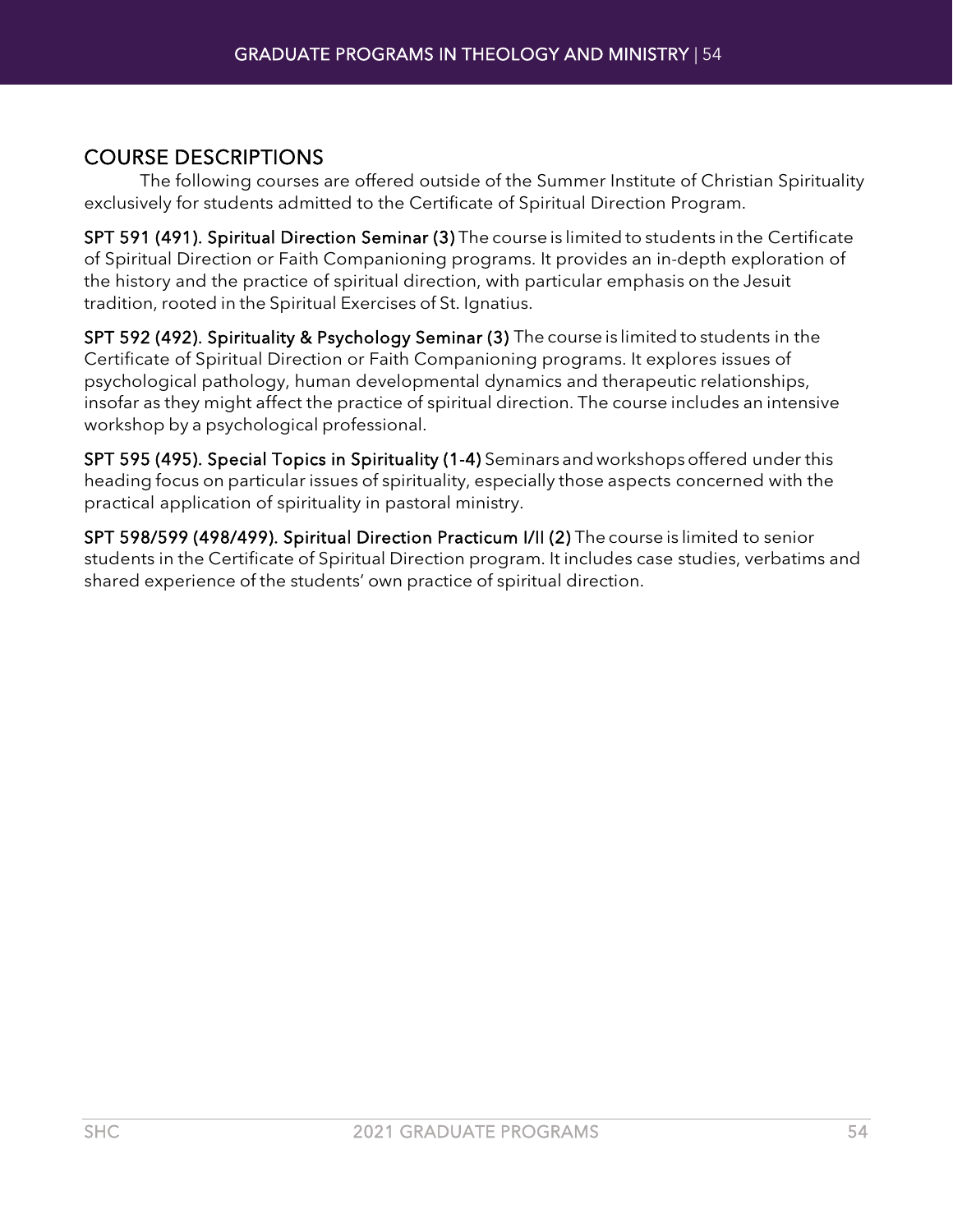## COURSE DESCRIPTIONS

The following courses are offered outside of the Summer Institute of Christian Spirituality exclusively for students admitted to the Certificate of Spiritual Direction Program.

**SPT 591 (491). Spiritual Direction Seminar (3)** The course is limited to students in the Certificate of Spiritual Direction or Faith Companioning programs. It provides an in-depth exploration of the history and the practice of spiritual direction, with particular emphasis on the Jesuit tradition, rooted in the Spiritual Exercises of St. Ignatius.

**SPT 592 (492). Spirituality & Psychology Seminar (3)** The course is limited to students in the Certificate of Spiritual Direction or Faith Companioning programs. It explores issues of psychological pathology, human developmental dynamics and therapeutic relationships, insofar as they might affect the practice of spiritual direction. The course includes an intensive workshop by a psychological professional.

**SPT 595 (495). Special Topics in Spirituality (1-4)** Seminars and workshops offered under this heading focus on particular issues of spirituality, especially those aspects concerned with the practical application of spirituality in pastoral ministry.

**SPT 598/599 (498/499). Spiritual Direction Practicum I/II (2)** The course is limited to senior students in the Certificate of Spiritual Direction program. It includes case studies, verbatims and shared experience of the students' own practice of spiritual direction.